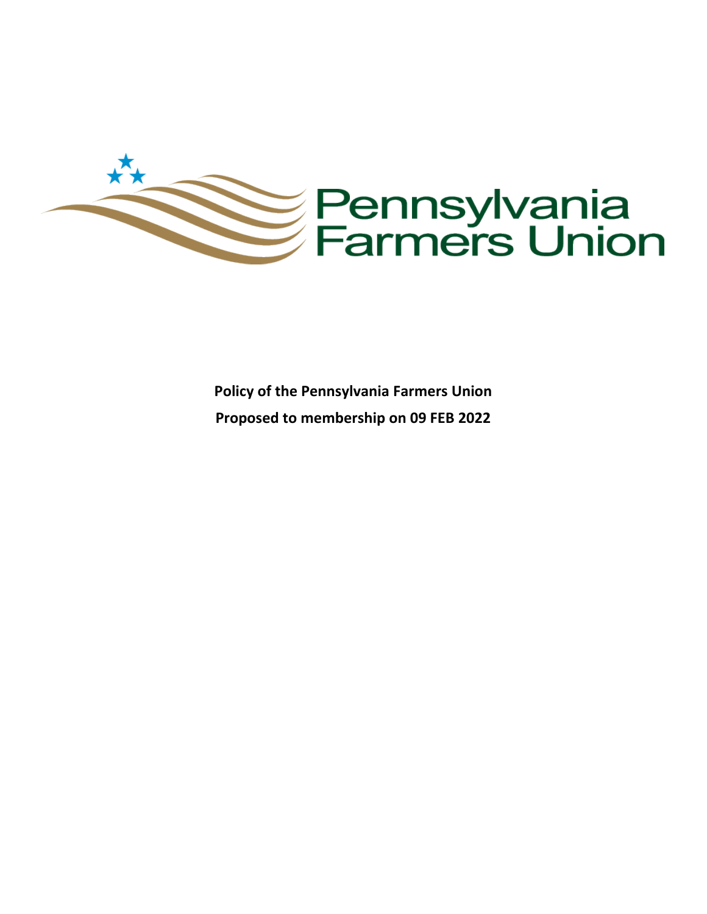Pennsylvania Farmers Union

**Policy of the Pennsylvania Farmers Union**

**Proposed to membership on 09 FEB 2022**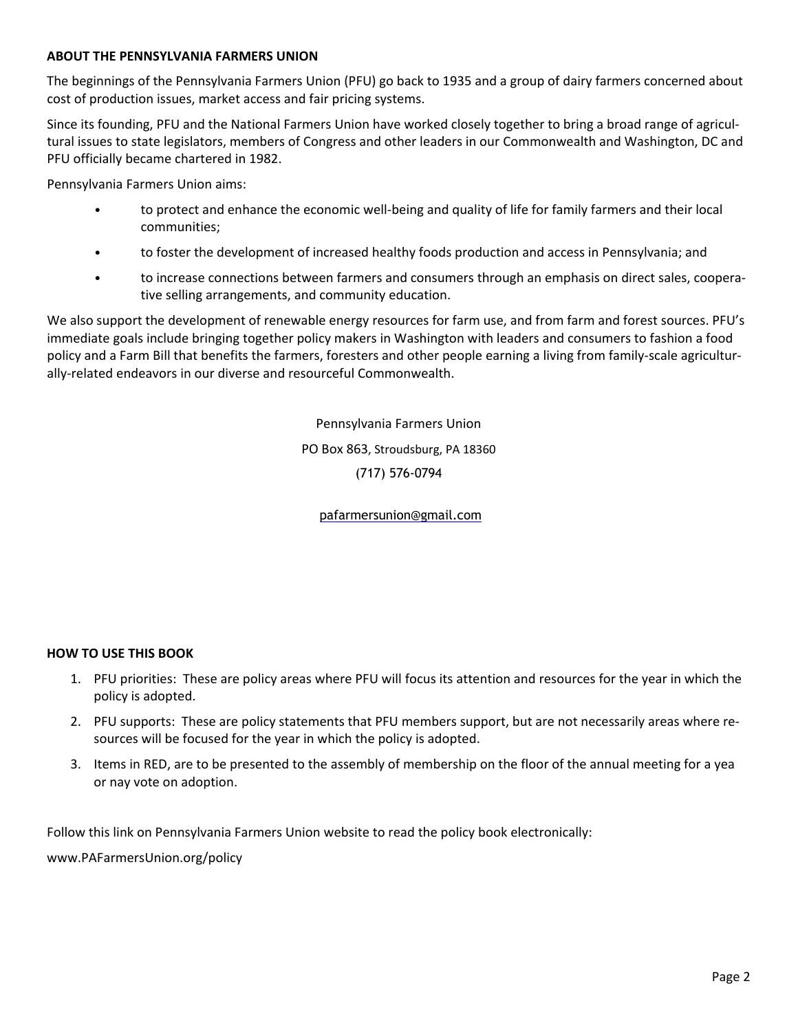## ABOUT THE PENNSYLVANIA FARMERS UNION

The beginnings of the Pennsylvania Farmers Union (PFU) go back to 1935 and a group of dairy farmers concerned about cost of production issues, market access and fair pricing systems.

Since its founding, PFU and the National Farmers Union have worked closely together to bring a broad range of agricultural issues to state legislators, members of Congress and other leaders in our Commonwealth and Washington, DC and PFU officially became chartered in 1982.

Pennsylvania Farmers Union aims:

- to protect and enhance the economic well-being and quality of life for family farmers and their local communities;
- to foster the development of increased healthy foods production and access in Pennsylvania; and
- to increase connections between farmers and consumers through an emphasis on direct sales, cooperative selling arrangements, and community education.

We also support the development of renewable energy resources for farm use, and from farm and forest sources. PFU's immediate goals include bringing together policy makers in Washington with leaders and consumers to fashion a food policy and a Farm Bill that benefits the farmers, foresters and other people earning a living from family-scale agriculturally-related endeavors in our diverse and resourceful Commonwealth.

Pennsylvania Farmers Union
PO Box 863, Stroudsburg, PA 18360
(717) 576-0794

pafarmersunion@gmail.com

## HOW TO USE THIS BOOK

1. PFU priorities: These are policy areas where PFU will focus its attention and resources for the year in which the policy is adopted.
2. PFU supports: These are policy statements that PFU members support, but are not necessarily areas where resources will be focused for the year in which the policy is adopted.
3. Items in RED, are to be presented to the assembly of membership on the floor of the annual meeting for a yea or nay vote on adoption.

Follow this link on Pennsylvania Farmers Union website to read the policy book electronically:

www.PAFarmersUnion.org/policy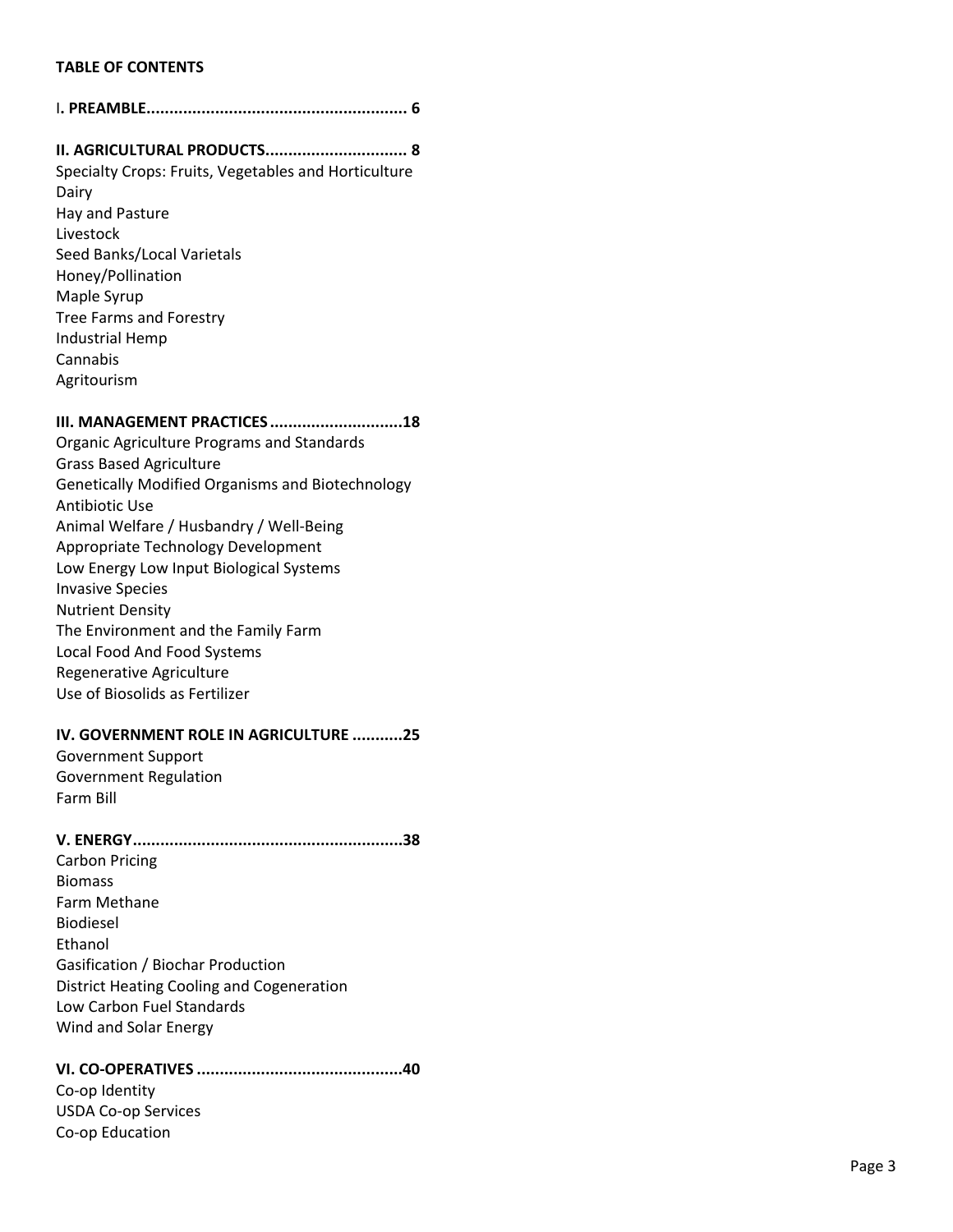**TABLE OF CONTENTS**

I**. PREAMBLE......................................................... 6**

**II. AGRICULTURAL PRODUCTS............................... 8**

Specialty Crops: Fruits, Vegetables and Horticulture
Dairy
Hay and Pasture
Livestock
Seed Banks/Local Varietals
Honey/Pollination
Maple Syrup
Tree Farms and Forestry
Industrial Hemp
Cannabis
Agritourism

**III. MANAGEMENT PRACTICES.............................18**

Organic Agriculture Programs and Standards
Grass Based Agriculture
Genetically Modified Organisms and Biotechnology
Antibiotic Use
Animal Welfare / Husbandry / Well-Being
Appropriate Technology Development
Low Energy Low Input Biological Systems
Invasive Species
Nutrient Density
The Environment and the Family Farm
Local Food And Food Systems
Regenerative Agriculture
Use of Biosolids as Fertilizer

**IV. GOVERNMENT ROLE IN AGRICULTURE ...........25**

Government Support
Government Regulation
Farm Bill

**V. ENERGY..........................................................38**

Carbon Pricing
Biomass
Farm Methane
Biodiesel
Ethanol
Gasification / Biochar Production
District Heating Cooling and Cogeneration
Low Carbon Fuel Standards
Wind and Solar Energy

**VI. CO-OPERATIVES.............................................40**

Co-op Identity
USDA Co-op Services
Co-op Education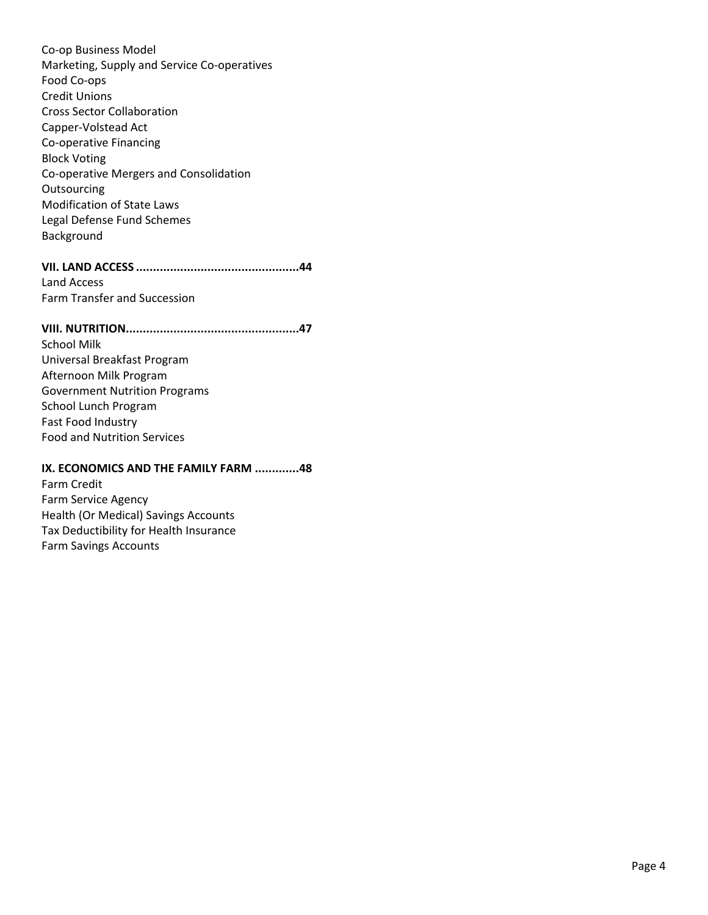Co-op Business Model
Marketing, Supply and Service Co-operatives
Food Co-ops
Credit Unions
Cross Sector Collaboration
Capper-Volstead Act
Co-operative Financing
Block Voting
Co-operative Mergers and Consolidation
Outsourcing
Modification of State Laws
Legal Defense Fund Schemes
Background

**VII. LAND ACCESS ................................................44**

Land Access
Farm Transfer and Succession

**VIII. NUTRITION..................................................47**

School Milk
Universal Breakfast Program
Afternoon Milk Program
Government Nutrition Programs
School Lunch Program
Fast Food Industry
Food and Nutrition Services

**IX. ECONOMICS AND THE FAMILY FARM .............48**

Farm Credit
Farm Service Agency
Health (Or Medical) Savings Accounts
Tax Deductibility for Health Insurance
Farm Savings Accounts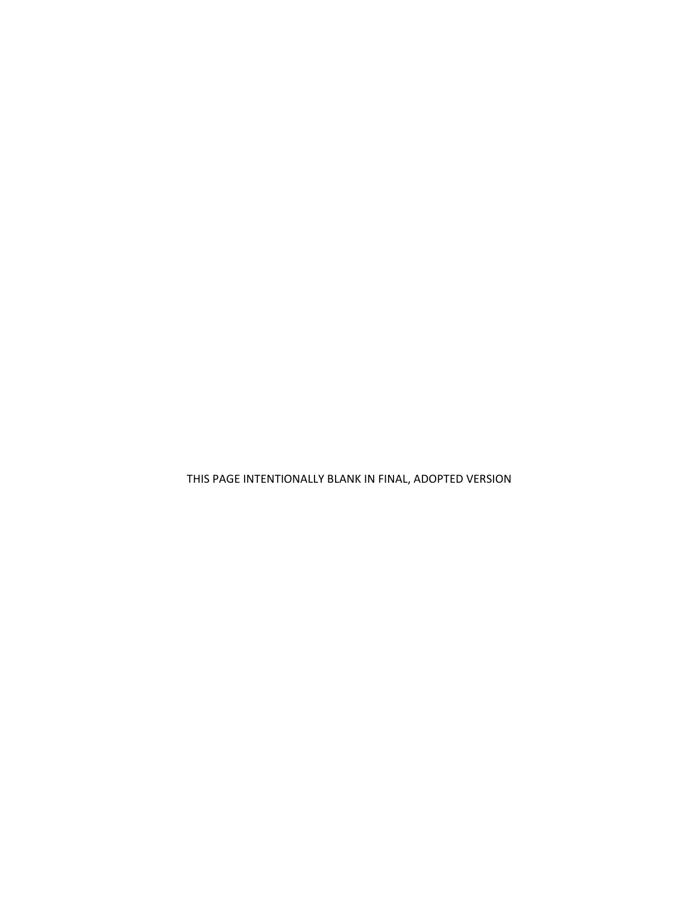THIS PAGE INTENTIONALLY BLANK IN FINAL, ADOPTED VERSION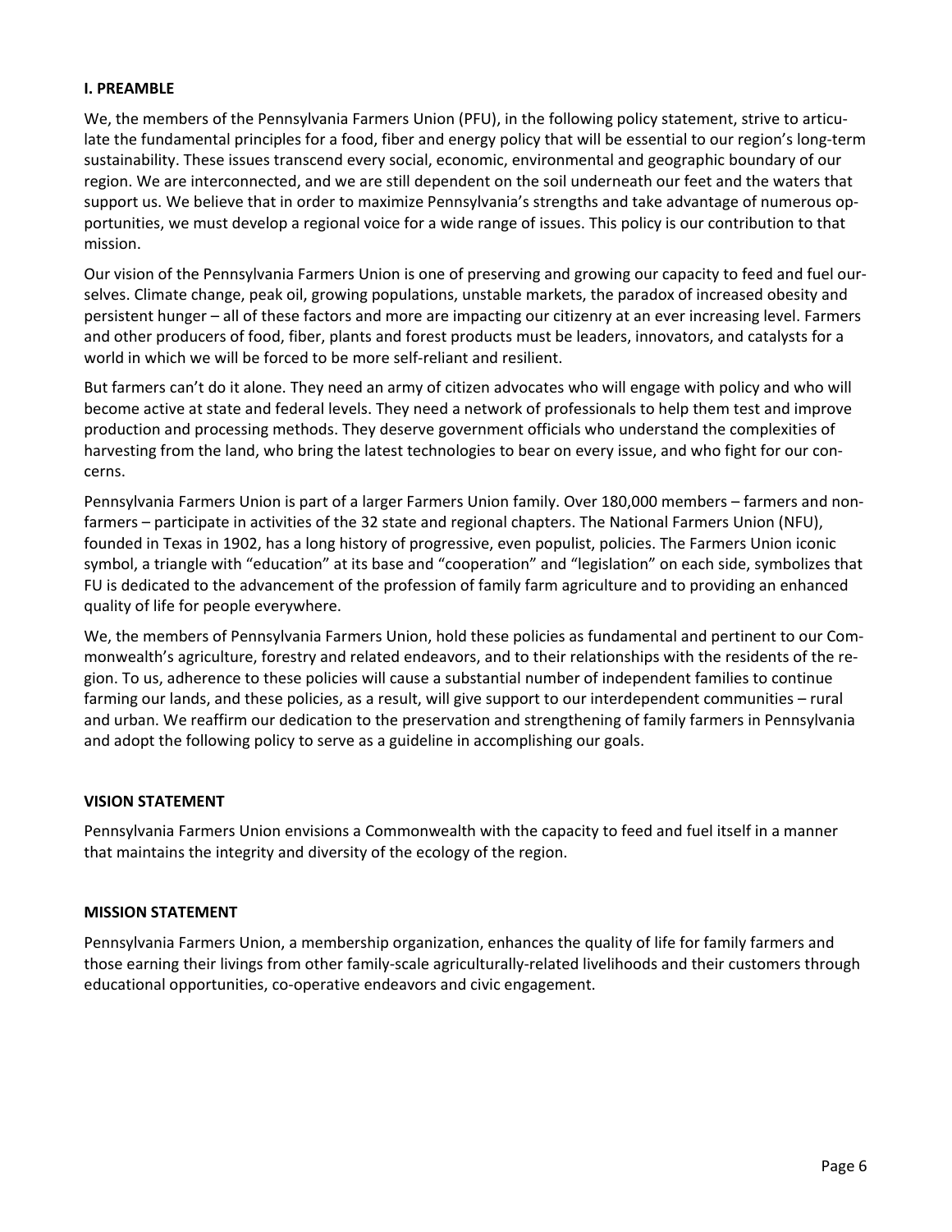## I. PREAMBLE

We, the members of the Pennsylvania Farmers Union (PFU), in the following policy statement, strive to articulate the fundamental principles for a food, fiber and energy policy that will be essential to our region's long-term sustainability. These issues transcend every social, economic, environmental and geographic boundary of our region. We are interconnected, and we are still dependent on the soil underneath our feet and the waters that support us. We believe that in order to maximize Pennsylvania's strengths and take advantage of numerous opportunities, we must develop a regional voice for a wide range of issues. This policy is our contribution to that mission.

Our vision of the Pennsylvania Farmers Union is one of preserving and growing our capacity to feed and fuel ourselves. Climate change, peak oil, growing populations, unstable markets, the paradox of increased obesity and persistent hunger – all of these factors and more are impacting our citizenry at an ever increasing level. Farmers and other producers of food, fiber, plants and forest products must be leaders, innovators, and catalysts for a world in which we will be forced to be more self-reliant and resilient.

But farmers can't do it alone. They need an army of citizen advocates who will engage with policy and who will become active at state and federal levels. They need a network of professionals to help them test and improve production and processing methods. They deserve government officials who understand the complexities of harvesting from the land, who bring the latest technologies to bear on every issue, and who fight for our concerns.

Pennsylvania Farmers Union is part of a larger Farmers Union family. Over 180,000 members – farmers and non-farmers – participate in activities of the 32 state and regional chapters. The National Farmers Union (NFU), founded in Texas in 1902, has a long history of progressive, even populist, policies. The Farmers Union iconic symbol, a triangle with "education" at its base and "cooperation" and "legislation" on each side, symbolizes that FU is dedicated to the advancement of the profession of family farm agriculture and to providing an enhanced quality of life for people everywhere.

We, the members of Pennsylvania Farmers Union, hold these policies as fundamental and pertinent to our Commonwealth's agriculture, forestry and related endeavors, and to their relationships with the residents of the region. To us, adherence to these policies will cause a substantial number of independent families to continue farming our lands, and these policies, as a result, will give support to our interdependent communities – rural and urban. We reaffirm our dedication to the preservation and strengthening of family farmers in Pennsylvania and adopt the following policy to serve as a guideline in accomplishing our goals.

## VISION STATEMENT

Pennsylvania Farmers Union envisions a Commonwealth with the capacity to feed and fuel itself in a manner that maintains the integrity and diversity of the ecology of the region.

## MISSION STATEMENT

Pennsylvania Farmers Union, a membership organization, enhances the quality of life for family farmers and those earning their livings from other family-scale agriculturally-related livelihoods and their customers through educational opportunities, co-operative endeavors and civic engagement.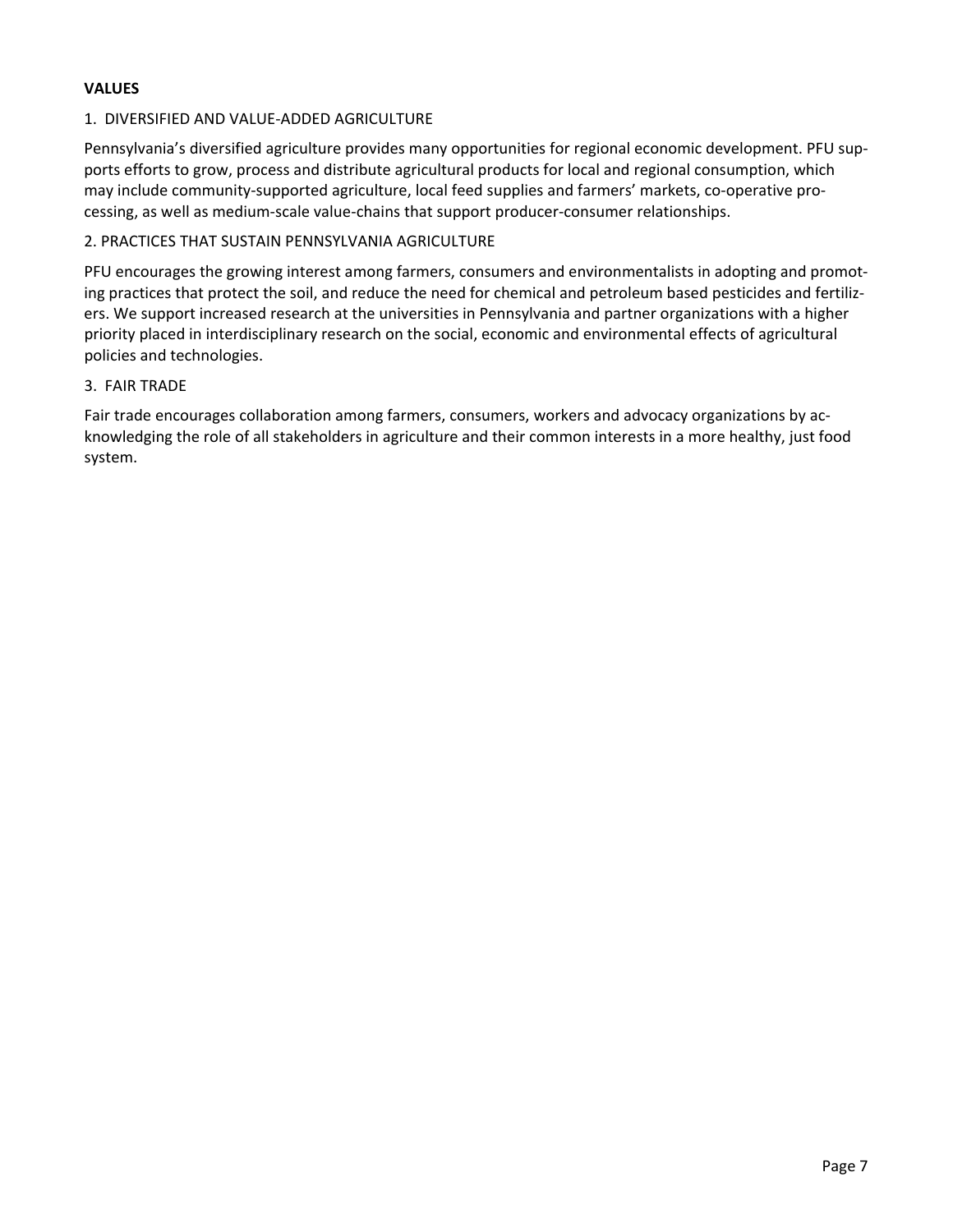**VALUES**

1. DIVERSIFIED AND VALUE-ADDED AGRICULTURE

Pennsylvania's diversified agriculture provides many opportunities for regional economic development. PFU supports efforts to grow, process and distribute agricultural products for local and regional consumption, which may include community-supported agriculture, local feed supplies and farmers' markets, co-operative processing, as well as medium-scale value-chains that support producer-consumer relationships.

2. PRACTICES THAT SUSTAIN PENNSYLVANIA AGRICULTURE

PFU encourages the growing interest among farmers, consumers and environmentalists in adopting and promoting practices that protect the soil, and reduce the need for chemical and petroleum based pesticides and fertilizers. We support increased research at the universities in Pennsylvania and partner organizations with a higher priority placed in interdisciplinary research on the social, economic and environmental effects of agricultural policies and technologies.

3. FAIR TRADE

Fair trade encourages collaboration among farmers, consumers, workers and advocacy organizations by acknowledging the role of all stakeholders in agriculture and their common interests in a more healthy, just food system.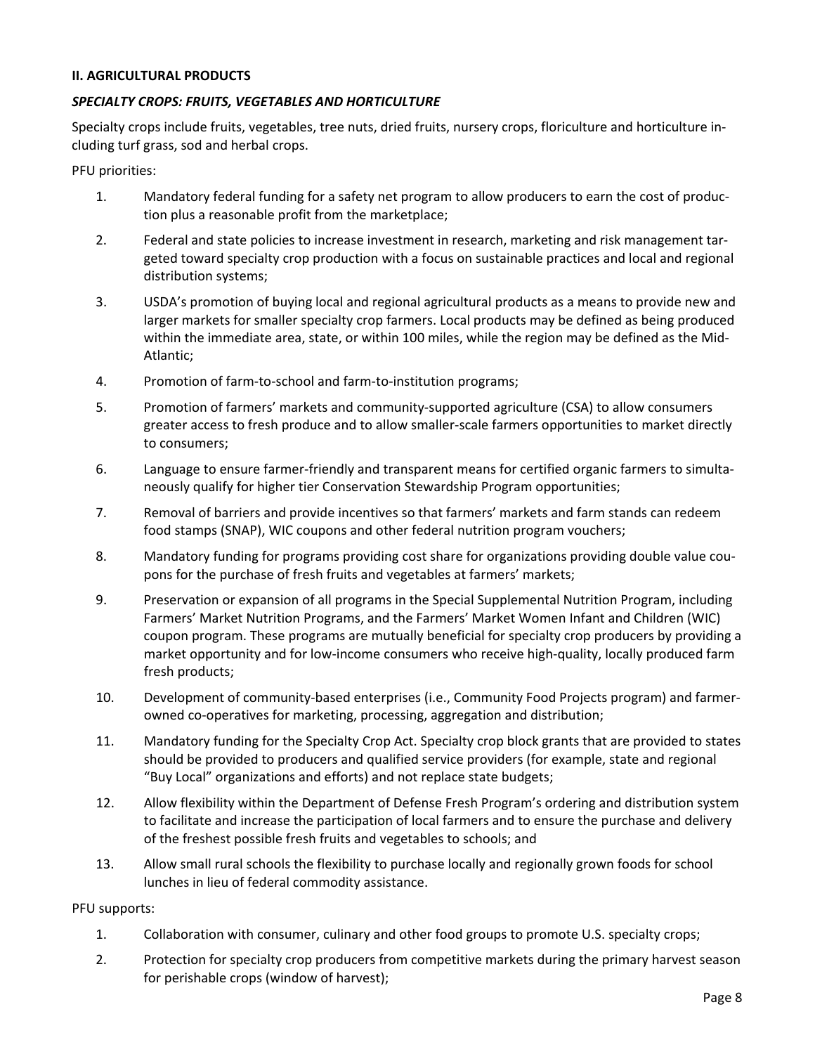**II. AGRICULTURAL PRODUCTS**

***SPECIALTY CROPS: FRUITS, VEGETABLES AND HORTICULTURE***

Specialty crops include fruits, vegetables, tree nuts, dried fruits, nursery crops, floriculture and horticulture including turf grass, sod and herbal crops.

PFU priorities:

1. Mandatory federal funding for a safety net program to allow producers to earn the cost of production plus a reasonable profit from the marketplace;
2. Federal and state policies to increase investment in research, marketing and risk management targeted toward specialty crop production with a focus on sustainable practices and local and regional distribution systems;
3. USDA's promotion of buying local and regional agricultural products as a means to provide new and larger markets for smaller specialty crop farmers. Local products may be defined as being produced within the immediate area, state, or within 100 miles, while the region may be defined as the Mid-Atlantic;
4. Promotion of farm-to-school and farm-to-institution programs;
5. Promotion of farmers' markets and community-supported agriculture (CSA) to allow consumers greater access to fresh produce and to allow smaller-scale farmers opportunities to market directly to consumers;
6. Language to ensure farmer-friendly and transparent means for certified organic farmers to simultaneously qualify for higher tier Conservation Stewardship Program opportunities;
7. Removal of barriers and provide incentives so that farmers' markets and farm stands can redeem food stamps (SNAP), WIC coupons and other federal nutrition program vouchers;
8. Mandatory funding for programs providing cost share for organizations providing double value coupons for the purchase of fresh fruits and vegetables at farmers' markets;
9. Preservation or expansion of all programs in the Special Supplemental Nutrition Program, including Farmers' Market Nutrition Programs, and the Farmers' Market Women Infant and Children (WIC) coupon program. These programs are mutually beneficial for specialty crop producers by providing a market opportunity and for low-income consumers who receive high-quality, locally produced farm fresh products;
10. Development of community-based enterprises (i.e., Community Food Projects program) and farmer-owned co-operatives for marketing, processing, aggregation and distribution;
11. Mandatory funding for the Specialty Crop Act. Specialty crop block grants that are provided to states should be provided to producers and qualified service providers (for example, state and regional "Buy Local" organizations and efforts) and not replace state budgets;
12. Allow flexibility within the Department of Defense Fresh Program's ordering and distribution system to facilitate and increase the participation of local farmers and to ensure the purchase and delivery of the freshest possible fresh fruits and vegetables to schools; and
13. Allow small rural schools the flexibility to purchase locally and regionally grown foods for school lunches in lieu of federal commodity assistance.

PFU supports:

1. Collaboration with consumer, culinary and other food groups to promote U.S. specialty crops;
2. Protection for specialty crop producers from competitive markets during the primary harvest season for perishable crops (window of harvest);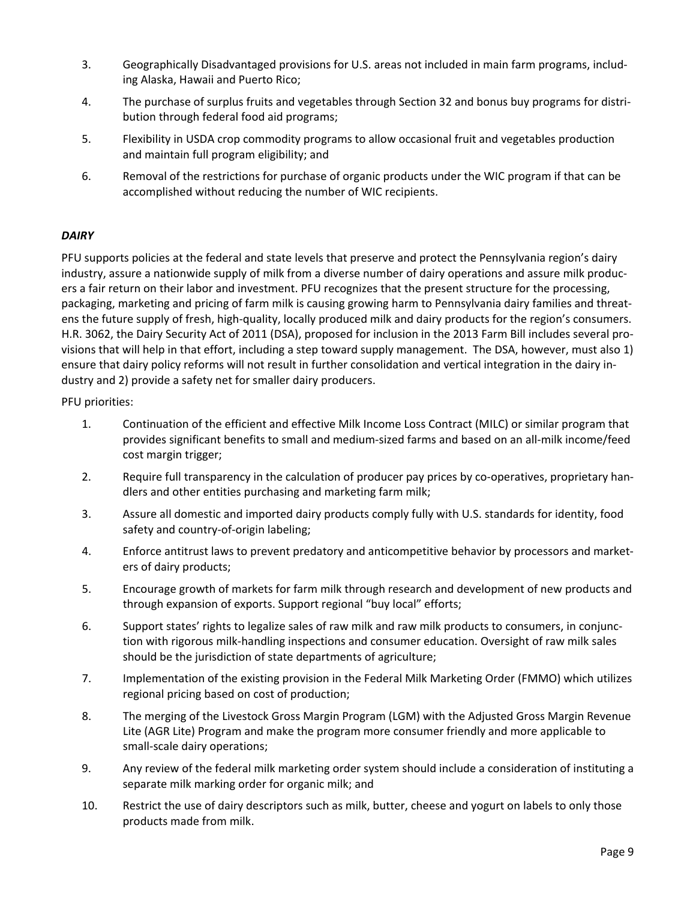3. Geographically Disadvantaged provisions for U.S. areas not included in main farm programs, including Alaska, Hawaii and Puerto Rico;

4. The purchase of surplus fruits and vegetables through Section 32 and bonus buy programs for distribution through federal food aid programs;

5. Flexibility in USDA crop commodity programs to allow occasional fruit and vegetables production and maintain full program eligibility; and

6. Removal of the restrictions for purchase of organic products under the WIC program if that can be accomplished without reducing the number of WIC recipients.

### *DAIRY*

PFU supports policies at the federal and state levels that preserve and protect the Pennsylvania region's dairy industry, assure a nationwide supply of milk from a diverse number of dairy operations and assure milk producers a fair return on their labor and investment. PFU recognizes that the present structure for the processing, packaging, marketing and pricing of farm milk is causing growing harm to Pennsylvania dairy families and threatens the future supply of fresh, high-quality, locally produced milk and dairy products for the region's consumers. H.R. 3062, the Dairy Security Act of 2011 (DSA), proposed for inclusion in the 2013 Farm Bill includes several provisions that will help in that effort, including a step toward supply management. The DSA, however, must also 1) ensure that dairy policy reforms will not result in further consolidation and vertical integration in the dairy industry and 2) provide a safety net for smaller dairy producers.

PFU priorities:

1. Continuation of the efficient and effective Milk Income Loss Contract (MILC) or similar program that provides significant benefits to small and medium-sized farms and based on an all-milk income/feed cost margin trigger;

2. Require full transparency in the calculation of producer pay prices by co-operatives, proprietary handlers and other entities purchasing and marketing farm milk;

3. Assure all domestic and imported dairy products comply fully with U.S. standards for identity, food safety and country-of-origin labeling;

4. Enforce antitrust laws to prevent predatory and anticompetitive behavior by processors and marketers of dairy products;

5. Encourage growth of markets for farm milk through research and development of new products and through expansion of exports. Support regional "buy local" efforts;

6. Support states' rights to legalize sales of raw milk and raw milk products to consumers, in conjunction with rigorous milk-handling inspections and consumer education. Oversight of raw milk sales should be the jurisdiction of state departments of agriculture;

7. Implementation of the existing provision in the Federal Milk Marketing Order (FMMO) which utilizes regional pricing based on cost of production;

8. The merging of the Livestock Gross Margin Program (LGM) with the Adjusted Gross Margin Revenue Lite (AGR Lite) Program and make the program more consumer friendly and more applicable to small-scale dairy operations;

9. Any review of the federal milk marketing order system should include a consideration of instituting a separate milk marking order for organic milk; and

10. Restrict the use of dairy descriptors such as milk, butter, cheese and yogurt on labels to only those products made from milk.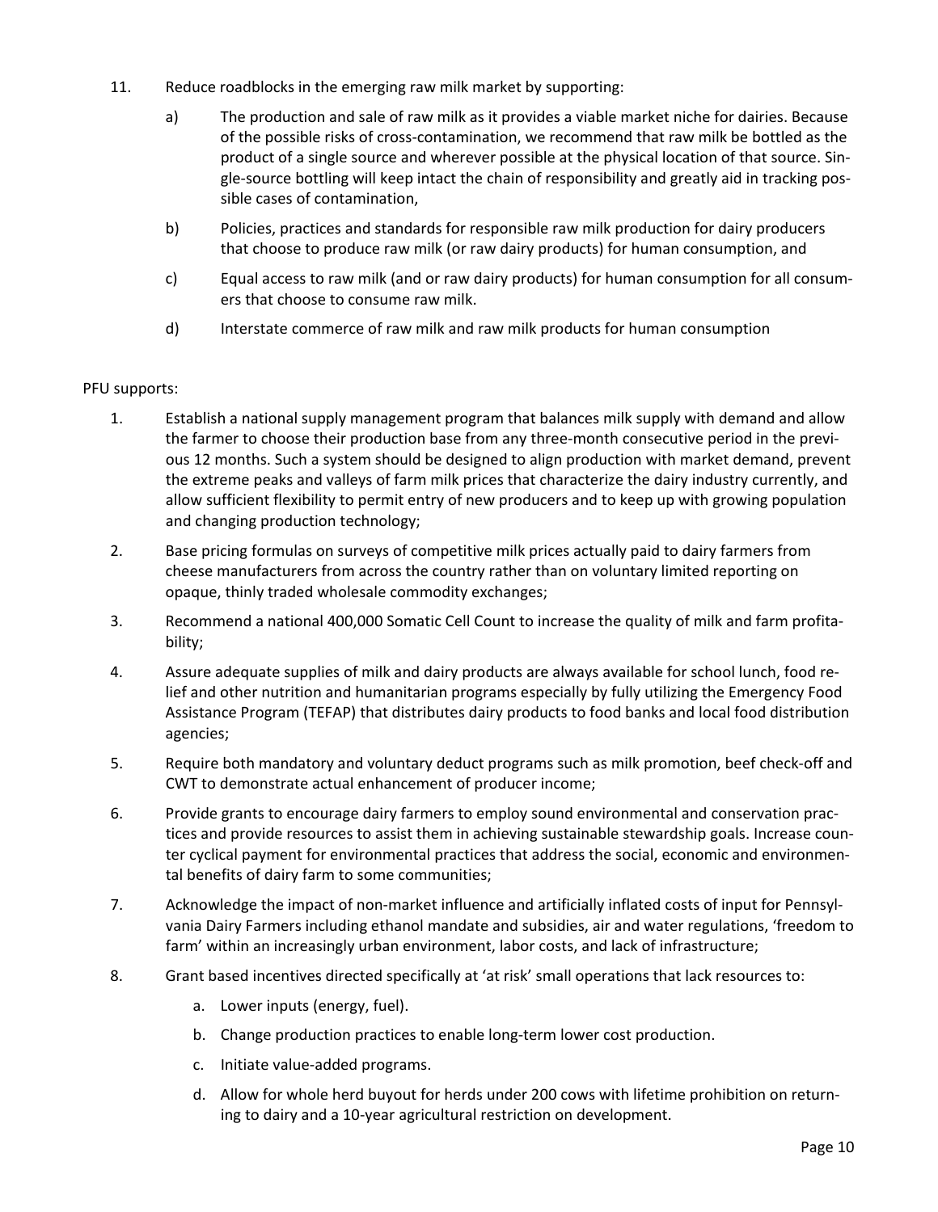11. Reduce roadblocks in the emerging raw milk market by supporting:

    a) The production and sale of raw milk as it provides a viable market niche for dairies. Because of the possible risks of cross-contamination, we recommend that raw milk be bottled as the product of a single source and wherever possible at the physical location of that source. Single-source bottling will keep intact the chain of responsibility and greatly aid in tracking possible cases of contamination,

    b) Policies, practices and standards for responsible raw milk production for dairy producers that choose to produce raw milk (or raw dairy products) for human consumption, and

    c) Equal access to raw milk (and or raw dairy products) for human consumption for all consumers that choose to consume raw milk.

    d) Interstate commerce of raw milk and raw milk products for human consumption

PFU supports:

1. Establish a national supply management program that balances milk supply with demand and allow the farmer to choose their production base from any three-month consecutive period in the previous 12 months. Such a system should be designed to align production with market demand, prevent the extreme peaks and valleys of farm milk prices that characterize the dairy industry currently, and allow sufficient flexibility to permit entry of new producers and to keep up with growing population and changing production technology;

2. Base pricing formulas on surveys of competitive milk prices actually paid to dairy farmers from cheese manufacturers from across the country rather than on voluntary limited reporting on opaque, thinly traded wholesale commodity exchanges;

3. Recommend a national 400,000 Somatic Cell Count to increase the quality of milk and farm profitability;

4. Assure adequate supplies of milk and dairy products are always available for school lunch, food relief and other nutrition and humanitarian programs especially by fully utilizing the Emergency Food Assistance Program (TEFAP) that distributes dairy products to food banks and local food distribution agencies;

5. Require both mandatory and voluntary deduct programs such as milk promotion, beef check-off and CWT to demonstrate actual enhancement of producer income;

6. Provide grants to encourage dairy farmers to employ sound environmental and conservation practices and provide resources to assist them in achieving sustainable stewardship goals. Increase counter cyclical payment for environmental practices that address the social, economic and environmental benefits of dairy farm to some communities;

7. Acknowledge the impact of non-market influence and artificially inflated costs of input for Pennsylvania Dairy Farmers including ethanol mandate and subsidies, air and water regulations, 'freedom to farm' within an increasingly urban environment, labor costs, and lack of infrastructure;

8. Grant based incentives directed specifically at 'at risk' small operations that lack resources to:

    a. Lower inputs (energy, fuel).
    b. Change production practices to enable long-term lower cost production.
    c. Initiate value-added programs.
    d. Allow for whole herd buyout for herds under 200 cows with lifetime prohibition on returning to dairy and a 10-year agricultural restriction on development.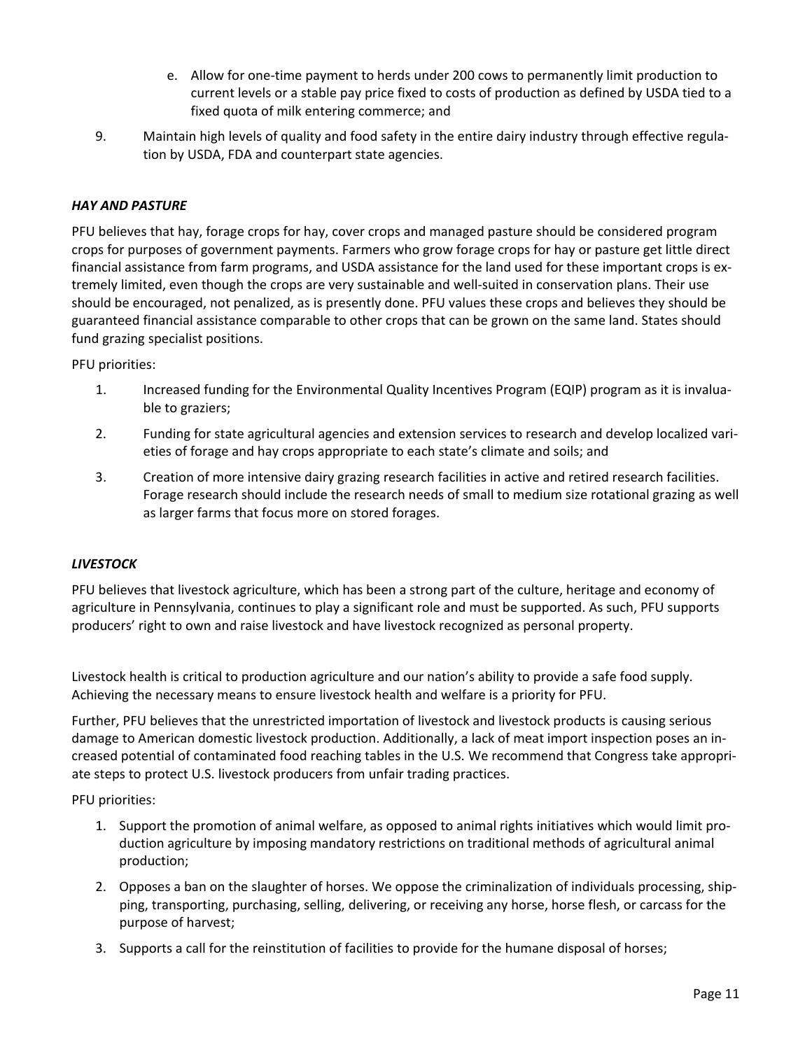e. Allow for one-time payment to herds under 200 cows to permanently limit production to current levels or a stable pay price fixed to costs of production as defined by USDA tied to a fixed quota of milk entering commerce; and

9. Maintain high levels of quality and food safety in the entire dairy industry through effective regulation by USDA, FDA and counterpart state agencies.

### *HAY AND PASTURE*

PFU believes that hay, forage crops for hay, cover crops and managed pasture should be considered program crops for purposes of government payments. Farmers who grow forage crops for hay or pasture get little direct financial assistance from farm programs, and USDA assistance for the land used for these important crops is extremely limited, even though the crops are very sustainable and well-suited in conservation plans. Their use should be encouraged, not penalized, as is presently done. PFU values these crops and believes they should be guaranteed financial assistance comparable to other crops that can be grown on the same land. States should fund grazing specialist positions.

PFU priorities:

1. Increased funding for the Environmental Quality Incentives Program (EQIP) program as it is invaluable to graziers;
2. Funding for state agricultural agencies and extension services to research and develop localized varieties of forage and hay crops appropriate to each state's climate and soils; and
3. Creation of more intensive dairy grazing research facilities in active and retired research facilities. Forage research should include the research needs of small to medium size rotational grazing as well as larger farms that focus more on stored forages.

### *LIVESTOCK*

PFU believes that livestock agriculture, which has been a strong part of the culture, heritage and economy of agriculture in Pennsylvania, continues to play a significant role and must be supported. As such, PFU supports producers' right to own and raise livestock and have livestock recognized as personal property.

Livestock health is critical to production agriculture and our nation's ability to provide a safe food supply. Achieving the necessary means to ensure livestock health and welfare is a priority for PFU.

Further, PFU believes that the unrestricted importation of livestock and livestock products is causing serious damage to American domestic livestock production. Additionally, a lack of meat import inspection poses an increased potential of contaminated food reaching tables in the U.S. We recommend that Congress take appropriate steps to protect U.S. livestock producers from unfair trading practices.

PFU priorities:

1. Support the promotion of animal welfare, as opposed to animal rights initiatives which would limit production agriculture by imposing mandatory restrictions on traditional methods of agricultural animal production;
2. Opposes a ban on the slaughter of horses. We oppose the criminalization of individuals processing, shipping, transporting, purchasing, selling, delivering, or receiving any horse, horse flesh, or carcass for the purpose of harvest;
3. Supports a call for the reinstitution of facilities to provide for the humane disposal of horses;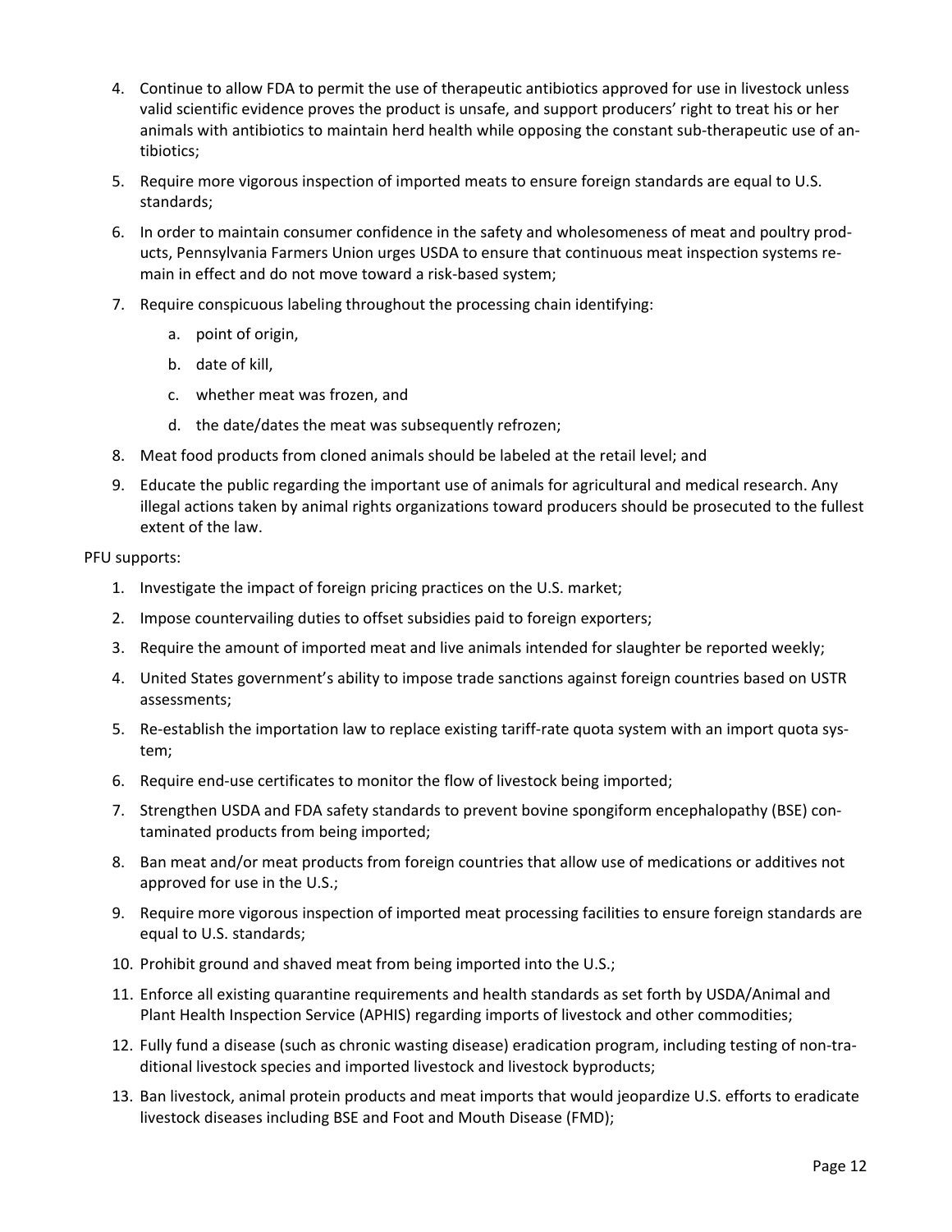4. Continue to allow FDA to permit the use of therapeutic antibiotics approved for use in livestock unless valid scientific evidence proves the product is unsafe, and support producers' right to treat his or her animals with antibiotics to maintain herd health while opposing the constant sub-therapeutic use of antibiotics;
5. Require more vigorous inspection of imported meats to ensure foreign standards are equal to U.S. standards;
6. In order to maintain consumer confidence in the safety and wholesomeness of meat and poultry products, Pennsylvania Farmers Union urges USDA to ensure that continuous meat inspection systems remain in effect and do not move toward a risk-based system;
7. Require conspicuous labeling throughout the processing chain identifying:
    a. point of origin,
    b. date of kill,
    c. whether meat was frozen, and
    d. the date/dates the meat was subsequently refrozen;
8. Meat food products from cloned animals should be labeled at the retail level; and
9. Educate the public regarding the important use of animals for agricultural and medical research. Any illegal actions taken by animal rights organizations toward producers should be prosecuted to the fullest extent of the law.

PFU supports:

1. Investigate the impact of foreign pricing practices on the U.S. market;
2. Impose countervailing duties to offset subsidies paid to foreign exporters;
3. Require the amount of imported meat and live animals intended for slaughter be reported weekly;
4. United States government's ability to impose trade sanctions against foreign countries based on USTR assessments;
5. Re-establish the importation law to replace existing tariff-rate quota system with an import quota system;
6. Require end-use certificates to monitor the flow of livestock being imported;
7. Strengthen USDA and FDA safety standards to prevent bovine spongiform encephalopathy (BSE) contaminated products from being imported;
8. Ban meat and/or meat products from foreign countries that allow use of medications or additives not approved for use in the U.S.;
9. Require more vigorous inspection of imported meat processing facilities to ensure foreign standards are equal to U.S. standards;
10. Prohibit ground and shaved meat from being imported into the U.S.;
11. Enforce all existing quarantine requirements and health standards as set forth by USDA/Animal and Plant Health Inspection Service (APHIS) regarding imports of livestock and other commodities;
12. Fully fund a disease (such as chronic wasting disease) eradication program, including testing of non-traditional livestock species and imported livestock and livestock byproducts;
13. Ban livestock, animal protein products and meat imports that would jeopardize U.S. efforts to eradicate livestock diseases including BSE and Foot and Mouth Disease (FMD);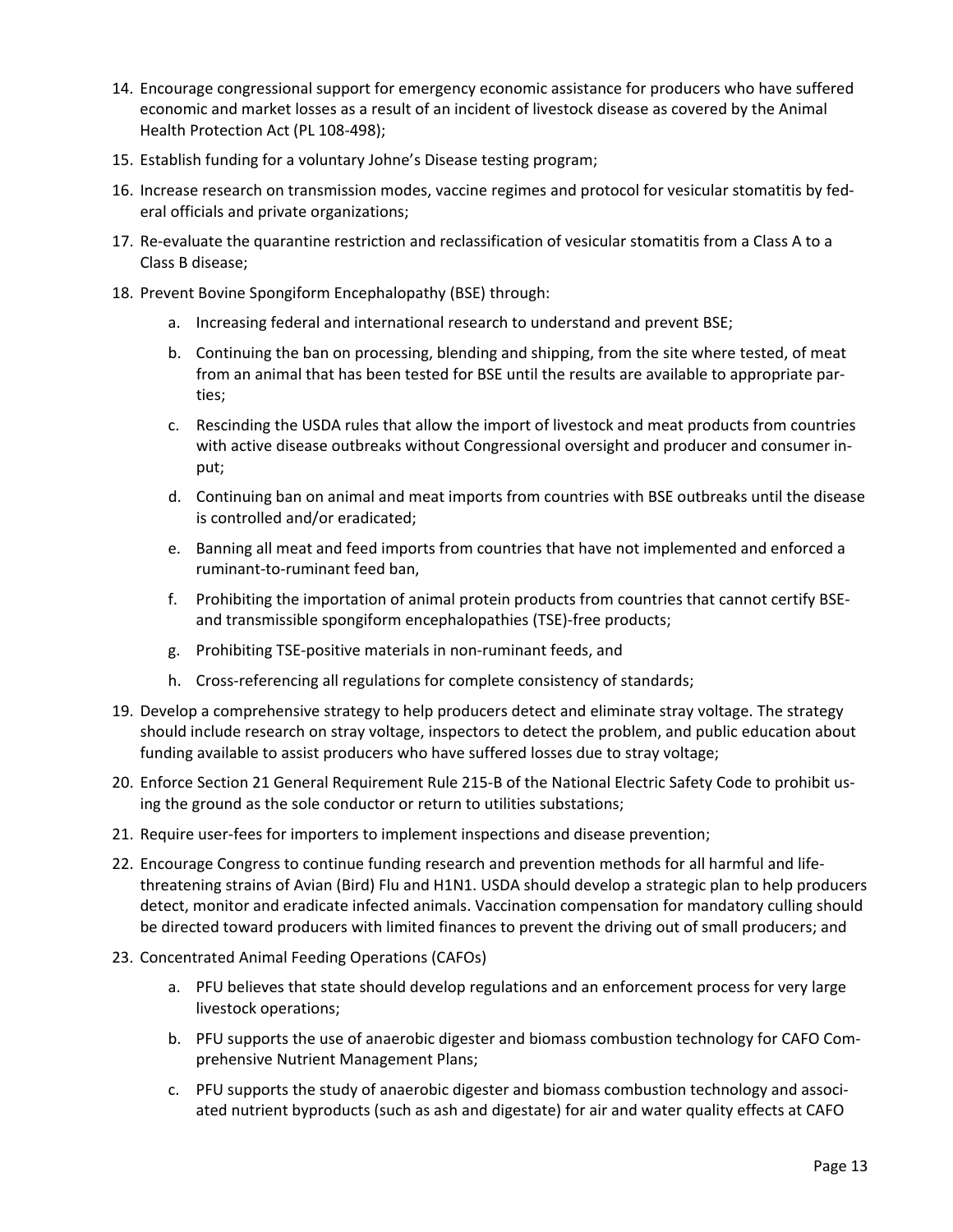14. Encourage congressional support for emergency economic assistance for producers who have suffered economic and market losses as a result of an incident of livestock disease as covered by the Animal Health Protection Act (PL 108-498);
15. Establish funding for a voluntary Johne's Disease testing program;
16. Increase research on transmission modes, vaccine regimes and protocol for vesicular stomatitis by federal officials and private organizations;
17. Re-evaluate the quarantine restriction and reclassification of vesicular stomatitis from a Class A to a Class B disease;
18. Prevent Bovine Spongiform Encephalopathy (BSE) through:
    a. Increasing federal and international research to understand and prevent BSE;
    b. Continuing the ban on processing, blending and shipping, from the site where tested, of meat from an animal that has been tested for BSE until the results are available to appropriate parties;
    c. Rescinding the USDA rules that allow the import of livestock and meat products from countries with active disease outbreaks without Congressional oversight and producer and consumer input;
    d. Continuing ban on animal and meat imports from countries with BSE outbreaks until the disease is controlled and/or eradicated;
    e. Banning all meat and feed imports from countries that have not implemented and enforced a ruminant-to-ruminant feed ban,
    f. Prohibiting the importation of animal protein products from countries that cannot certify BSE- and transmissible spongiform encephalopathies (TSE)-free products;
    g. Prohibiting TSE-positive materials in non-ruminant feeds, and
    h. Cross-referencing all regulations for complete consistency of standards;
19. Develop a comprehensive strategy to help producers detect and eliminate stray voltage. The strategy should include research on stray voltage, inspectors to detect the problem, and public education about funding available to assist producers who have suffered losses due to stray voltage;
20. Enforce Section 21 General Requirement Rule 215-B of the National Electric Safety Code to prohibit using the ground as the sole conductor or return to utilities substations;
21. Require user-fees for importers to implement inspections and disease prevention;
22. Encourage Congress to continue funding research and prevention methods for all harmful and life-threatening strains of Avian (Bird) Flu and H1N1. USDA should develop a strategic plan to help producers detect, monitor and eradicate infected animals. Vaccination compensation for mandatory culling should be directed toward producers with limited finances to prevent the driving out of small producers; and
23. Concentrated Animal Feeding Operations (CAFOs)
    a. PFU believes that state should develop regulations and an enforcement process for very large livestock operations;
    b. PFU supports the use of anaerobic digester and biomass combustion technology for CAFO Comprehensive Nutrient Management Plans;
    c. PFU supports the study of anaerobic digester and biomass combustion technology and associated nutrient byproducts (such as ash and digestate) for air and water quality effects at CAFO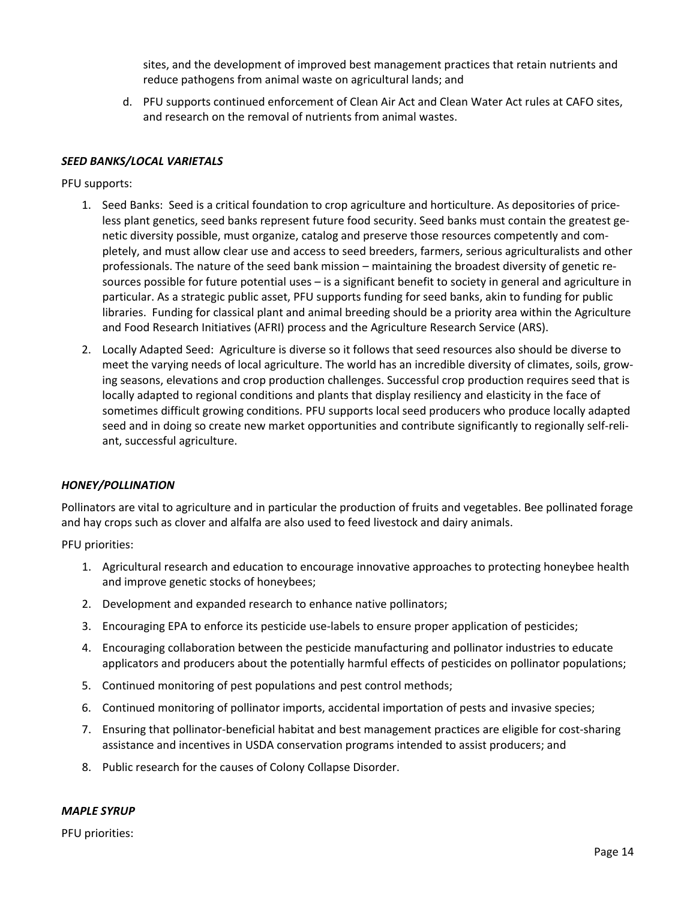sites, and the development of improved best management practices that retain nutrients and reduce pathogens from animal waste on agricultural lands; and

d. PFU supports continued enforcement of Clean Air Act and Clean Water Act rules at CAFO sites, and research on the removal of nutrients from animal wastes.

***SEED BANKS/LOCAL VARIETALS***

PFU supports:

1. Seed Banks: Seed is a critical foundation to crop agriculture and horticulture. As depositories of priceless plant genetics, seed banks represent future food security. Seed banks must contain the greatest genetic diversity possible, must organize, catalog and preserve those resources competently and completely, and must allow clear use and access to seed breeders, farmers, serious agriculturalists and other professionals. The nature of the seed bank mission – maintaining the broadest diversity of genetic resources possible for future potential uses – is a significant benefit to society in general and agriculture in particular. As a strategic public asset, PFU supports funding for seed banks, akin to funding for public libraries. Funding for classical plant and animal breeding should be a priority area within the Agriculture and Food Research Initiatives (AFRI) process and the Agriculture Research Service (ARS).
2. Locally Adapted Seed: Agriculture is diverse so it follows that seed resources also should be diverse to meet the varying needs of local agriculture. The world has an incredible diversity of climates, soils, growing seasons, elevations and crop production challenges. Successful crop production requires seed that is locally adapted to regional conditions and plants that display resiliency and elasticity in the face of sometimes difficult growing conditions. PFU supports local seed producers who produce locally adapted seed and in doing so create new market opportunities and contribute significantly to regionally self-reliant, successful agriculture.

***HONEY/POLLINATION***

Pollinators are vital to agriculture and in particular the production of fruits and vegetables. Bee pollinated forage and hay crops such as clover and alfalfa are also used to feed livestock and dairy animals.

PFU priorities:

1. Agricultural research and education to encourage innovative approaches to protecting honeybee health and improve genetic stocks of honeybees;
2. Development and expanded research to enhance native pollinators;
3. Encouraging EPA to enforce its pesticide use-labels to ensure proper application of pesticides;
4. Encouraging collaboration between the pesticide manufacturing and pollinator industries to educate applicators and producers about the potentially harmful effects of pesticides on pollinator populations;
5. Continued monitoring of pest populations and pest control methods;
6. Continued monitoring of pollinator imports, accidental importation of pests and invasive species;
7. Ensuring that pollinator-beneficial habitat and best management practices are eligible for cost-sharing assistance and incentives in USDA conservation programs intended to assist producers; and
8. Public research for the causes of Colony Collapse Disorder.

***MAPLE SYRUP***

PFU priorities: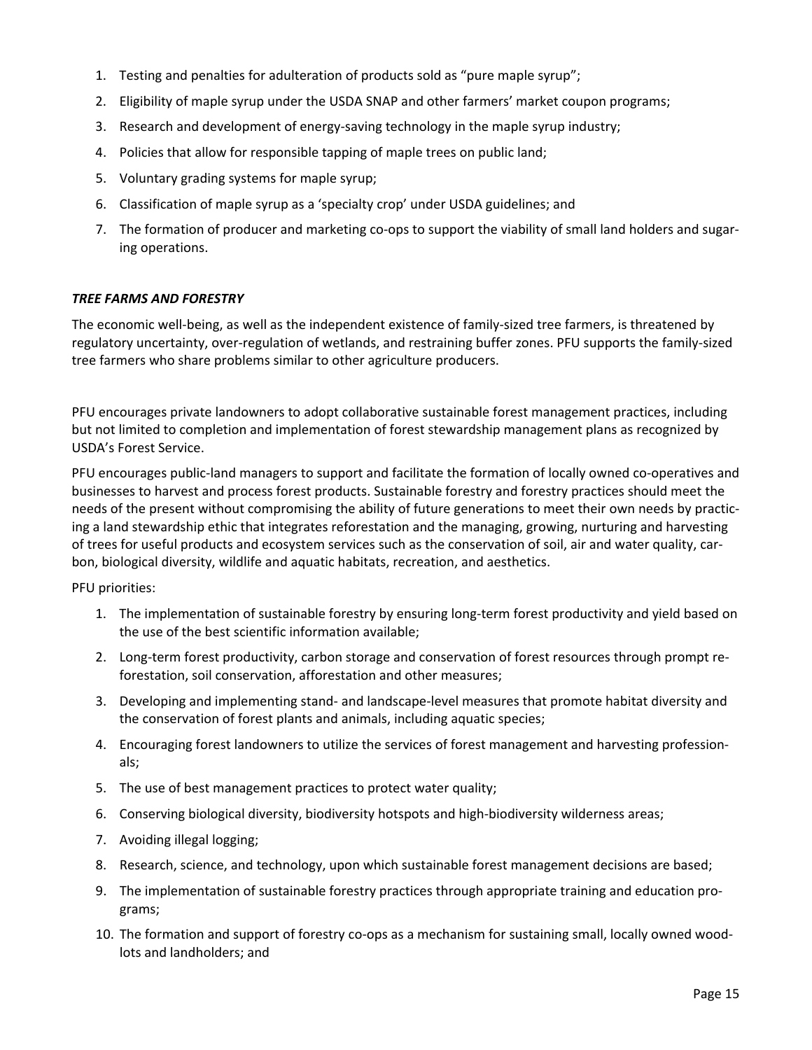1. Testing and penalties for adulteration of products sold as “pure maple syrup”;
2. Eligibility of maple syrup under the USDA SNAP and other farmers’ market coupon programs;
3. Research and development of energy-saving technology in the maple syrup industry;
4. Policies that allow for responsible tapping of maple trees on public land;
5. Voluntary grading systems for maple syrup;
6. Classification of maple syrup as a ‘specialty crop’ under USDA guidelines; and
7. The formation of producer and marketing co-ops to support the viability of small land holders and sugaring operations.

***TREE FARMS AND FORESTRY***

The economic well-being, as well as the independent existence of family-sized tree farmers, is threatened by regulatory uncertainty, over-regulation of wetlands, and restraining buffer zones. PFU supports the family-sized tree farmers who share problems similar to other agriculture producers.

PFU encourages private landowners to adopt collaborative sustainable forest management practices, including but not limited to completion and implementation of forest stewardship management plans as recognized by USDA’s Forest Service.

PFU encourages public-land managers to support and facilitate the formation of locally owned co-operatives and businesses to harvest and process forest products. Sustainable forestry and forestry practices should meet the needs of the present without compromising the ability of future generations to meet their own needs by practicing a land stewardship ethic that integrates reforestation and the managing, growing, nurturing and harvesting of trees for useful products and ecosystem services such as the conservation of soil, air and water quality, carbon, biological diversity, wildlife and aquatic habitats, recreation, and aesthetics.

PFU priorities:

1. The implementation of sustainable forestry by ensuring long-term forest productivity and yield based on the use of the best scientific information available;
2. Long-term forest productivity, carbon storage and conservation of forest resources through prompt reforestation, soil conservation, afforestation and other measures;
3. Developing and implementing stand- and landscape-level measures that promote habitat diversity and the conservation of forest plants and animals, including aquatic species;
4. Encouraging forest landowners to utilize the services of forest management and harvesting professionals;
5. The use of best management practices to protect water quality;
6. Conserving biological diversity, biodiversity hotspots and high-biodiversity wilderness areas;
7. Avoiding illegal logging;
8. Research, science, and technology, upon which sustainable forest management decisions are based;
9. The implementation of sustainable forestry practices through appropriate training and education programs;
10. The formation and support of forestry co-ops as a mechanism for sustaining small, locally owned woodlots and landholders; and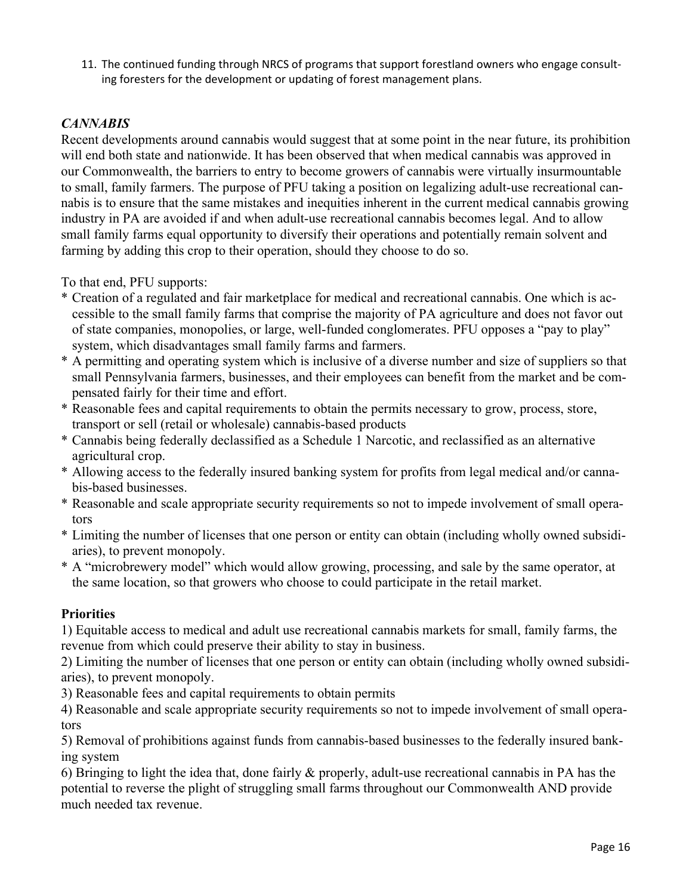11. The continued funding through NRCS of programs that support forestland owners who engage consulting foresters for the development or updating of forest management plans.

### *CANNABIS*

Recent developments around cannabis would suggest that at some point in the near future, its prohibition will end both state and nationwide. It has been observed that when medical cannabis was approved in our Commonwealth, the barriers to entry to become growers of cannabis were virtually insurmountable to small, family farmers. The purpose of PFU taking a position on legalizing adult-use recreational cannabis is to ensure that the same mistakes and inequities inherent in the current medical cannabis growing industry in PA are avoided if and when adult-use recreational cannabis becomes legal. And to allow small family farms equal opportunity to diversify their operations and potentially remain solvent and farming by adding this crop to their operation, should they choose to do so.

To that end, PFU supports:

* Creation of a regulated and fair marketplace for medical and recreational cannabis. One which is accessible to the small family farms that comprise the majority of PA agriculture and does not favor out of state companies, monopolies, or large, well-funded conglomerates. PFU opposes a "pay to play" system, which disadvantages small family farms and farmers.
* A permitting and operating system which is inclusive of a diverse number and size of suppliers so that small Pennsylvania farmers, businesses, and their employees can benefit from the market and be compensated fairly for their time and effort.
* Reasonable fees and capital requirements to obtain the permits necessary to grow, process, store, transport or sell (retail or wholesale) cannabis-based products
* Cannabis being federally declassified as a Schedule 1 Narcotic, and reclassified as an alternative agricultural crop.
* Allowing access to the federally insured banking system for profits from legal medical and/or cannabis-based businesses.
* Reasonable and scale appropriate security requirements so not to impede involvement of small operators
* Limiting the number of licenses that one person or entity can obtain (including wholly owned subsidiaries), to prevent monopoly.
* A "microbrewery model" which would allow growing, processing, and sale by the same operator, at the same location, so that growers who choose to could participate in the retail market.

**Priorities**

1) Equitable access to medical and adult use recreational cannabis markets for small, family farms, the revenue from which could preserve their ability to stay in business.
2) Limiting the number of licenses that one person or entity can obtain (including wholly owned subsidiaries), to prevent monopoly.
3) Reasonable fees and capital requirements to obtain permits
4) Reasonable and scale appropriate security requirements so not to impede involvement of small operators
5) Removal of prohibitions against funds from cannabis-based businesses to the federally insured banking system
6) Bringing to light the idea that, done fairly & properly, adult-use recreational cannabis in PA has the potential to reverse the plight of struggling small farms throughout our Commonwealth AND provide much needed tax revenue.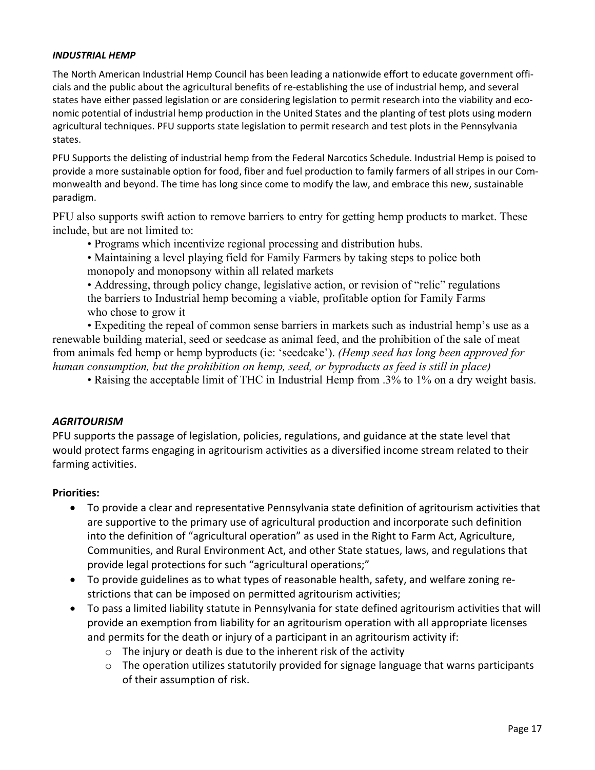### *INDUSTRIAL HEMP*

The North American Industrial Hemp Council has been leading a nationwide effort to educate government officials and the public about the agricultural benefits of re-establishing the use of industrial hemp, and several states have either passed legislation or are considering legislation to permit research into the viability and economic potential of industrial hemp production in the United States and the planting of test plots using modern agricultural techniques. PFU supports state legislation to permit research and test plots in the Pennsylvania states.

PFU Supports the delisting of industrial hemp from the Federal Narcotics Schedule. Industrial Hemp is poised to provide a more sustainable option for food, fiber and fuel production to family farmers of all stripes in our Commonwealth and beyond. The time has long since come to modify the law, and embrace this new, sustainable paradigm.

PFU also supports swift action to remove barriers to entry for getting hemp products to market. These include, but are not limited to:

- Programs which incentivize regional processing and distribution hubs.
- Maintaining a level playing field for Family Farmers by taking steps to police both monopoly and monopsony within all related markets
- Addressing, through policy change, legislative action, or revision of "relic" regulations the barriers to Industrial hemp becoming a viable, profitable option for Family Farms who chose to grow it
- Expediting the repeal of common sense barriers in markets such as industrial hemp's use as a renewable building material, seed or seedcase as animal feed, and the prohibition of the sale of meat from animals fed hemp or hemp byproducts (ie: 'seedcake'). *(Hemp seed has long been approved for human consumption, but the prohibition on hemp, seed, or byproducts as feed is still in place)*
- Raising the acceptable limit of THC in Industrial Hemp from .3% to 1% on a dry weight basis.

### *AGRITOURISM*

PFU supports the passage of legislation, policies, regulations, and guidance at the state level that would protect farms engaging in agritourism activities as a diversified income stream related to their farming activities.

**Priorities:**

- To provide a clear and representative Pennsylvania state definition of agritourism activities that are supportive to the primary use of agricultural production and incorporate such definition into the definition of "agricultural operation" as used in the Right to Farm Act, Agriculture, Communities, and Rural Environment Act, and other State statues, laws, and regulations that provide legal protections for such "agricultural operations;"
- To provide guidelines as to what types of reasonable health, safety, and welfare zoning restrictions that can be imposed on permitted agritourism activities;
- To pass a limited liability statute in Pennsylvania for state defined agritourism activities that will provide an exemption from liability for an agritourism operation with all appropriate licenses and permits for the death or injury of a participant in an agritourism activity if:
  - The injury or death is due to the inherent risk of the activity
  - The operation utilizes statutorily provided for signage language that warns participants of their assumption of risk.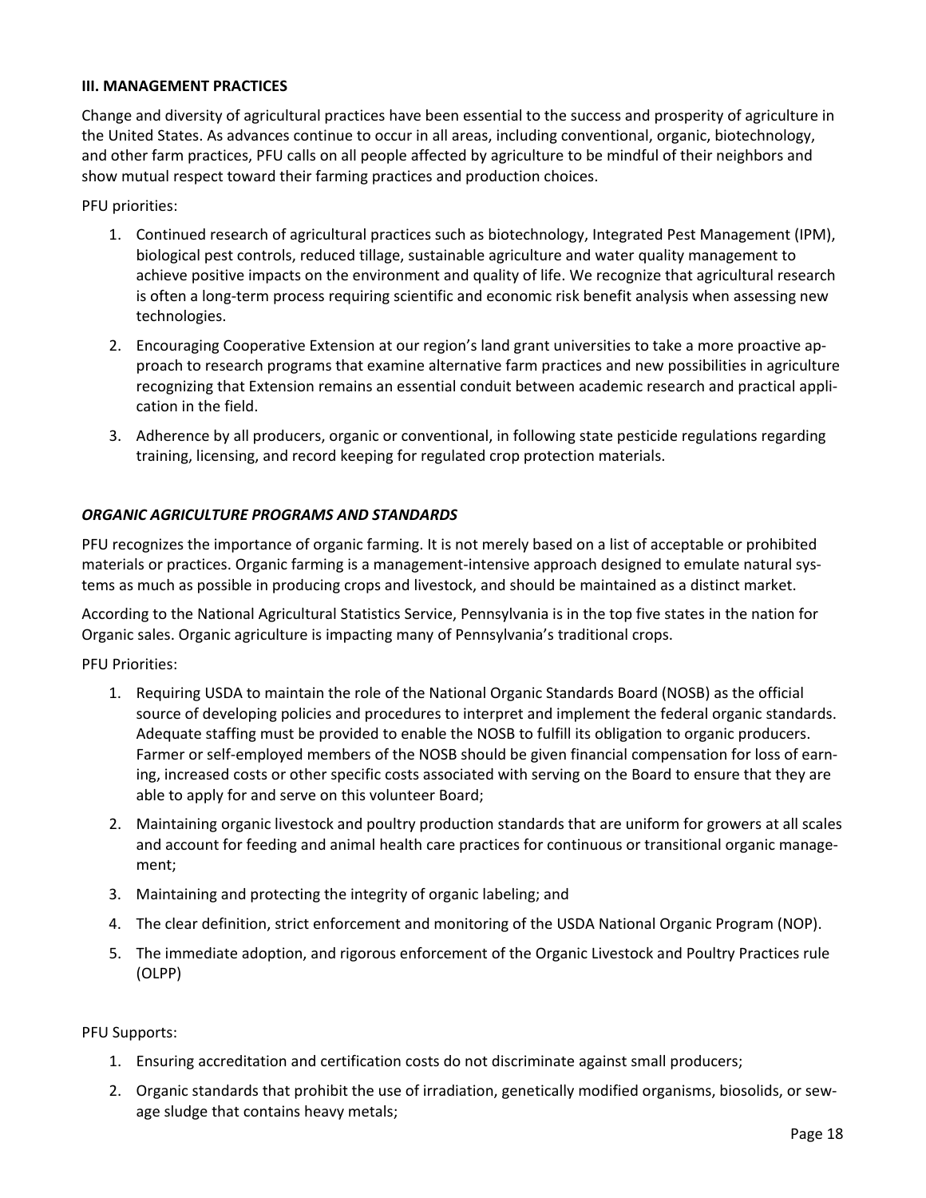### III. MANAGEMENT PRACTICES

Change and diversity of agricultural practices have been essential to the success and prosperity of agriculture in the United States. As advances continue to occur in all areas, including conventional, organic, biotechnology, and other farm practices, PFU calls on all people affected by agriculture to be mindful of their neighbors and show mutual respect toward their farming practices and production choices.

PFU priorities:

1. Continued research of agricultural practices such as biotechnology, Integrated Pest Management (IPM), biological pest controls, reduced tillage, sustainable agriculture and water quality management to achieve positive impacts on the environment and quality of life. We recognize that agricultural research is often a long-term process requiring scientific and economic risk benefit analysis when assessing new technologies.
2. Encouraging Cooperative Extension at our region's land grant universities to take a more proactive approach to research programs that examine alternative farm practices and new possibilities in agriculture recognizing that Extension remains an essential conduit between academic research and practical application in the field.
3. Adherence by all producers, organic or conventional, in following state pesticide regulations regarding training, licensing, and record keeping for regulated crop protection materials.

#### *ORGANIC AGRICULTURE PROGRAMS AND STANDARDS*

PFU recognizes the importance of organic farming. It is not merely based on a list of acceptable or prohibited materials or practices. Organic farming is a management-intensive approach designed to emulate natural systems as much as possible in producing crops and livestock, and should be maintained as a distinct market.

According to the National Agricultural Statistics Service, Pennsylvania is in the top five states in the nation for Organic sales. Organic agriculture is impacting many of Pennsylvania's traditional crops.

PFU Priorities:

1. Requiring USDA to maintain the role of the National Organic Standards Board (NOSB) as the official source of developing policies and procedures to interpret and implement the federal organic standards. Adequate staffing must be provided to enable the NOSB to fulfill its obligation to organic producers. Farmer or self-employed members of the NOSB should be given financial compensation for loss of earning, increased costs or other specific costs associated with serving on the Board to ensure that they are able to apply for and serve on this volunteer Board;
2. Maintaining organic livestock and poultry production standards that are uniform for growers at all scales and account for feeding and animal health care practices for continuous or transitional organic management;
3. Maintaining and protecting the integrity of organic labeling; and
4. The clear definition, strict enforcement and monitoring of the USDA National Organic Program (NOP).
5. The immediate adoption, and rigorous enforcement of the Organic Livestock and Poultry Practices rule (OLPP)

PFU Supports:

1. Ensuring accreditation and certification costs do not discriminate against small producers;
2. Organic standards that prohibit the use of irradiation, genetically modified organisms, biosolids, or sewage sludge that contains heavy metals;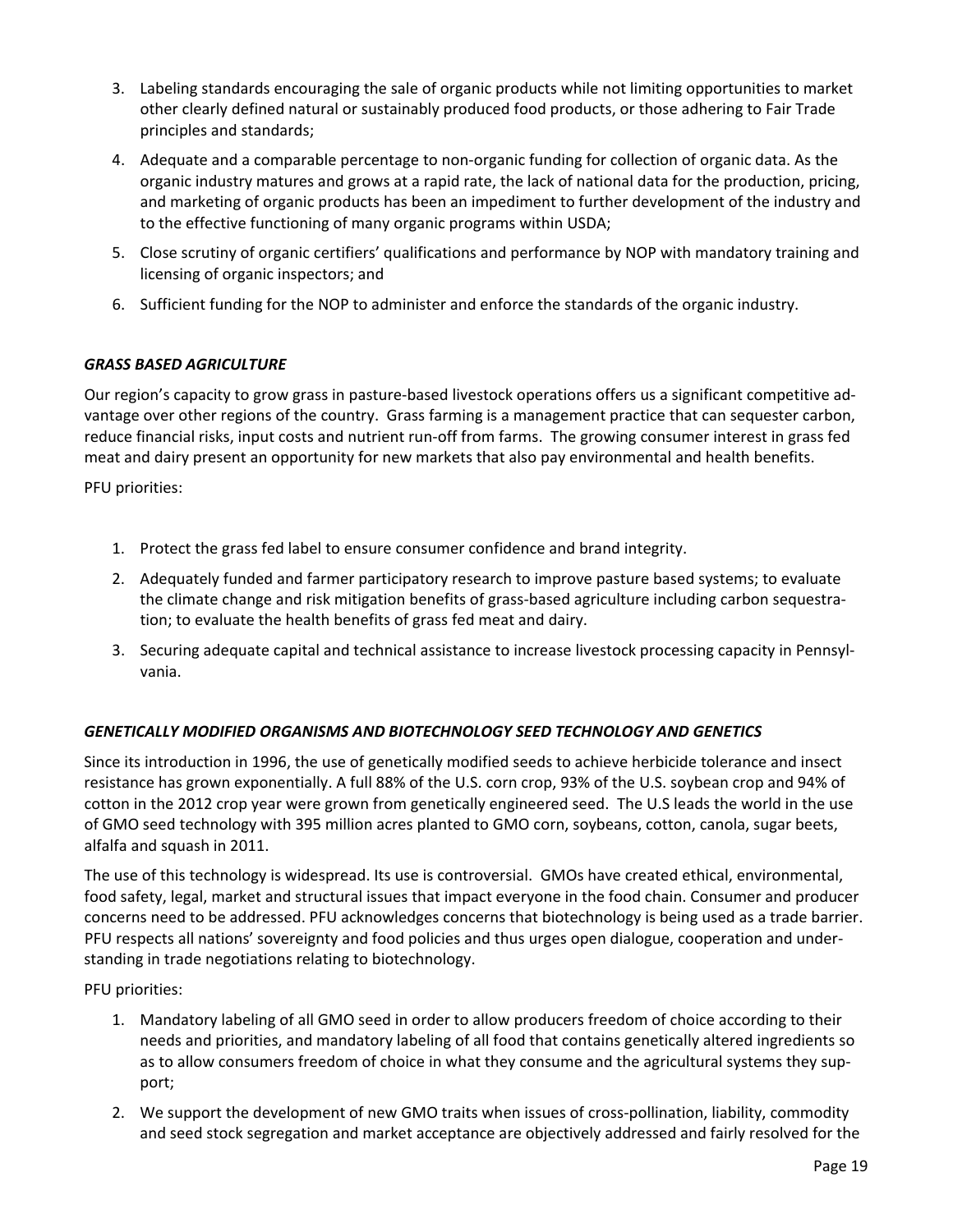3. Labeling standards encouraging the sale of organic products while not limiting opportunities to market other clearly defined natural or sustainably produced food products, or those adhering to Fair Trade principles and standards;
4. Adequate and a comparable percentage to non-organic funding for collection of organic data. As the organic industry matures and grows at a rapid rate, the lack of national data for the production, pricing, and marketing of organic products has been an impediment to further development of the industry and to the effective functioning of many organic programs within USDA;
5. Close scrutiny of organic certifiers' qualifications and performance by NOP with mandatory training and licensing of organic inspectors; and
6. Sufficient funding for the NOP to administer and enforce the standards of the organic industry.

***GRASS BASED AGRICULTURE***

Our region's capacity to grow grass in pasture-based livestock operations offers us a significant competitive advantage over other regions of the country. Grass farming is a management practice that can sequester carbon, reduce financial risks, input costs and nutrient run-off from farms. The growing consumer interest in grass fed meat and dairy present an opportunity for new markets that also pay environmental and health benefits.

PFU priorities:

1. Protect the grass fed label to ensure consumer confidence and brand integrity.
2. Adequately funded and farmer participatory research to improve pasture based systems; to evaluate the climate change and risk mitigation benefits of grass-based agriculture including carbon sequestration; to evaluate the health benefits of grass fed meat and dairy.
3. Securing adequate capital and technical assistance to increase livestock processing capacity in Pennsylvania.

***GENETICALLY MODIFIED ORGANISMS AND BIOTECHNOLOGY SEED TECHNOLOGY AND GENETICS***

Since its introduction in 1996, the use of genetically modified seeds to achieve herbicide tolerance and insect resistance has grown exponentially. A full 88% of the U.S. corn crop, 93% of the U.S. soybean crop and 94% of cotton in the 2012 crop year were grown from genetically engineered seed. The U.S leads the world in the use of GMO seed technology with 395 million acres planted to GMO corn, soybeans, cotton, canola, sugar beets, alfalfa and squash in 2011.

The use of this technology is widespread. Its use is controversial. GMOs have created ethical, environmental, food safety, legal, market and structural issues that impact everyone in the food chain. Consumer and producer concerns need to be addressed. PFU acknowledges concerns that biotechnology is being used as a trade barrier. PFU respects all nations' sovereignty and food policies and thus urges open dialogue, cooperation and understanding in trade negotiations relating to biotechnology.

PFU priorities:

1. Mandatory labeling of all GMO seed in order to allow producers freedom of choice according to their needs and priorities, and mandatory labeling of all food that contains genetically altered ingredients so as to allow consumers freedom of choice in what they consume and the agricultural systems they support;
2. We support the development of new GMO traits when issues of cross-pollination, liability, commodity and seed stock segregation and market acceptance are objectively addressed and fairly resolved for the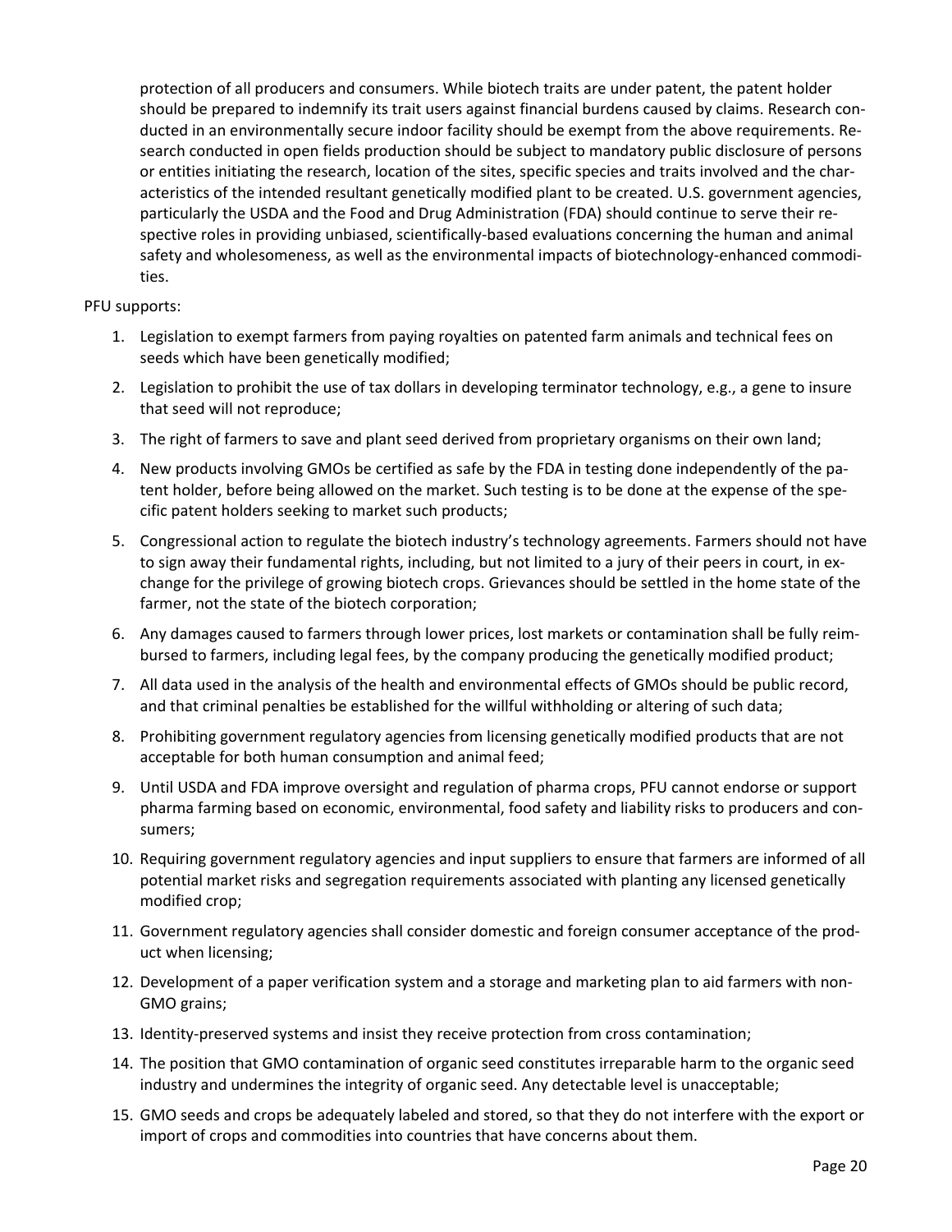protection of all producers and consumers. While biotech traits are under patent, the patent holder should be prepared to indemnify its trait users against financial burdens caused by claims. Research conducted in an environmentally secure indoor facility should be exempt from the above requirements. Research conducted in open fields production should be subject to mandatory public disclosure of persons or entities initiating the research, location of the sites, specific species and traits involved and the characteristics of the intended resultant genetically modified plant to be created. U.S. government agencies, particularly the USDA and the Food and Drug Administration (FDA) should continue to serve their respective roles in providing unbiased, scientifically-based evaluations concerning the human and animal safety and wholesomeness, as well as the environmental impacts of biotechnology-enhanced commodities.

PFU supports:

1. Legislation to exempt farmers from paying royalties on patented farm animals and technical fees on seeds which have been genetically modified;
2. Legislation to prohibit the use of tax dollars in developing terminator technology, e.g., a gene to insure that seed will not reproduce;
3. The right of farmers to save and plant seed derived from proprietary organisms on their own land;
4. New products involving GMOs be certified as safe by the FDA in testing done independently of the patent holder, before being allowed on the market. Such testing is to be done at the expense of the specific patent holders seeking to market such products;
5. Congressional action to regulate the biotech industry's technology agreements. Farmers should not have to sign away their fundamental rights, including, but not limited to a jury of their peers in court, in exchange for the privilege of growing biotech crops. Grievances should be settled in the home state of the farmer, not the state of the biotech corporation;
6. Any damages caused to farmers through lower prices, lost markets or contamination shall be fully reimbursed to farmers, including legal fees, by the company producing the genetically modified product;
7. All data used in the analysis of the health and environmental effects of GMOs should be public record, and that criminal penalties be established for the willful withholding or altering of such data;
8. Prohibiting government regulatory agencies from licensing genetically modified products that are not acceptable for both human consumption and animal feed;
9. Until USDA and FDA improve oversight and regulation of pharma crops, PFU cannot endorse or support pharma farming based on economic, environmental, food safety and liability risks to producers and consumers;
10. Requiring government regulatory agencies and input suppliers to ensure that farmers are informed of all potential market risks and segregation requirements associated with planting any licensed genetically modified crop;
11. Government regulatory agencies shall consider domestic and foreign consumer acceptance of the product when licensing;
12. Development of a paper verification system and a storage and marketing plan to aid farmers with non-GMO grains;
13. Identity-preserved systems and insist they receive protection from cross contamination;
14. The position that GMO contamination of organic seed constitutes irreparable harm to the organic seed industry and undermines the integrity of organic seed. Any detectable level is unacceptable;
15. GMO seeds and crops be adequately labeled and stored, so that they do not interfere with the export or import of crops and commodities into countries that have concerns about them.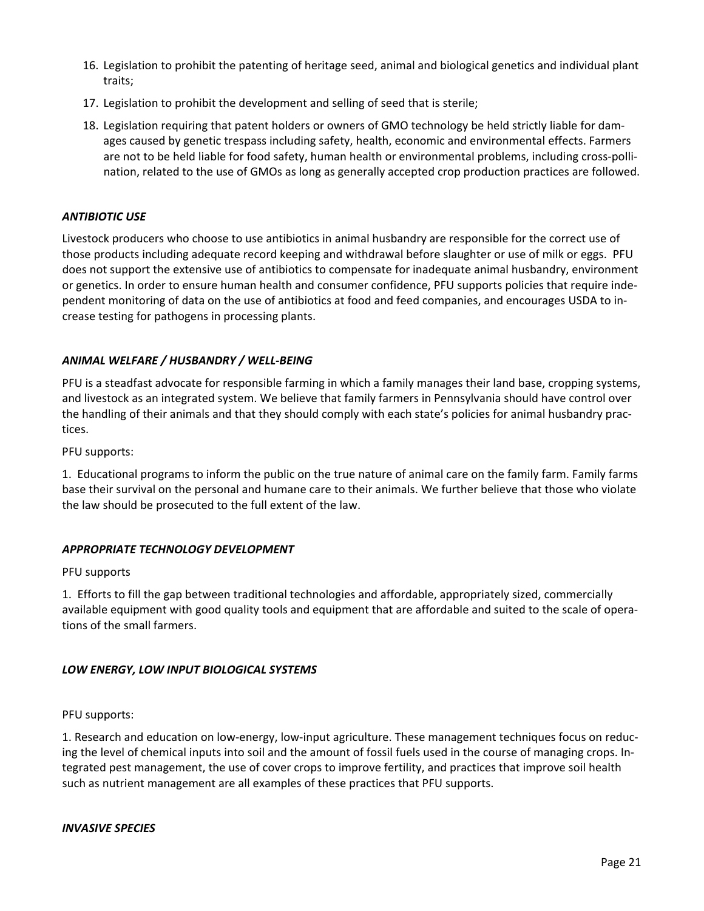16. Legislation to prohibit the patenting of heritage seed, animal and biological genetics and individual plant traits;
17. Legislation to prohibit the development and selling of seed that is sterile;
18. Legislation requiring that patent holders or owners of GMO technology be held strictly liable for damages caused by genetic trespass including safety, health, economic and environmental effects. Farmers are not to be held liable for food safety, human health or environmental problems, including cross-pollination, related to the use of GMOs as long as generally accepted crop production practices are followed.

### *ANTIBIOTIC USE*

Livestock producers who choose to use antibiotics in animal husbandry are responsible for the correct use of those products including adequate record keeping and withdrawal before slaughter or use of milk or eggs. PFU does not support the extensive use of antibiotics to compensate for inadequate animal husbandry, environment or genetics. In order to ensure human health and consumer confidence, PFU supports policies that require independent monitoring of data on the use of antibiotics at food and feed companies, and encourages USDA to increase testing for pathogens in processing plants.

### *ANIMAL WELFARE / HUSBANDRY / WELL-BEING*

PFU is a steadfast advocate for responsible farming in which a family manages their land base, cropping systems, and livestock as an integrated system. We believe that family farmers in Pennsylvania should have control over the handling of their animals and that they should comply with each state's policies for animal husbandry practices.

PFU supports:

1. Educational programs to inform the public on the true nature of animal care on the family farm. Family farms base their survival on the personal and humane care to their animals. We further believe that those who violate the law should be prosecuted to the full extent of the law.

### *APPROPRIATE TECHNOLOGY DEVELOPMENT*

PFU supports

1. Efforts to fill the gap between traditional technologies and affordable, appropriately sized, commercially available equipment with good quality tools and equipment that are affordable and suited to the scale of operations of the small farmers.

### *LOW ENERGY, LOW INPUT BIOLOGICAL SYSTEMS*

PFU supports:

1. Research and education on low-energy, low-input agriculture. These management techniques focus on reducing the level of chemical inputs into soil and the amount of fossil fuels used in the course of managing crops. Integrated pest management, the use of cover crops to improve fertility, and practices that improve soil health such as nutrient management are all examples of these practices that PFU supports.

### *INVASIVE SPECIES*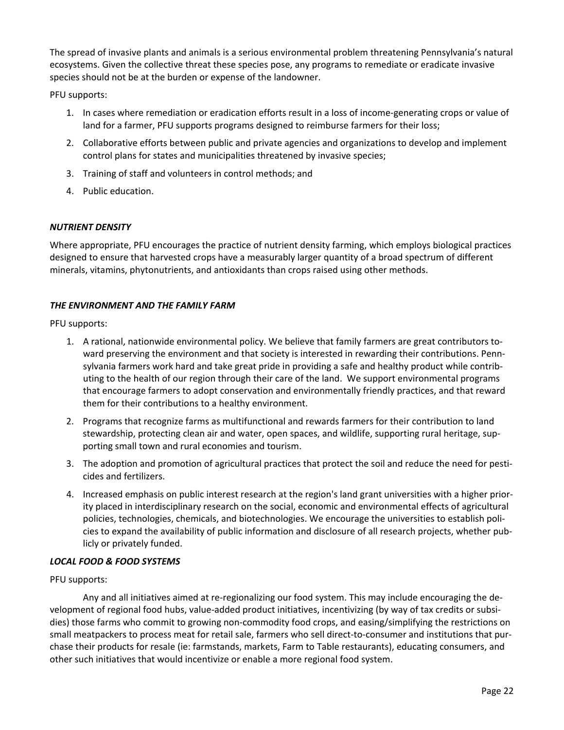The spread of invasive plants and animals is a serious environmental problem threatening Pennsylvania's natural ecosystems. Given the collective threat these species pose, any programs to remediate or eradicate invasive species should not be at the burden or expense of the landowner.

PFU supports:

1. In cases where remediation or eradication efforts result in a loss of income-generating crops or value of land for a farmer, PFU supports programs designed to reimburse farmers for their loss;
2. Collaborative efforts between public and private agencies and organizations to develop and implement control plans for states and municipalities threatened by invasive species;
3. Training of staff and volunteers in control methods; and
4. Public education.

### *NUTRIENT DENSITY*

Where appropriate, PFU encourages the practice of nutrient density farming, which employs biological practices designed to ensure that harvested crops have a measurably larger quantity of a broad spectrum of different minerals, vitamins, phytonutrients, and antioxidants than crops raised using other methods.

### *THE ENVIRONMENT AND THE FAMILY FARM*

PFU supports:

1. A rational, nationwide environmental policy. We believe that family farmers are great contributors toward preserving the environment and that society is interested in rewarding their contributions. Pennsylvania farmers work hard and take great pride in providing a safe and healthy product while contributing to the health of our region through their care of the land. We support environmental programs that encourage farmers to adopt conservation and environmentally friendly practices, and that reward them for their contributions to a healthy environment.
2. Programs that recognize farms as multifunctional and rewards farmers for their contribution to land stewardship, protecting clean air and water, open spaces, and wildlife, supporting rural heritage, supporting small town and rural economies and tourism.
3. The adoption and promotion of agricultural practices that protect the soil and reduce the need for pesticides and fertilizers.
4. Increased emphasis on public interest research at the region's land grant universities with a higher priority placed in interdisciplinary research on the social, economic and environmental effects of agricultural policies, technologies, chemicals, and biotechnologies. We encourage the universities to establish policies to expand the availability of public information and disclosure of all research projects, whether publicly or privately funded.

### *LOCAL FOOD & FOOD SYSTEMS*

PFU supports:

Any and all initiatives aimed at re-regionalizing our food system. This may include encouraging the development of regional food hubs, value-added product initiatives, incentivizing (by way of tax credits or subsidies) those farms who commit to growing non-commodity food crops, and easing/simplifying the restrictions on small meatpackers to process meat for retail sale, farmers who sell direct-to-consumer and institutions that purchase their products for resale (ie: farmstands, markets, Farm to Table restaurants), educating consumers, and other such initiatives that would incentivize or enable a more regional food system.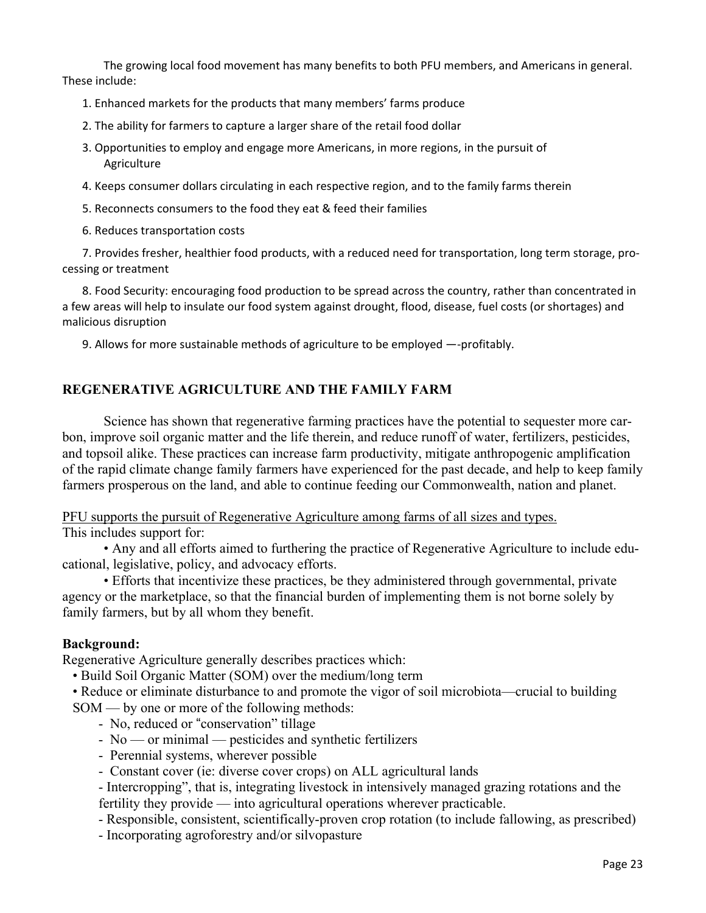The growing local food movement has many benefits to both PFU members, and Americans in general. These include:

1. Enhanced markets for the products that many members' farms produce
2. The ability for farmers to capture a larger share of the retail food dollar
3. Opportunities to employ and engage more Americans, in more regions, in the pursuit of Agriculture
4. Keeps consumer dollars circulating in each respective region, and to the family farms therein
5. Reconnects consumers to the food they eat & feed their families
6. Reduces transportation costs
7. Provides fresher, healthier food products, with a reduced need for transportation, long term storage, processing or treatment
8. Food Security: encouraging food production to be spread across the country, rather than concentrated in a few areas will help to insulate our food system against drought, flood, disease, fuel costs (or shortages) and malicious disruption
9. Allows for more sustainable methods of agriculture to be employed —-profitably.

## REGENERATIVE AGRICULTURE AND THE FAMILY FARM

Science has shown that regenerative farming practices have the potential to sequester more carbon, improve soil organic matter and the life therein, and reduce runoff of water, fertilizers, pesticides, and topsoil alike. These practices can increase farm productivity, mitigate anthropogenic amplification of the rapid climate change family farmers have experienced for the past decade, and help to keep family farmers prosperous on the land, and able to continue feeding our Commonwealth, nation and planet.

<u>PFU supports the pursuit of Regenerative Agriculture among farms of all sizes and types.</u>
This includes support for:

- Any and all efforts aimed to furthering the practice of Regenerative Agriculture to include educational, legislative, policy, and advocacy efforts.
- Efforts that incentivize these practices, be they administered through governmental, private agency or the marketplace, so that the financial burden of implementing them is not borne solely by family farmers, but by all whom they benefit.

**Background:**
Regenerative Agriculture generally describes practices which:

- Build Soil Organic Matter (SOM) over the medium/long term
- Reduce or eliminate disturbance to and promote the vigor of soil microbiota—crucial to building SOM — by one or more of the following methods:
  - No, reduced or "conservation" tillage
  - No — or minimal — pesticides and synthetic fertilizers
  - Perennial systems, wherever possible
  - Constant cover (ie: diverse cover crops) on ALL agricultural lands
  - Intercropping", that is, integrating livestock in intensively managed grazing rotations and the fertility they provide — into agricultural operations wherever practicable.
  - Responsible, consistent, scientifically-proven crop rotation (to include fallowing, as prescribed)
  - Incorporating agroforestry and/or silvopasture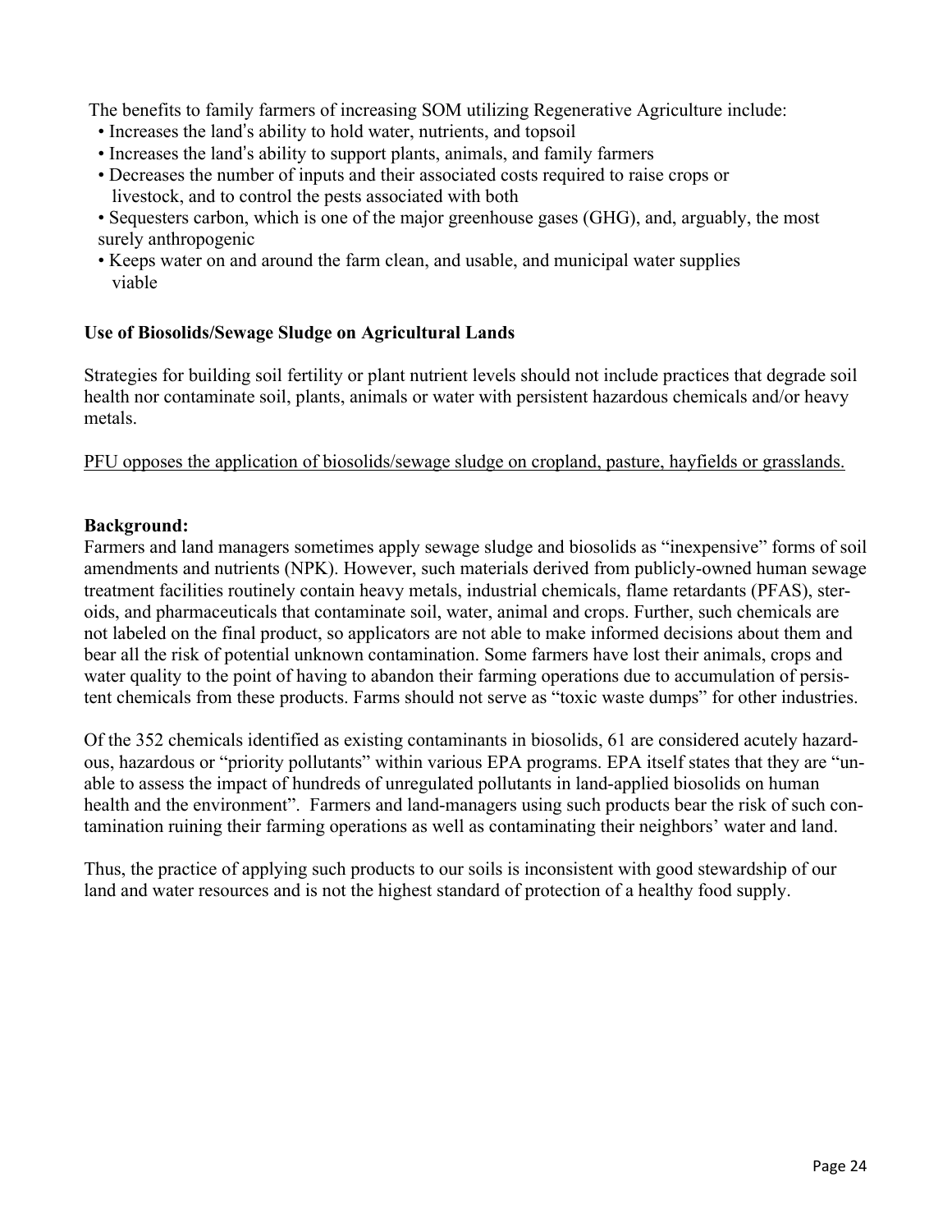The benefits to family farmers of increasing SOM utilizing Regenerative Agriculture include:

- Increases the land's ability to hold water, nutrients, and topsoil
- Increases the land's ability to support plants, animals, and family farmers
- Decreases the number of inputs and their associated costs required to raise crops or livestock, and to control the pests associated with both
- Sequesters carbon, which is one of the major greenhouse gases (GHG), and, arguably, the most surely anthropogenic
- Keeps water on and around the farm clean, and usable, and municipal water supplies viable

**Use of Biosolids/Sewage Sludge on Agricultural Lands**

Strategies for building soil fertility or plant nutrient levels should not include practices that degrade soil health nor contaminate soil, plants, animals or water with persistent hazardous chemicals and/or heavy metals.

<u>PFU opposes the application of biosolids/sewage sludge on cropland, pasture, hayfields or grasslands.</u>

**Background:**

Farmers and land managers sometimes apply sewage sludge and biosolids as "inexpensive" forms of soil amendments and nutrients (NPK). However, such materials derived from publicly-owned human sewage treatment facilities routinely contain heavy metals, industrial chemicals, flame retardants (PFAS), steroids, and pharmaceuticals that contaminate soil, water, animal and crops. Further, such chemicals are not labeled on the final product, so applicators are not able to make informed decisions about them and bear all the risk of potential unknown contamination. Some farmers have lost their animals, crops and water quality to the point of having to abandon their farming operations due to accumulation of persistent chemicals from these products. Farms should not serve as "toxic waste dumps" for other industries.

Of the 352 chemicals identified as existing contaminants in biosolids, 61 are considered acutely hazardous, hazardous or "priority pollutants" within various EPA programs. EPA itself states that they are "unable to assess the impact of hundreds of unregulated pollutants in land-applied biosolids on human health and the environment". Farmers and land-managers using such products bear the risk of such contamination ruining their farming operations as well as contaminating their neighbors' water and land.

Thus, the practice of applying such products to our soils is inconsistent with good stewardship of our land and water resources and is not the highest standard of protection of a healthy food supply.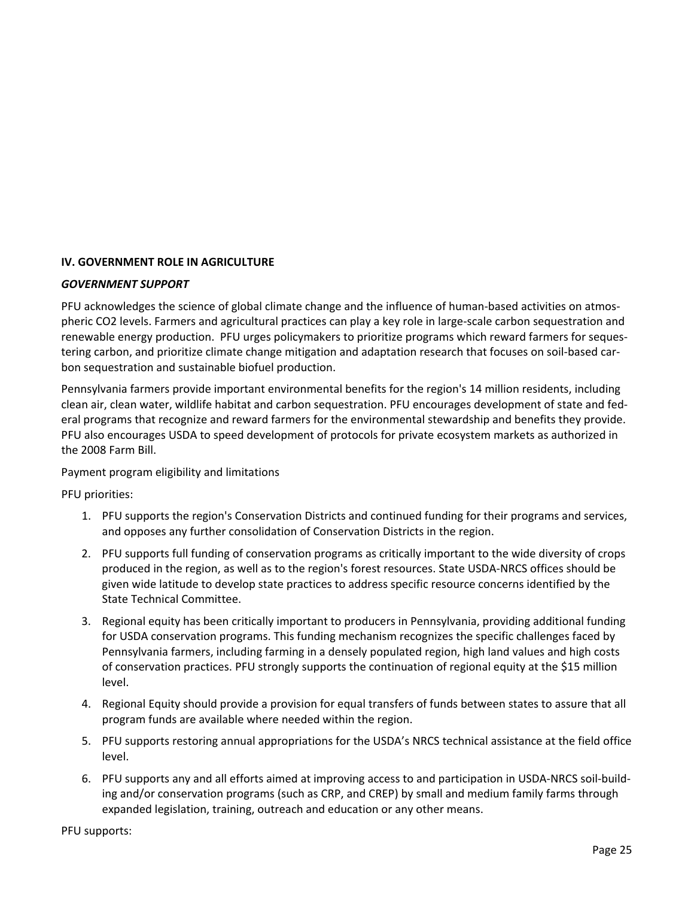## IV. GOVERNMENT ROLE IN AGRICULTURE

### *GOVERNMENT SUPPORT*

PFU acknowledges the science of global climate change and the influence of human-based activities on atmospheric $CO_2$ levels. Farmers and agricultural practices can play a key role in large-scale carbon sequestration and renewable energy production. PFU urges policymakers to prioritize programs which reward farmers for sequestering carbon, and prioritize climate change mitigation and adaptation research that focuses on soil-based carbon sequestration and sustainable biofuel production.

Pennsylvania farmers provide important environmental benefits for the region's 14 million residents, including clean air, clean water, wildlife habitat and carbon sequestration. PFU encourages development of state and federal programs that recognize and reward farmers for the environmental stewardship and benefits they provide. PFU also encourages USDA to speed development of protocols for private ecosystem markets as authorized in the 2008 Farm Bill.

Payment program eligibility and limitations

PFU priorities:

1. PFU supports the region's Conservation Districts and continued funding for their programs and services, and opposes any further consolidation of Conservation Districts in the region.
2. PFU supports full funding of conservation programs as critically important to the wide diversity of crops produced in the region, as well as to the region's forest resources. State USDA-NRCS offices should be given wide latitude to develop state practices to address specific resource concerns identified by the State Technical Committee.
3. Regional equity has been critically important to producers in Pennsylvania, providing additional funding for USDA conservation programs. This funding mechanism recognizes the specific challenges faced by Pennsylvania farmers, including farming in a densely populated region, high land values and high costs of conservation practices. PFU strongly supports the continuation of regional equity at the $15 million level.
4. Regional Equity should provide a provision for equal transfers of funds between states to assure that all program funds are available where needed within the region.
5. PFU supports restoring annual appropriations for the USDA's NRCS technical assistance at the field office level.
6. PFU supports any and all efforts aimed at improving access to and participation in USDA-NRCS soil-building and/or conservation programs (such as CRP, and CREP) by small and medium family farms through expanded legislation, training, outreach and education or any other means.

PFU supports: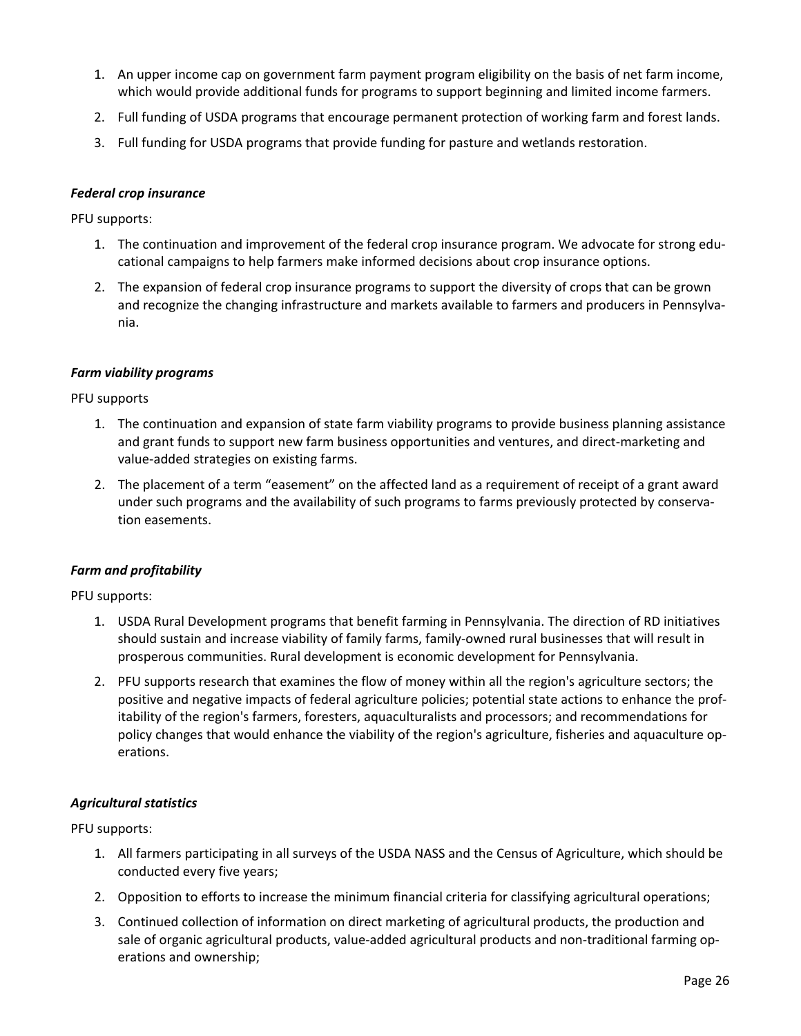1. An upper income cap on government farm payment program eligibility on the basis of net farm income, which would provide additional funds for programs to support beginning and limited income farmers.
2. Full funding of USDA programs that encourage permanent protection of working farm and forest lands.
3. Full funding for USDA programs that provide funding for pasture and wetlands restoration.

***Federal crop insurance***

PFU supports:

1. The continuation and improvement of the federal crop insurance program. We advocate for strong educational campaigns to help farmers make informed decisions about crop insurance options.
2. The expansion of federal crop insurance programs to support the diversity of crops that can be grown and recognize the changing infrastructure and markets available to farmers and producers in Pennsylvania.

***Farm viability programs***

PFU supports

1. The continuation and expansion of state farm viability programs to provide business planning assistance and grant funds to support new farm business opportunities and ventures, and direct-marketing and value-added strategies on existing farms.
2. The placement of a term "easement" on the affected land as a requirement of receipt of a grant award under such programs and the availability of such programs to farms previously protected by conservation easements.

***Farm and profitability***

PFU supports:

1. USDA Rural Development programs that benefit farming in Pennsylvania. The direction of RD initiatives should sustain and increase viability of family farms, family-owned rural businesses that will result in prosperous communities. Rural development is economic development for Pennsylvania.
2. PFU supports research that examines the flow of money within all the region's agriculture sectors; the positive and negative impacts of federal agriculture policies; potential state actions to enhance the profitability of the region's farmers, foresters, aquaculturalists and processors; and recommendations for policy changes that would enhance the viability of the region's agriculture, fisheries and aquaculture operations.

***Agricultural statistics***

PFU supports:

1. All farmers participating in all surveys of the USDA NASS and the Census of Agriculture, which should be conducted every five years;
2. Opposition to efforts to increase the minimum financial criteria for classifying agricultural operations;
3. Continued collection of information on direct marketing of agricultural products, the production and sale of organic agricultural products, value-added agricultural products and non-traditional farming operations and ownership;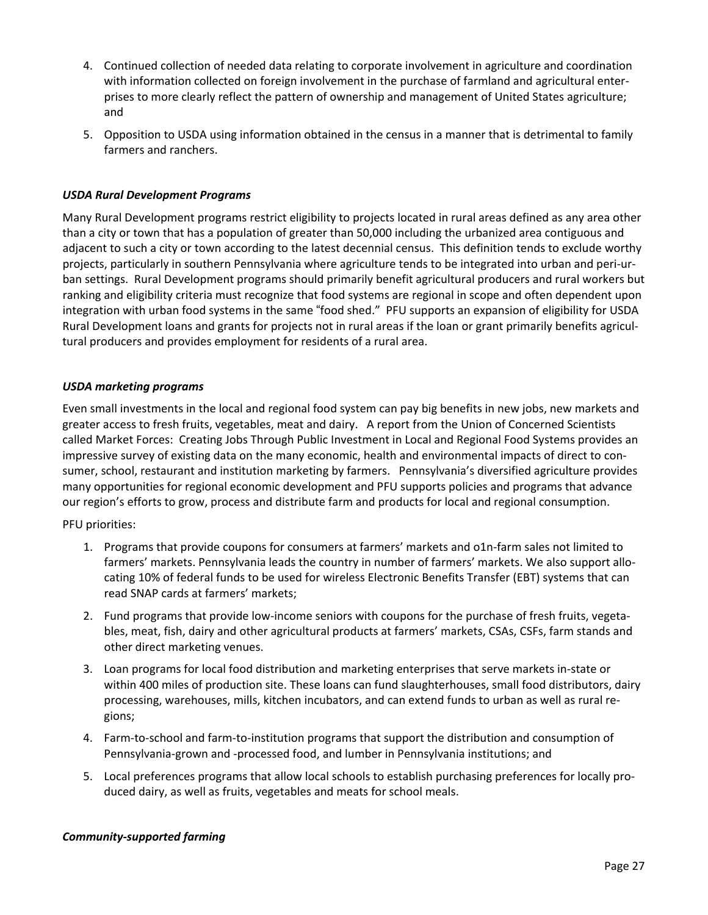4. Continued collection of needed data relating to corporate involvement in agriculture and coordination with information collected on foreign involvement in the purchase of farmland and agricultural enterprises to more clearly reflect the pattern of ownership and management of United States agriculture; and

5. Opposition to USDA using information obtained in the census in a manner that is detrimental to family farmers and ranchers.

***USDA Rural Development Programs***

Many Rural Development programs restrict eligibility to projects located in rural areas defined as any area other than a city or town that has a population of greater than 50,000 including the urbanized area contiguous and adjacent to such a city or town according to the latest decennial census. This definition tends to exclude worthy projects, particularly in southern Pennsylvania where agriculture tends to be integrated into urban and peri-urban settings. Rural Development programs should primarily benefit agricultural producers and rural workers but ranking and eligibility criteria must recognize that food systems are regional in scope and often dependent upon integration with urban food systems in the same "food shed." PFU supports an expansion of eligibility for USDA Rural Development loans and grants for projects not in rural areas if the loan or grant primarily benefits agricultural producers and provides employment for residents of a rural area.

***USDA marketing programs***

Even small investments in the local and regional food system can pay big benefits in new jobs, new markets and greater access to fresh fruits, vegetables, meat and dairy. A report from the Union of Concerned Scientists called Market Forces: Creating Jobs Through Public Investment in Local and Regional Food Systems provides an impressive survey of existing data on the many economic, health and environmental impacts of direct to consumer, school, restaurant and institution marketing by farmers. Pennsylvania's diversified agriculture provides many opportunities for regional economic development and PFU supports policies and programs that advance our region's efforts to grow, process and distribute farm and products for local and regional consumption.

PFU priorities:

1. Programs that provide coupons for consumers at farmers' markets and o1n-farm sales not limited to farmers' markets. Pennsylvania leads the country in number of farmers' markets. We also support allocating 10% of federal funds to be used for wireless Electronic Benefits Transfer (EBT) systems that can read SNAP cards at farmers' markets;

2. Fund programs that provide low-income seniors with coupons for the purchase of fresh fruits, vegetables, meat, fish, dairy and other agricultural products at farmers' markets, CSAs, CSFs, farm stands and other direct marketing venues.

3. Loan programs for local food distribution and marketing enterprises that serve markets in-state or within 400 miles of production site. These loans can fund slaughterhouses, small food distributors, dairy processing, warehouses, mills, kitchen incubators, and can extend funds to urban as well as rural regions;

4. Farm-to-school and farm-to-institution programs that support the distribution and consumption of Pennsylvania-grown and -processed food, and lumber in Pennsylvania institutions; and

5. Local preferences programs that allow local schools to establish purchasing preferences for locally produced dairy, as well as fruits, vegetables and meats for school meals.

***Community-supported farming***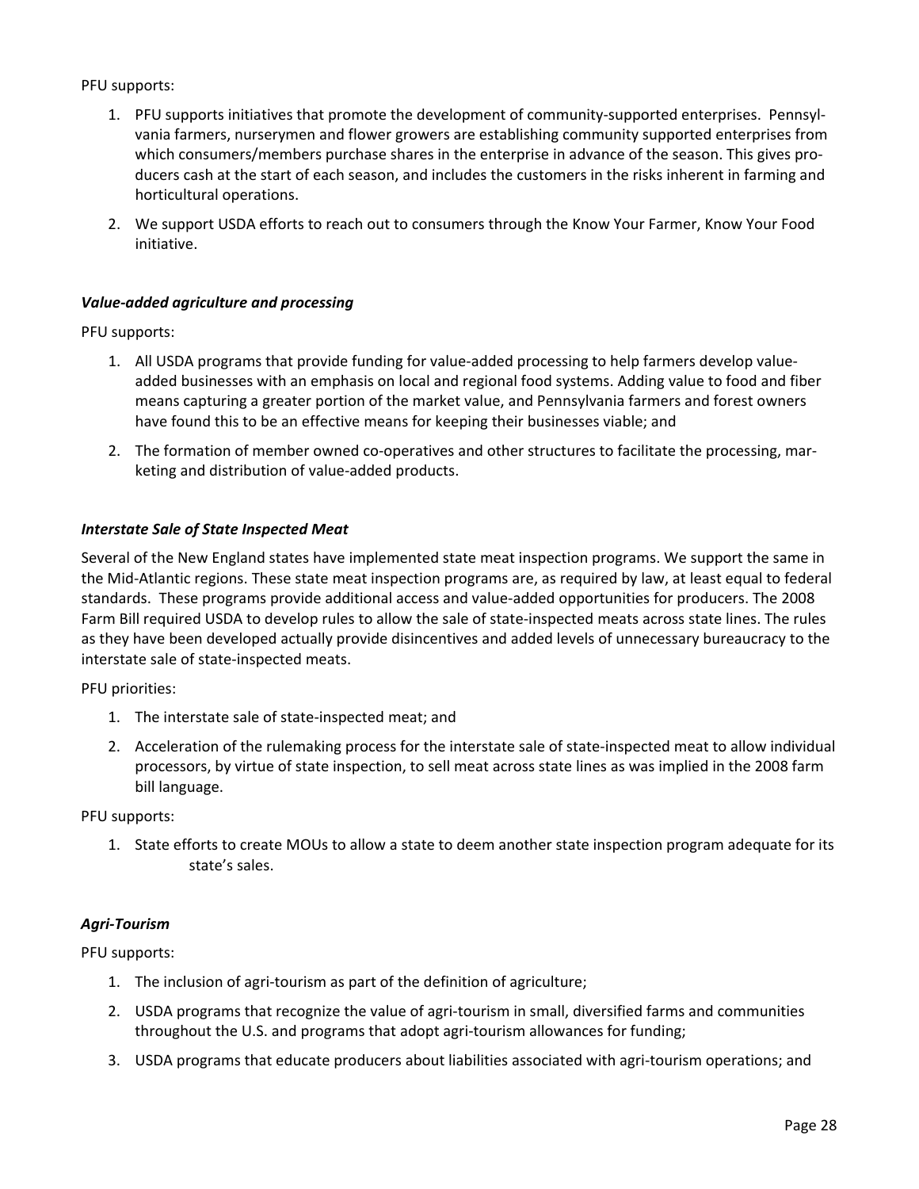PFU supports:

1. PFU supports initiatives that promote the development of community-supported enterprises. Pennsylvania farmers, nurserymen and flower growers are establishing community supported enterprises from which consumers/members purchase shares in the enterprise in advance of the season. This gives producers cash at the start of each season, and includes the customers in the risks inherent in farming and horticultural operations.
2. We support USDA efforts to reach out to consumers through the Know Your Farmer, Know Your Food initiative.

### *Value-added agriculture and processing*

PFU supports:

1. All USDA programs that provide funding for value-added processing to help farmers develop value-added businesses with an emphasis on local and regional food systems. Adding value to food and fiber means capturing a greater portion of the market value, and Pennsylvania farmers and forest owners have found this to be an effective means for keeping their businesses viable; and
2. The formation of member owned co-operatives and other structures to facilitate the processing, marketing and distribution of value-added products.

### *Interstate Sale of State Inspected Meat*

Several of the New England states have implemented state meat inspection programs. We support the same in the Mid-Atlantic regions. These state meat inspection programs are, as required by law, at least equal to federal standards. These programs provide additional access and value-added opportunities for producers. The 2008 Farm Bill required USDA to develop rules to allow the sale of state-inspected meats across state lines. The rules as they have been developed actually provide disincentives and added levels of unnecessary bureaucracy to the interstate sale of state-inspected meats.

PFU priorities:

1. The interstate sale of state-inspected meat; and
2. Acceleration of the rulemaking process for the interstate sale of state-inspected meat to allow individual processors, by virtue of state inspection, to sell meat across state lines as was implied in the 2008 farm bill language.

PFU supports:

1. State efforts to create MOUs to allow a state to deem another state inspection program adequate for its state's sales.

### *Agri-Tourism*

PFU supports:

1. The inclusion of agri-tourism as part of the definition of agriculture;
2. USDA programs that recognize the value of agri-tourism in small, diversified farms and communities throughout the U.S. and programs that adopt agri-tourism allowances for funding;
3. USDA programs that educate producers about liabilities associated with agri-tourism operations; and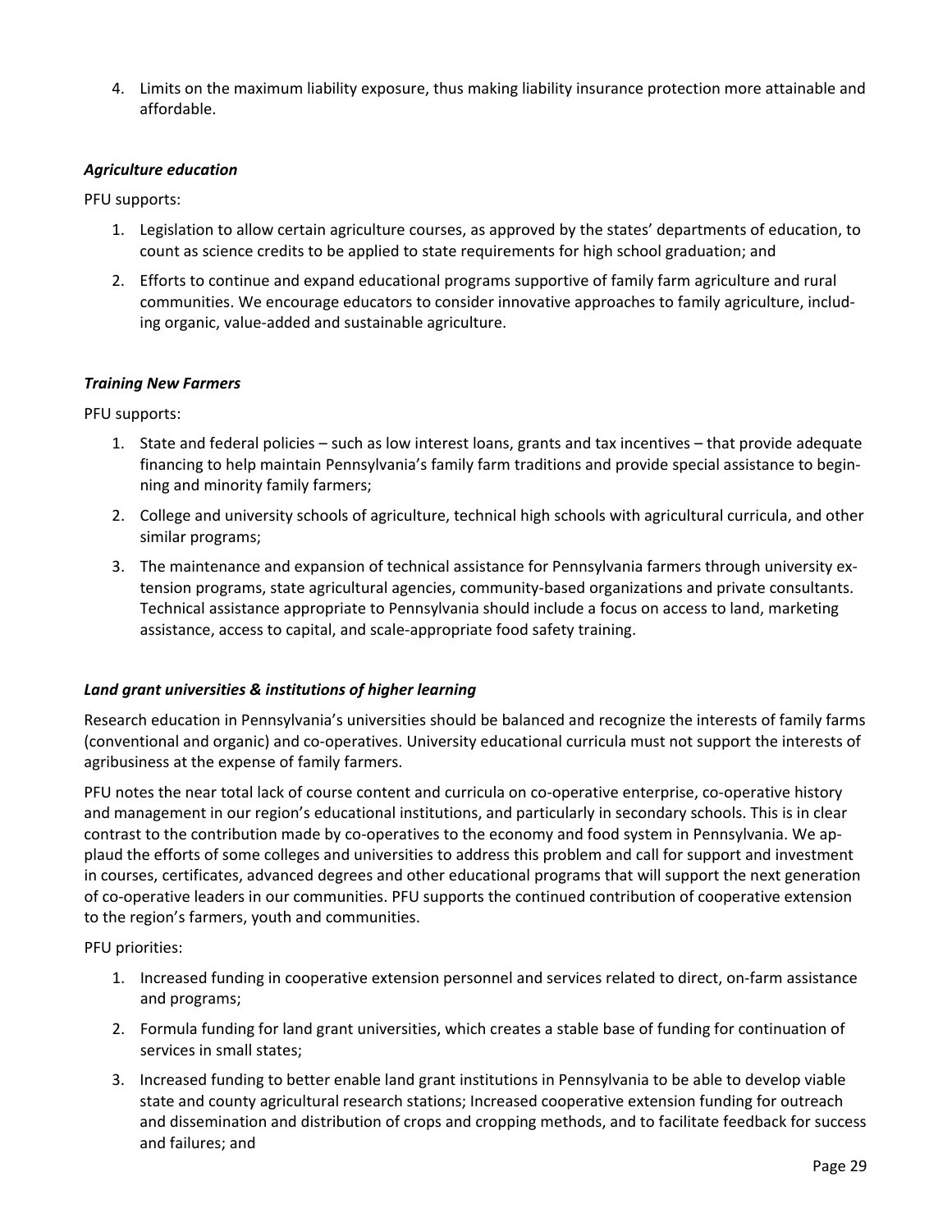4. Limits on the maximum liability exposure, thus making liability insurance protection more attainable and affordable.

### *Agriculture education*

PFU supports:

1. Legislation to allow certain agriculture courses, as approved by the states' departments of education, to count as science credits to be applied to state requirements for high school graduation; and
2. Efforts to continue and expand educational programs supportive of family farm agriculture and rural communities. We encourage educators to consider innovative approaches to family agriculture, including organic, value-added and sustainable agriculture.

### *Training New Farmers*

PFU supports:

1. State and federal policies – such as low interest loans, grants and tax incentives – that provide adequate financing to help maintain Pennsylvania's family farm traditions and provide special assistance to beginning and minority family farmers;
2. College and university schools of agriculture, technical high schools with agricultural curricula, and other similar programs;
3. The maintenance and expansion of technical assistance for Pennsylvania farmers through university extension programs, state agricultural agencies, community-based organizations and private consultants. Technical assistance appropriate to Pennsylvania should include a focus on access to land, marketing assistance, access to capital, and scale-appropriate food safety training.

### *Land grant universities & institutions of higher learning*

Research education in Pennsylvania's universities should be balanced and recognize the interests of family farms (conventional and organic) and co-operatives. University educational curricula must not support the interests of agribusiness at the expense of family farmers.

PFU notes the near total lack of course content and curricula on co-operative enterprise, co-operative history and management in our region's educational institutions, and particularly in secondary schools. This is in clear contrast to the contribution made by co-operatives to the economy and food system in Pennsylvania. We applaud the efforts of some colleges and universities to address this problem and call for support and investment in courses, certificates, advanced degrees and other educational programs that will support the next generation of co-operative leaders in our communities. PFU supports the continued contribution of cooperative extension to the region's farmers, youth and communities.

PFU priorities:

1. Increased funding in cooperative extension personnel and services related to direct, on-farm assistance and programs;
2. Formula funding for land grant universities, which creates a stable base of funding for continuation of services in small states;
3. Increased funding to better enable land grant institutions in Pennsylvania to be able to develop viable state and county agricultural research stations; Increased cooperative extension funding for outreach and dissemination and distribution of crops and cropping methods, and to facilitate feedback for success and failures; and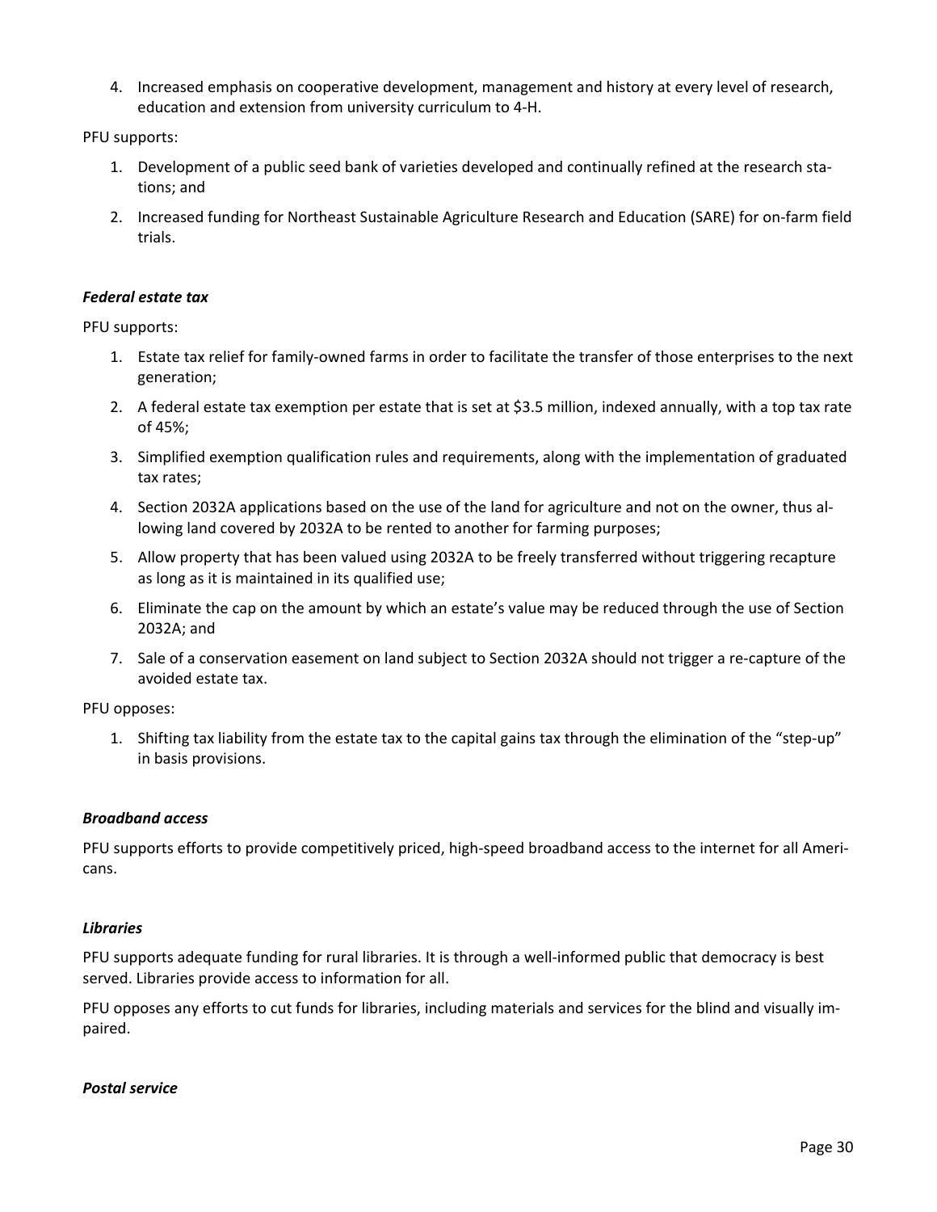4. Increased emphasis on cooperative development, management and history at every level of research, education and extension from university curriculum to 4-H.

PFU supports:

1. Development of a public seed bank of varieties developed and continually refined at the research stations; and
2. Increased funding for Northeast Sustainable Agriculture Research and Education (SARE) for on-farm field trials.

***Federal estate tax***

PFU supports:

1. Estate tax relief for family-owned farms in order to facilitate the transfer of those enterprises to the next generation;
2. A federal estate tax exemption per estate that is set at $3.5 million, indexed annually, with a top tax rate of 45%;
3. Simplified exemption qualification rules and requirements, along with the implementation of graduated tax rates;
4. Section 2032A applications based on the use of the land for agriculture and not on the owner, thus allowing land covered by 2032A to be rented to another for farming purposes;
5. Allow property that has been valued using 2032A to be freely transferred without triggering recapture as long as it is maintained in its qualified use;
6. Eliminate the cap on the amount by which an estate's value may be reduced through the use of Section 2032A; and
7. Sale of a conservation easement on land subject to Section 2032A should not trigger a re-capture of the avoided estate tax.

PFU opposes:

1. Shifting tax liability from the estate tax to the capital gains tax through the elimination of the "step-up" in basis provisions.

***Broadband access***

PFU supports efforts to provide competitively priced, high-speed broadband access to the internet for all Americans.

***Libraries***

PFU supports adequate funding for rural libraries. It is through a well-informed public that democracy is best served. Libraries provide access to information for all.

PFU opposes any efforts to cut funds for libraries, including materials and services for the blind and visually impaired.

***Postal service***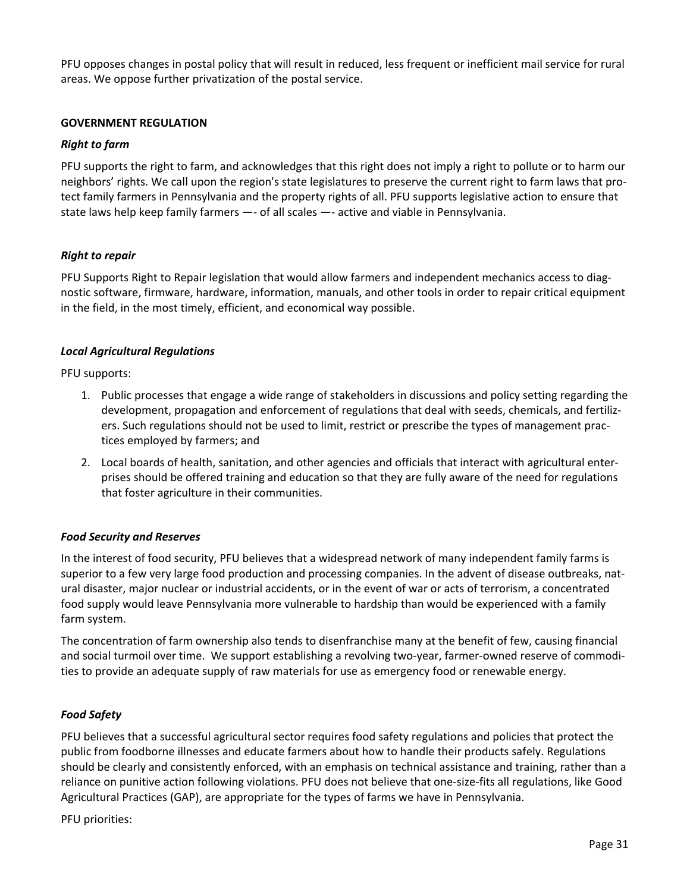PFU opposes changes in postal policy that will result in reduced, less frequent or inefficient mail service for rural areas. We oppose further privatization of the postal service.

## GOVERNMENT REGULATION

### *Right to farm*

PFU supports the right to farm, and acknowledges that this right does not imply a right to pollute or to harm our neighbors' rights. We call upon the region's state legislatures to preserve the current right to farm laws that protect family farmers in Pennsylvania and the property rights of all. PFU supports legislative action to ensure that state laws help keep family farmers —- of all scales —- active and viable in Pennsylvania.

### *Right to repair*

PFU Supports Right to Repair legislation that would allow farmers and independent mechanics access to diagnostic software, firmware, hardware, information, manuals, and other tools in order to repair critical equipment in the field, in the most timely, efficient, and economical way possible.

### *Local Agricultural Regulations*

PFU supports:

1. Public processes that engage a wide range of stakeholders in discussions and policy setting regarding the development, propagation and enforcement of regulations that deal with seeds, chemicals, and fertilizers. Such regulations should not be used to limit, restrict or prescribe the types of management practices employed by farmers; and
2. Local boards of health, sanitation, and other agencies and officials that interact with agricultural enterprises should be offered training and education so that they are fully aware of the need for regulations that foster agriculture in their communities.

### *Food Security and Reserves*

In the interest of food security, PFU believes that a widespread network of many independent family farms is superior to a few very large food production and processing companies. In the advent of disease outbreaks, natural disaster, major nuclear or industrial accidents, or in the event of war or acts of terrorism, a concentrated food supply would leave Pennsylvania more vulnerable to hardship than would be experienced with a family farm system.

The concentration of farm ownership also tends to disenfranchise many at the benefit of few, causing financial and social turmoil over time. We support establishing a revolving two-year, farmer-owned reserve of commodities to provide an adequate supply of raw materials for use as emergency food or renewable energy.

### *Food Safety*

PFU believes that a successful agricultural sector requires food safety regulations and policies that protect the public from foodborne illnesses and educate farmers about how to handle their products safely. Regulations should be clearly and consistently enforced, with an emphasis on technical assistance and training, rather than a reliance on punitive action following violations. PFU does not believe that one-size-fits all regulations, like Good Agricultural Practices (GAP), are appropriate for the types of farms we have in Pennsylvania.

PFU priorities: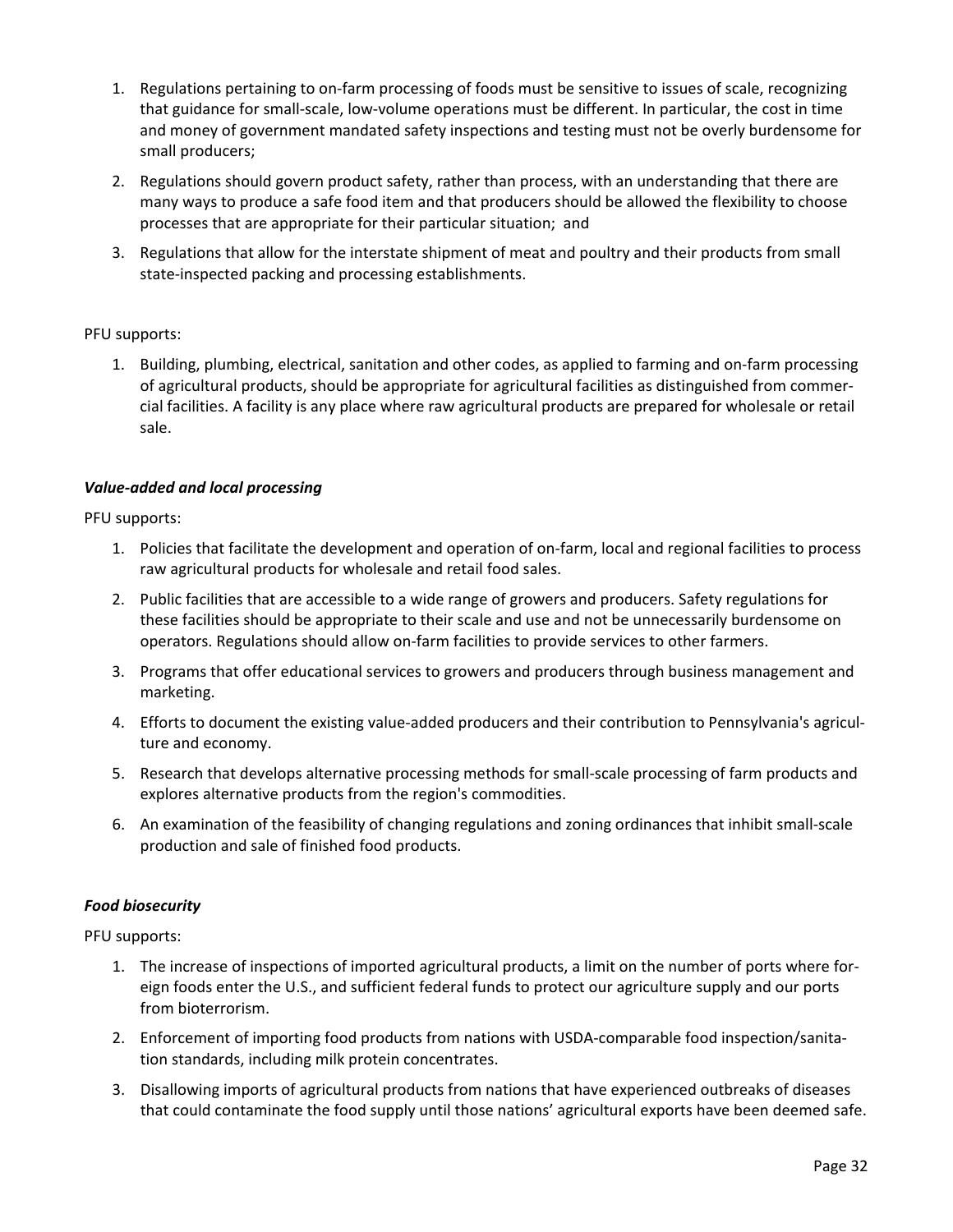1. Regulations pertaining to on-farm processing of foods must be sensitive to issues of scale, recognizing that guidance for small-scale, low-volume operations must be different. In particular, the cost in time and money of government mandated safety inspections and testing must not be overly burdensome for small producers;
2. Regulations should govern product safety, rather than process, with an understanding that there are many ways to produce a safe food item and that producers should be allowed the flexibility to choose processes that are appropriate for their particular situation; and
3. Regulations that allow for the interstate shipment of meat and poultry and their products from small state-inspected packing and processing establishments.

PFU supports:

1. Building, plumbing, electrical, sanitation and other codes, as applied to farming and on-farm processing of agricultural products, should be appropriate for agricultural facilities as distinguished from commercial facilities. A facility is any place where raw agricultural products are prepared for wholesale or retail sale.

***Value-added and local processing***

PFU supports:

1. Policies that facilitate the development and operation of on-farm, local and regional facilities to process raw agricultural products for wholesale and retail food sales.
2. Public facilities that are accessible to a wide range of growers and producers. Safety regulations for these facilities should be appropriate to their scale and use and not be unnecessarily burdensome on operators. Regulations should allow on-farm facilities to provide services to other farmers.
3. Programs that offer educational services to growers and producers through business management and marketing.
4. Efforts to document the existing value-added producers and their contribution to Pennsylvania's agriculture and economy.
5. Research that develops alternative processing methods for small-scale processing of farm products and explores alternative products from the region's commodities.
6. An examination of the feasibility of changing regulations and zoning ordinances that inhibit small-scale production and sale of finished food products.

***Food biosecurity***

PFU supports:

1. The increase of inspections of imported agricultural products, a limit on the number of ports where foreign foods enter the U.S., and sufficient federal funds to protect our agriculture supply and our ports from bioterrorism.
2. Enforcement of importing food products from nations with USDA-comparable food inspection/sanitation standards, including milk protein concentrates.
3. Disallowing imports of agricultural products from nations that have experienced outbreaks of diseases that could contaminate the food supply until those nations' agricultural exports have been deemed safe.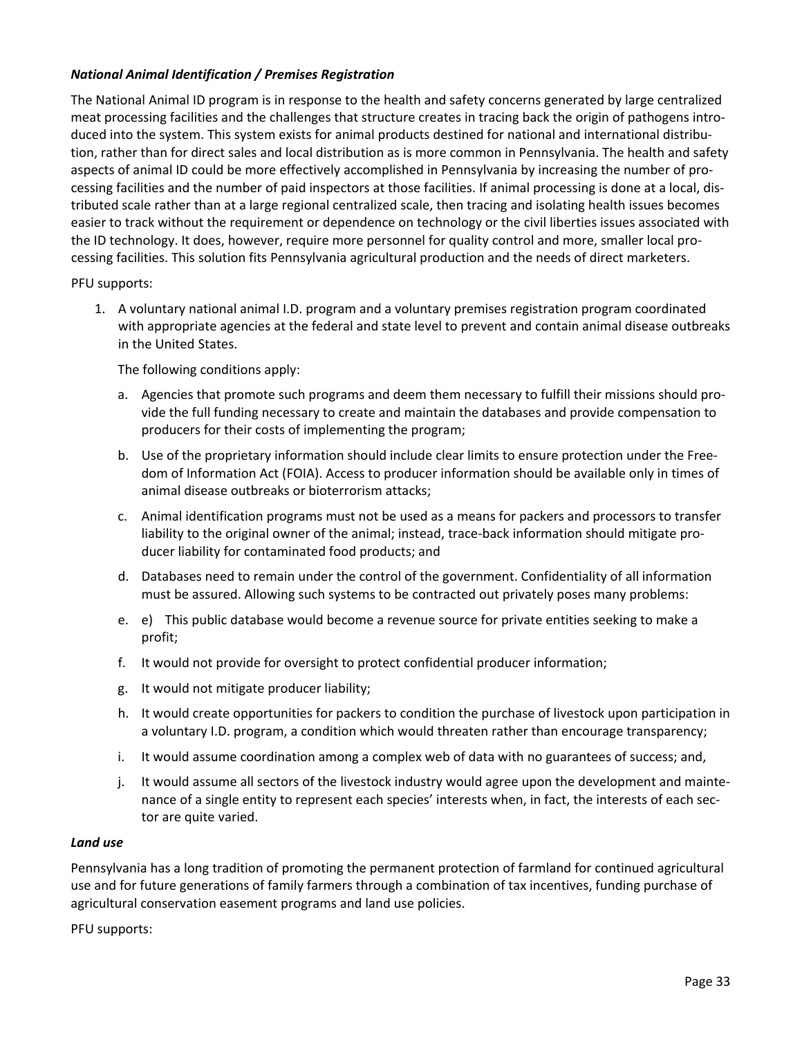***National Animal Identification / Premises Registration***

The National Animal ID program is in response to the health and safety concerns generated by large centralized meat processing facilities and the challenges that structure creates in tracing back the origin of pathogens introduced into the system. This system exists for animal products destined for national and international distribution, rather than for direct sales and local distribution as is more common in Pennsylvania. The health and safety aspects of animal ID could be more effectively accomplished in Pennsylvania by increasing the number of processing facilities and the number of paid inspectors at those facilities. If animal processing is done at a local, distributed scale rather than at a large regional centralized scale, then tracing and isolating health issues becomes easier to track without the requirement or dependence on technology or the civil liberties issues associated with the ID technology. It does, however, require more personnel for quality control and more, smaller local processing facilities. This solution fits Pennsylvania agricultural production and the needs of direct marketers.

PFU supports:

1. A voluntary national animal I.D. program and a voluntary premises registration program coordinated with appropriate agencies at the federal and state level to prevent and contain animal disease outbreaks in the United States.

   The following conditions apply:

   a. Agencies that promote such programs and deem them necessary to fulfill their missions should provide the full funding necessary to create and maintain the databases and provide compensation to producers for their costs of implementing the program;

   b. Use of the proprietary information should include clear limits to ensure protection under the Freedom of Information Act (FOIA). Access to producer information should be available only in times of animal disease outbreaks or bioterrorism attacks;

   c. Animal identification programs must not be used as a means for packers and processors to transfer liability to the original owner of the animal; instead, trace-back information should mitigate producer liability for contaminated food products; and

   d. Databases need to remain under the control of the government. Confidentiality of all information must be assured. Allowing such systems to be contracted out privately poses many problems:

   e. e) This public database would become a revenue source for private entities seeking to make a profit;

   f. It would not provide for oversight to protect confidential producer information;

   g. It would not mitigate producer liability;

   h. It would create opportunities for packers to condition the purchase of livestock upon participation in a voluntary I.D. program, a condition which would threaten rather than encourage transparency;

   i. It would assume coordination among a complex web of data with no guarantees of success; and,

   j. It would assume all sectors of the livestock industry would agree upon the development and maintenance of a single entity to represent each species' interests when, in fact, the interests of each sector are quite varied.

***Land use***

Pennsylvania has a long tradition of promoting the permanent protection of farmland for continued agricultural use and for future generations of family farmers through a combination of tax incentives, funding purchase of agricultural conservation easement programs and land use policies.

PFU supports: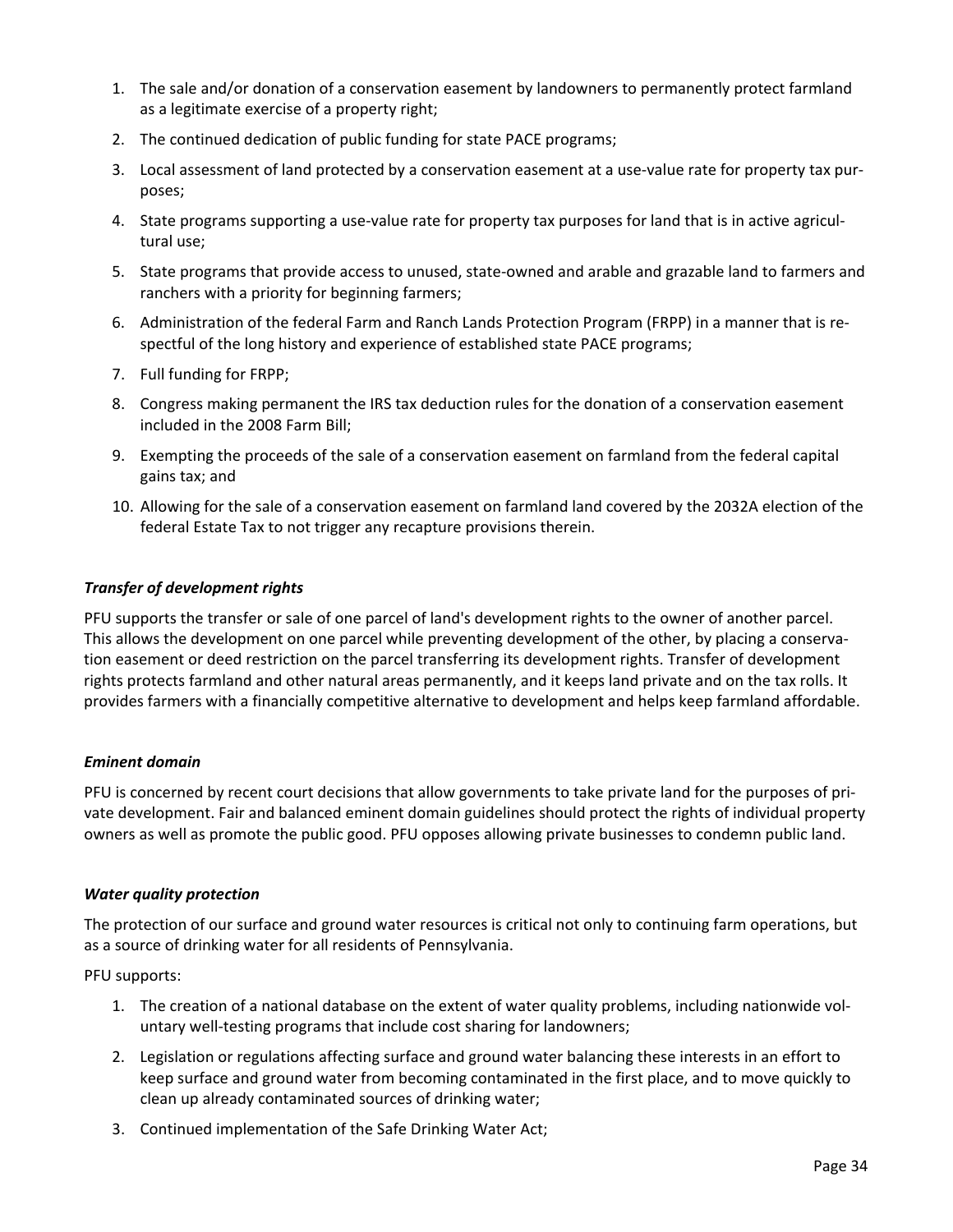1. The sale and/or donation of a conservation easement by landowners to permanently protect farmland as a legitimate exercise of a property right;
2. The continued dedication of public funding for state PACE programs;
3. Local assessment of land protected by a conservation easement at a use-value rate for property tax purposes;
4. State programs supporting a use-value rate for property tax purposes for land that is in active agricultural use;
5. State programs that provide access to unused, state-owned and arable and grazable land to farmers and ranchers with a priority for beginning farmers;
6. Administration of the federal Farm and Ranch Lands Protection Program (FRPP) in a manner that is respectful of the long history and experience of established state PACE programs;
7. Full funding for FRPP;
8. Congress making permanent the IRS tax deduction rules for the donation of a conservation easement included in the 2008 Farm Bill;
9. Exempting the proceeds of the sale of a conservation easement on farmland from the federal capital gains tax; and
10. Allowing for the sale of a conservation easement on farmland land covered by the 2032A election of the federal Estate Tax to not trigger any recapture provisions therein.

### *Transfer of development rights*

PFU supports the transfer or sale of one parcel of land's development rights to the owner of another parcel. This allows the development on one parcel while preventing development of the other, by placing a conservation easement or deed restriction on the parcel transferring its development rights. Transfer of development rights protects farmland and other natural areas permanently, and it keeps land private and on the tax rolls. It provides farmers with a financially competitive alternative to development and helps keep farmland affordable.

### *Eminent domain*

PFU is concerned by recent court decisions that allow governments to take private land for the purposes of private development. Fair and balanced eminent domain guidelines should protect the rights of individual property owners as well as promote the public good. PFU opposes allowing private businesses to condemn public land.

### *Water quality protection*

The protection of our surface and ground water resources is critical not only to continuing farm operations, but as a source of drinking water for all residents of Pennsylvania.

PFU supports:

1. The creation of a national database on the extent of water quality problems, including nationwide voluntary well-testing programs that include cost sharing for landowners;
2. Legislation or regulations affecting surface and ground water balancing these interests in an effort to keep surface and ground water from becoming contaminated in the first place, and to move quickly to clean up already contaminated sources of drinking water;
3. Continued implementation of the Safe Drinking Water Act;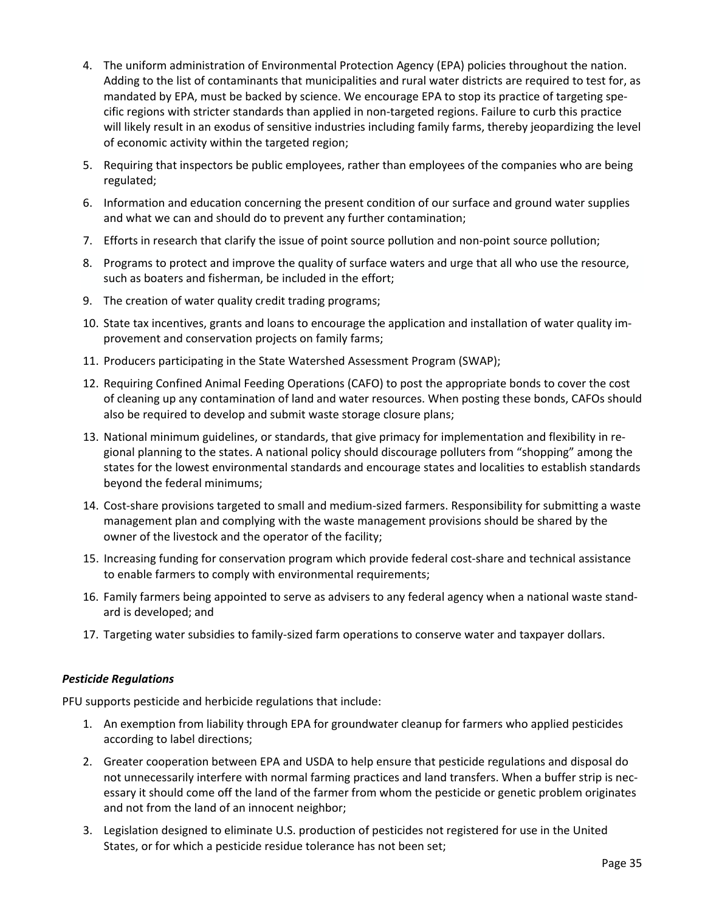4. The uniform administration of Environmental Protection Agency (EPA) policies throughout the nation. Adding to the list of contaminants that municipalities and rural water districts are required to test for, as mandated by EPA, must be backed by science. We encourage EPA to stop its practice of targeting specific regions with stricter standards than applied in non-targeted regions. Failure to curb this practice will likely result in an exodus of sensitive industries including family farms, thereby jeopardizing the level of economic activity within the targeted region;
5. Requiring that inspectors be public employees, rather than employees of the companies who are being regulated;
6. Information and education concerning the present condition of our surface and ground water supplies and what we can and should do to prevent any further contamination;
7. Efforts in research that clarify the issue of point source pollution and non-point source pollution;
8. Programs to protect and improve the quality of surface waters and urge that all who use the resource, such as boaters and fisherman, be included in the effort;
9. The creation of water quality credit trading programs;
10. State tax incentives, grants and loans to encourage the application and installation of water quality improvement and conservation projects on family farms;
11. Producers participating in the State Watershed Assessment Program (SWAP);
12. Requiring Confined Animal Feeding Operations (CAFO) to post the appropriate bonds to cover the cost of cleaning up any contamination of land and water resources. When posting these bonds, CAFOs should also be required to develop and submit waste storage closure plans;
13. National minimum guidelines, or standards, that give primacy for implementation and flexibility in regional planning to the states. A national policy should discourage polluters from "shopping" among the states for the lowest environmental standards and encourage states and localities to establish standards beyond the federal minimums;
14. Cost-share provisions targeted to small and medium-sized farmers. Responsibility for submitting a waste management plan and complying with the waste management provisions should be shared by the owner of the livestock and the operator of the facility;
15. Increasing funding for conservation program which provide federal cost-share and technical assistance to enable farmers to comply with environmental requirements;
16. Family farmers being appointed to serve as advisers to any federal agency when a national waste standard is developed; and
17. Targeting water subsidies to family-sized farm operations to conserve water and taxpayer dollars.

***Pesticide Regulations***

PFU supports pesticide and herbicide regulations that include:

1. An exemption from liability through EPA for groundwater cleanup for farmers who applied pesticides according to label directions;
2. Greater cooperation between EPA and USDA to help ensure that pesticide regulations and disposal do not unnecessarily interfere with normal farming practices and land transfers. When a buffer strip is necessary it should come off the land of the farmer from whom the pesticide or genetic problem originates and not from the land of an innocent neighbor;
3. Legislation designed to eliminate U.S. production of pesticides not registered for use in the United States, or for which a pesticide residue tolerance has not been set;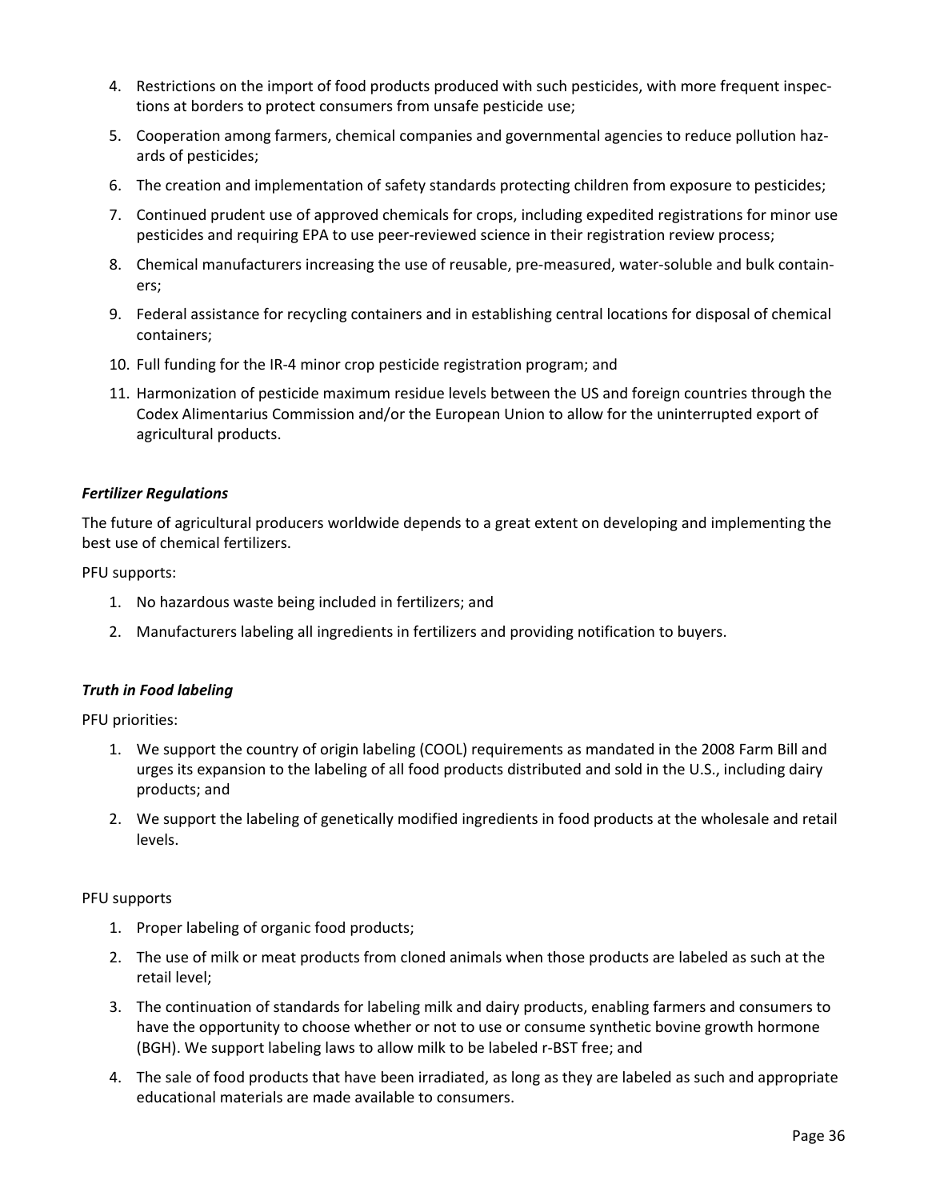4. Restrictions on the import of food products produced with such pesticides, with more frequent inspections at borders to protect consumers from unsafe pesticide use;
5. Cooperation among farmers, chemical companies and governmental agencies to reduce pollution hazards of pesticides;
6. The creation and implementation of safety standards protecting children from exposure to pesticides;
7. Continued prudent use of approved chemicals for crops, including expedited registrations for minor use pesticides and requiring EPA to use peer-reviewed science in their registration review process;
8. Chemical manufacturers increasing the use of reusable, pre-measured, water-soluble and bulk containers;
9. Federal assistance for recycling containers and in establishing central locations for disposal of chemical containers;
10. Full funding for the IR-4 minor crop pesticide registration program; and
11. Harmonization of pesticide maximum residue levels between the US and foreign countries through the Codex Alimentarius Commission and/or the European Union to allow for the uninterrupted export of agricultural products.

***Fertilizer Regulations***

The future of agricultural producers worldwide depends to a great extent on developing and implementing the best use of chemical fertilizers.

PFU supports:

1. No hazardous waste being included in fertilizers; and
2. Manufacturers labeling all ingredients in fertilizers and providing notification to buyers.

***Truth in Food labeling***

PFU priorities:

1. We support the country of origin labeling (COOL) requirements as mandated in the 2008 Farm Bill and urges its expansion to the labeling of all food products distributed and sold in the U.S., including dairy products; and
2. We support the labeling of genetically modified ingredients in food products at the wholesale and retail levels.

PFU supports

1. Proper labeling of organic food products;
2. The use of milk or meat products from cloned animals when those products are labeled as such at the retail level;
3. The continuation of standards for labeling milk and dairy products, enabling farmers and consumers to have the opportunity to choose whether or not to use or consume synthetic bovine growth hormone (BGH). We support labeling laws to allow milk to be labeled r-BST free; and
4. The sale of food products that have been irradiated, as long as they are labeled as such and appropriate educational materials are made available to consumers.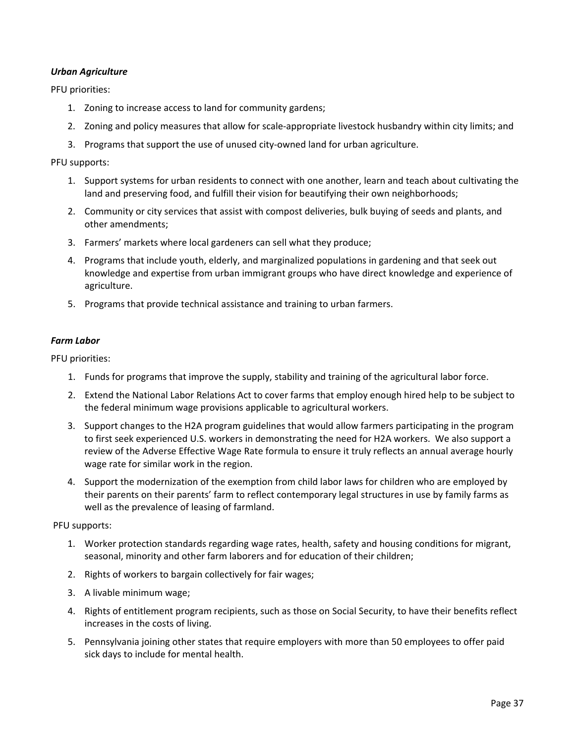***Urban Agriculture***

PFU priorities:

1. Zoning to increase access to land for community gardens;
2. Zoning and policy measures that allow for scale-appropriate livestock husbandry within city limits; and
3. Programs that support the use of unused city-owned land for urban agriculture.

PFU supports:

1. Support systems for urban residents to connect with one another, learn and teach about cultivating the land and preserving food, and fulfill their vision for beautifying their own neighborhoods;
2. Community or city services that assist with compost deliveries, bulk buying of seeds and plants, and other amendments;
3. Farmers' markets where local gardeners can sell what they produce;
4. Programs that include youth, elderly, and marginalized populations in gardening and that seek out knowledge and expertise from urban immigrant groups who have direct knowledge and experience of agriculture.
5. Programs that provide technical assistance and training to urban farmers.

***Farm Labor***

PFU priorities:

1. Funds for programs that improve the supply, stability and training of the agricultural labor force.
2. Extend the National Labor Relations Act to cover farms that employ enough hired help to be subject to the federal minimum wage provisions applicable to agricultural workers.
3. Support changes to the H2A program guidelines that would allow farmers participating in the program to first seek experienced U.S. workers in demonstrating the need for H2A workers. We also support a review of the Adverse Effective Wage Rate formula to ensure it truly reflects an annual average hourly wage rate for similar work in the region.
4. Support the modernization of the exemption from child labor laws for children who are employed by their parents on their parents' farm to reflect contemporary legal structures in use by family farms as well as the prevalence of leasing of farmland.

PFU supports:

1. Worker protection standards regarding wage rates, health, safety and housing conditions for migrant, seasonal, minority and other farm laborers and for education of their children;
2. Rights of workers to bargain collectively for fair wages;
3. A livable minimum wage;
4. Rights of entitlement program recipients, such as those on Social Security, to have their benefits reflect increases in the costs of living.
5. Pennsylvania joining other states that require employers with more than 50 employees to offer paid sick days to include for mental health.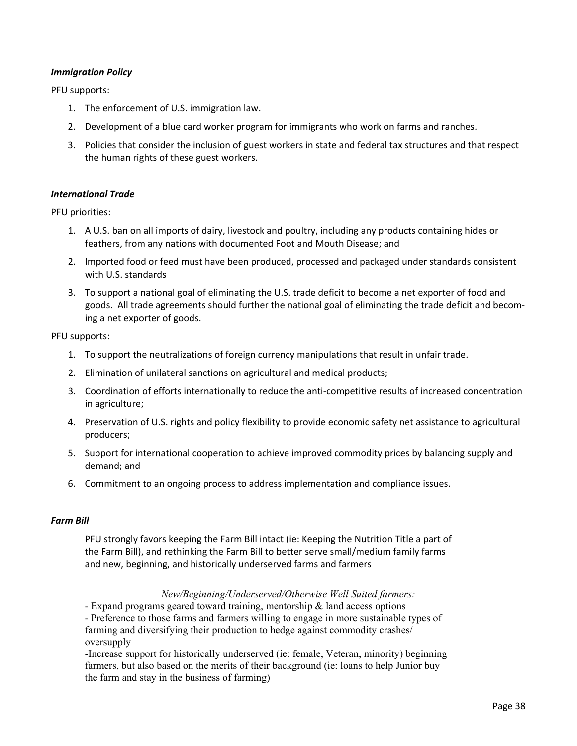### *Immigration Policy*

PFU supports:

1. The enforcement of U.S. immigration law.
2. Development of a blue card worker program for immigrants who work on farms and ranches.
3. Policies that consider the inclusion of guest workers in state and federal tax structures and that respect the human rights of these guest workers.

### *International Trade*

PFU priorities:

1. A U.S. ban on all imports of dairy, livestock and poultry, including any products containing hides or feathers, from any nations with documented Foot and Mouth Disease; and
2. Imported food or feed must have been produced, processed and packaged under standards consistent with U.S. standards
3. To support a national goal of eliminating the U.S. trade deficit to become a net exporter of food and goods. All trade agreements should further the national goal of eliminating the trade deficit and becoming a net exporter of goods.

PFU supports:

1. To support the neutralizations of foreign currency manipulations that result in unfair trade.
2. Elimination of unilateral sanctions on agricultural and medical products;
3. Coordination of efforts internationally to reduce the anti-competitive results of increased concentration in agriculture;
4. Preservation of U.S. rights and policy flexibility to provide economic safety net assistance to agricultural producers;
5. Support for international cooperation to achieve improved commodity prices by balancing supply and demand; and
6. Commitment to an ongoing process to address implementation and compliance issues.

### *Farm Bill*

PFU strongly favors keeping the Farm Bill intact (ie: Keeping the Nutrition Title a part of the Farm Bill), and rethinking the Farm Bill to better serve small/medium family farms and new, beginning, and historically underserved farms and farmers

*New/Beginning/Underserved/Otherwise Well Suited farmers:*

- Expand programs geared toward training, mentorship & land access options
- Preference to those farms and farmers willing to engage in more sustainable types of farming and diversifying their production to hedge against commodity crashes/ oversupply
- Increase support for historically underserved (ie: female, Veteran, minority) beginning farmers, but also based on the merits of their background (ie: loans to help Junior buy the farm and stay in the business of farming)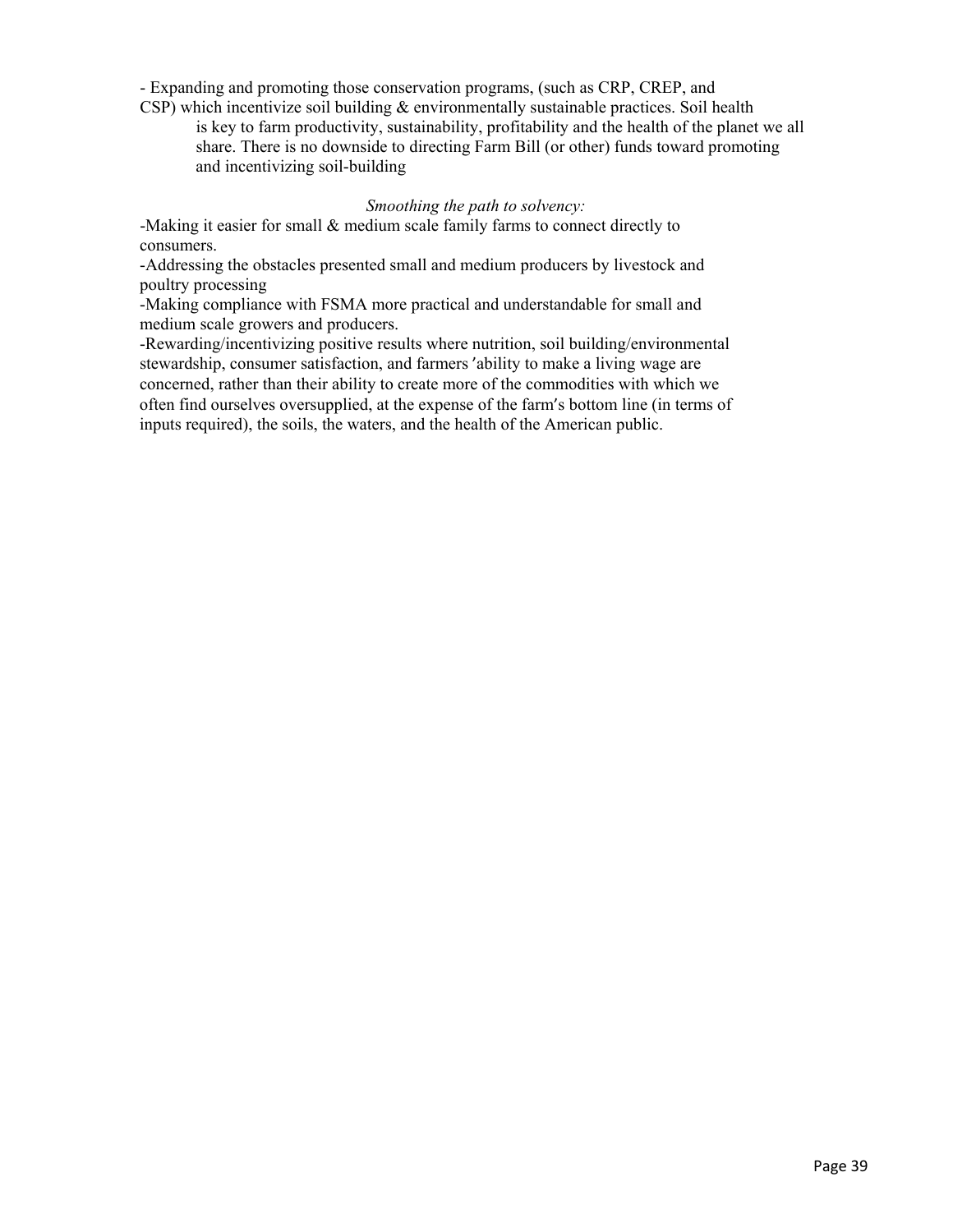- Expanding and promoting those conservation programs, (such as CRP, CREP, and CSP) which incentivize soil building & environmentally sustainable practices. Soil health is key to farm productivity, sustainability, profitability and the health of the planet we all share. There is no downside to directing Farm Bill (or other) funds toward promoting and incentivizing soil-building

*Smoothing the path to solvency:*

-Making it easier for small & medium scale family farms to connect directly to consumers.

-Addressing the obstacles presented small and medium producers by livestock and poultry processing

-Making compliance with FSMA more practical and understandable for small and medium scale growers and producers.

-Rewarding/incentivizing positive results where nutrition, soil building/environmental stewardship, consumer satisfaction, and farmers' ability to make a living wage are concerned, rather than their ability to create more of the commodities with which we often find ourselves oversupplied, at the expense of the farm's bottom line (in terms of inputs required), the soils, the waters, and the health of the American public.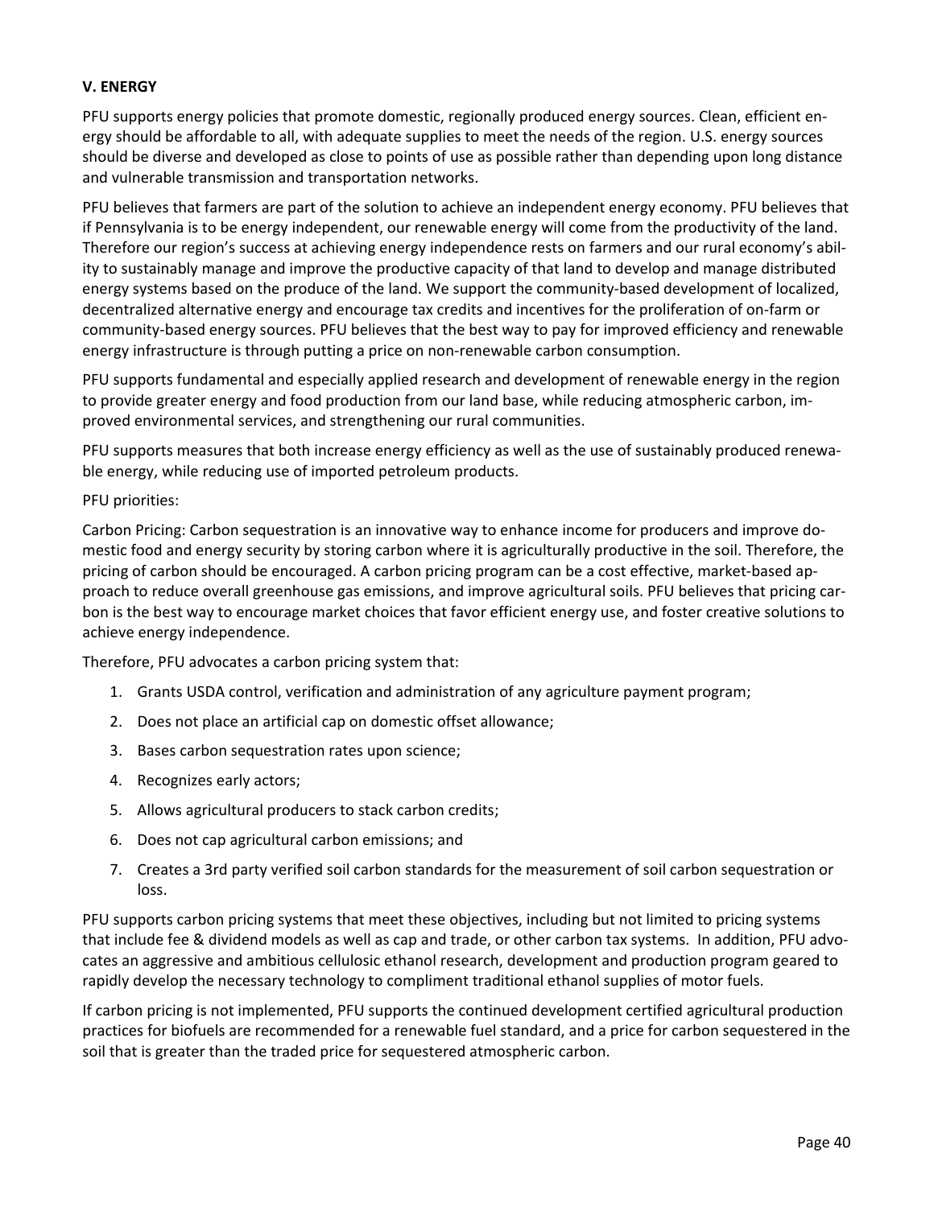## V. ENERGY

PFU supports energy policies that promote domestic, regionally produced energy sources. Clean, efficient energy should be affordable to all, with adequate supplies to meet the needs of the region. U.S. energy sources should be diverse and developed as close to points of use as possible rather than depending upon long distance and vulnerable transmission and transportation networks.

PFU believes that farmers are part of the solution to achieve an independent energy economy. PFU believes that if Pennsylvania is to be energy independent, our renewable energy will come from the productivity of the land. Therefore our region's success at achieving energy independence rests on farmers and our rural economy's ability to sustainably manage and improve the productive capacity of that land to develop and manage distributed energy systems based on the produce of the land. We support the community-based development of localized, decentralized alternative energy and encourage tax credits and incentives for the proliferation of on-farm or community-based energy sources. PFU believes that the best way to pay for improved efficiency and renewable energy infrastructure is through putting a price on non-renewable carbon consumption.

PFU supports fundamental and especially applied research and development of renewable energy in the region to provide greater energy and food production from our land base, while reducing atmospheric carbon, improved environmental services, and strengthening our rural communities.

PFU supports measures that both increase energy efficiency as well as the use of sustainably produced renewable energy, while reducing use of imported petroleum products.

PFU priorities:

Carbon Pricing: Carbon sequestration is an innovative way to enhance income for producers and improve domestic food and energy security by storing carbon where it is agriculturally productive in the soil. Therefore, the pricing of carbon should be encouraged. A carbon pricing program can be a cost effective, market-based approach to reduce overall greenhouse gas emissions, and improve agricultural soils. PFU believes that pricing carbon is the best way to encourage market choices that favor efficient energy use, and foster creative solutions to achieve energy independence.

Therefore, PFU advocates a carbon pricing system that:

1. Grants USDA control, verification and administration of any agriculture payment program;
2. Does not place an artificial cap on domestic offset allowance;
3. Bases carbon sequestration rates upon science;
4. Recognizes early actors;
5. Allows agricultural producers to stack carbon credits;
6. Does not cap agricultural carbon emissions; and
7. Creates a 3rd party verified soil carbon standards for the measurement of soil carbon sequestration or loss.

PFU supports carbon pricing systems that meet these objectives, including but not limited to pricing systems that include fee & dividend models as well as cap and trade, or other carbon tax systems. In addition, PFU advocates an aggressive and ambitious cellulosic ethanol research, development and production program geared to rapidly develop the necessary technology to compliment traditional ethanol supplies of motor fuels.

If carbon pricing is not implemented, PFU supports the continued development certified agricultural production practices for biofuels are recommended for a renewable fuel standard, and a price for carbon sequestered in the soil that is greater than the traded price for sequestered atmospheric carbon.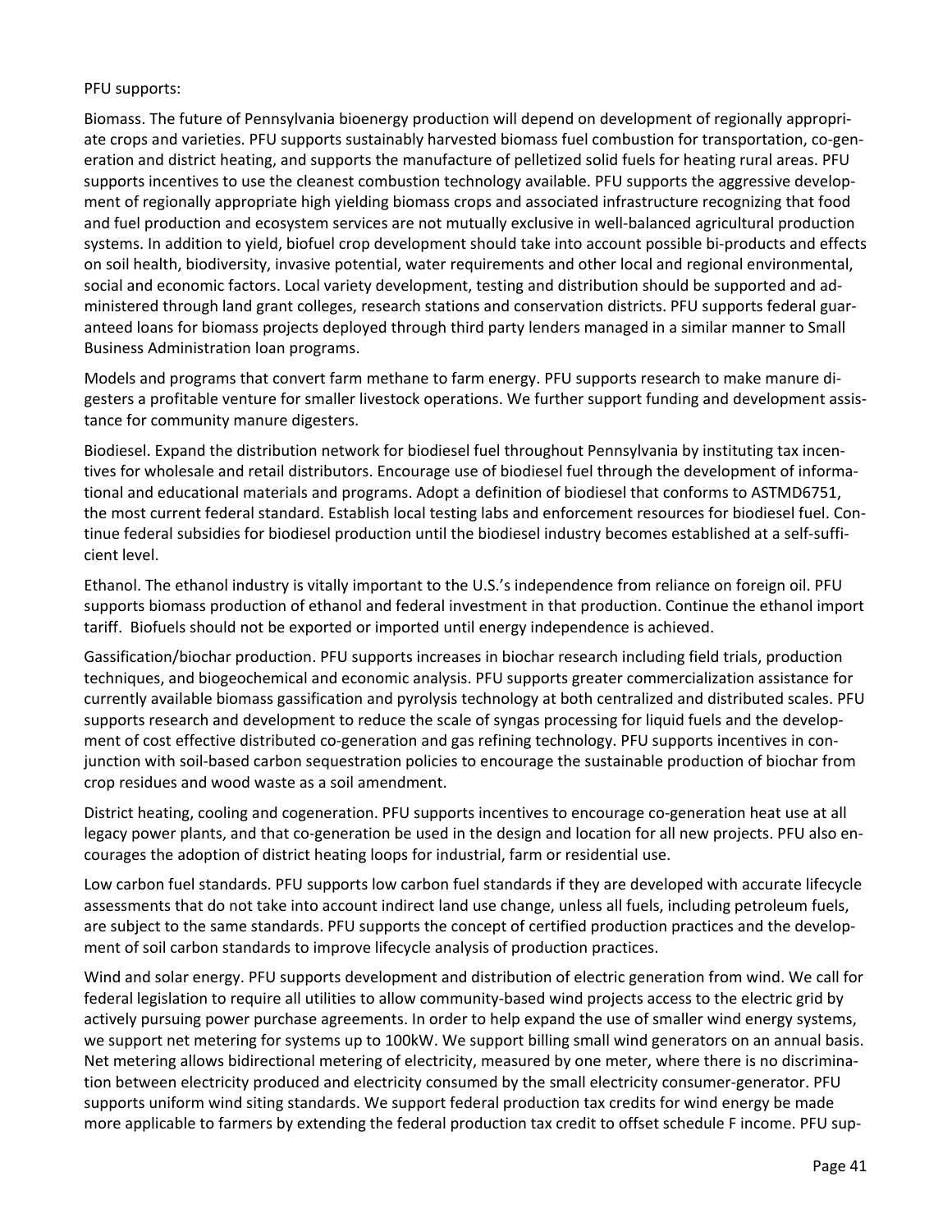PFU supports:

Biomass. The future of Pennsylvania bioenergy production will depend on development of regionally appropriate crops and varieties. PFU supports sustainably harvested biomass fuel combustion for transportation, co-generation and district heating, and supports the manufacture of pelletized solid fuels for heating rural areas. PFU supports incentives to use the cleanest combustion technology available. PFU supports the aggressive development of regionally appropriate high yielding biomass crops and associated infrastructure recognizing that food and fuel production and ecosystem services are not mutually exclusive in well-balanced agricultural production systems. In addition to yield, biofuel crop development should take into account possible bi-products and effects on soil health, biodiversity, invasive potential, water requirements and other local and regional environmental, social and economic factors. Local variety development, testing and distribution should be supported and administered through land grant colleges, research stations and conservation districts. PFU supports federal guaranteed loans for biomass projects deployed through third party lenders managed in a similar manner to Small Business Administration loan programs.

Models and programs that convert farm methane to farm energy. PFU supports research to make manure digesters a profitable venture for smaller livestock operations. We further support funding and development assistance for community manure digesters.

Biodiesel. Expand the distribution network for biodiesel fuel throughout Pennsylvania by instituting tax incentives for wholesale and retail distributors. Encourage use of biodiesel fuel through the development of informational and educational materials and programs. Adopt a definition of biodiesel that conforms to ASTMD6751, the most current federal standard. Establish local testing labs and enforcement resources for biodiesel fuel. Continue federal subsidies for biodiesel production until the biodiesel industry becomes established at a self-sufficient level.

Ethanol. The ethanol industry is vitally important to the U.S.'s independence from reliance on foreign oil. PFU supports biomass production of ethanol and federal investment in that production. Continue the ethanol import tariff. Biofuels should not be exported or imported until energy independence is achieved.

Gassification/biochar production. PFU supports increases in biochar research including field trials, production techniques, and biogeochemical and economic analysis. PFU supports greater commercialization assistance for currently available biomass gassification and pyrolysis technology at both centralized and distributed scales. PFU supports research and development to reduce the scale of syngas processing for liquid fuels and the development of cost effective distributed co-generation and gas refining technology. PFU supports incentives in conjunction with soil-based carbon sequestration policies to encourage the sustainable production of biochar from crop residues and wood waste as a soil amendment.

District heating, cooling and cogeneration. PFU supports incentives to encourage co-generation heat use at all legacy power plants, and that co-generation be used in the design and location for all new projects. PFU also encourages the adoption of district heating loops for industrial, farm or residential use.

Low carbon fuel standards. PFU supports low carbon fuel standards if they are developed with accurate lifecycle assessments that do not take into account indirect land use change, unless all fuels, including petroleum fuels, are subject to the same standards. PFU supports the concept of certified production practices and the development of soil carbon standards to improve lifecycle analysis of production practices.

Wind and solar energy. PFU supports development and distribution of electric generation from wind. We call for federal legislation to require all utilities to allow community-based wind projects access to the electric grid by actively pursuing power purchase agreements. In order to help expand the use of smaller wind energy systems, we support net metering for systems up to 100kW. We support billing small wind generators on an annual basis. Net metering allows bidirectional metering of electricity, measured by one meter, where there is no discrimination between electricity produced and electricity consumed by the small electricity consumer-generator. PFU supports uniform wind siting standards. We support federal production tax credits for wind energy be made more applicable to farmers by extending the federal production tax credit to offset schedule F income. PFU sup-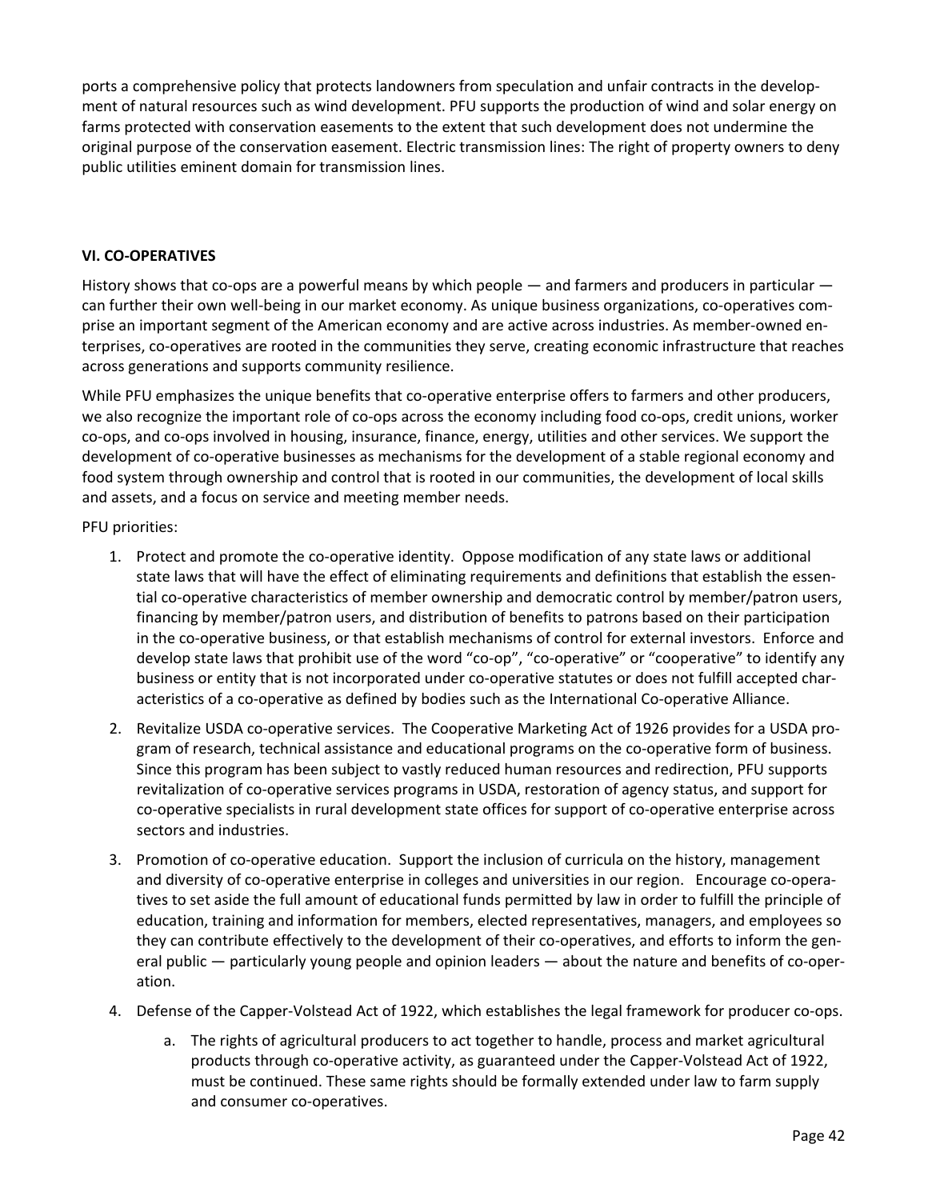ports a comprehensive policy that protects landowners from speculation and unfair contracts in the development of natural resources such as wind development. PFU supports the production of wind and solar energy on farms protected with conservation easements to the extent that such development does not undermine the original purpose of the conservation easement. Electric transmission lines: The right of property owners to deny public utilities eminent domain for transmission lines.

### VI. CO-OPERATIVES

History shows that co-ops are a powerful means by which people — and farmers and producers in particular — can further their own well-being in our market economy. As unique business organizations, co-operatives comprise an important segment of the American economy and are active across industries. As member-owned enterprises, co-operatives are rooted in the communities they serve, creating economic infrastructure that reaches across generations and supports community resilience.

While PFU emphasizes the unique benefits that co-operative enterprise offers to farmers and other producers, we also recognize the important role of co-ops across the economy including food co-ops, credit unions, worker co-ops, and co-ops involved in housing, insurance, finance, energy, utilities and other services. We support the development of co-operative businesses as mechanisms for the development of a stable regional economy and food system through ownership and control that is rooted in our communities, the development of local skills and assets, and a focus on service and meeting member needs.

PFU priorities:

1. Protect and promote the co-operative identity. Oppose modification of any state laws or additional state laws that will have the effect of eliminating requirements and definitions that establish the essential co-operative characteristics of member ownership and democratic control by member/patron users, financing by member/patron users, and distribution of benefits to patrons based on their participation in the co-operative business, or that establish mechanisms of control for external investors. Enforce and develop state laws that prohibit use of the word "co-op", "co-operative" or "cooperative" to identify any business or entity that is not incorporated under co-operative statutes or does not fulfill accepted characteristics of a co-operative as defined by bodies such as the International Co-operative Alliance.
2. Revitalize USDA co-operative services. The Cooperative Marketing Act of 1926 provides for a USDA program of research, technical assistance and educational programs on the co-operative form of business. Since this program has been subject to vastly reduced human resources and redirection, PFU supports revitalization of co-operative services programs in USDA, restoration of agency status, and support for co-operative specialists in rural development state offices for support of co-operative enterprise across sectors and industries.
3. Promotion of co-operative education. Support the inclusion of curricula on the history, management and diversity of co-operative enterprise in colleges and universities in our region. Encourage co-operatives to set aside the full amount of educational funds permitted by law in order to fulfill the principle of education, training and information for members, elected representatives, managers, and employees so they can contribute effectively to the development of their co-operatives, and efforts to inform the general public — particularly young people and opinion leaders — about the nature and benefits of co-operation.
4. Defense of the Capper-Volstead Act of 1922, which establishes the legal framework for producer co-ops.
    a. The rights of agricultural producers to act together to handle, process and market agricultural products through co-operative activity, as guaranteed under the Capper-Volstead Act of 1922, must be continued. These same rights should be formally extended under law to farm supply and consumer co-operatives.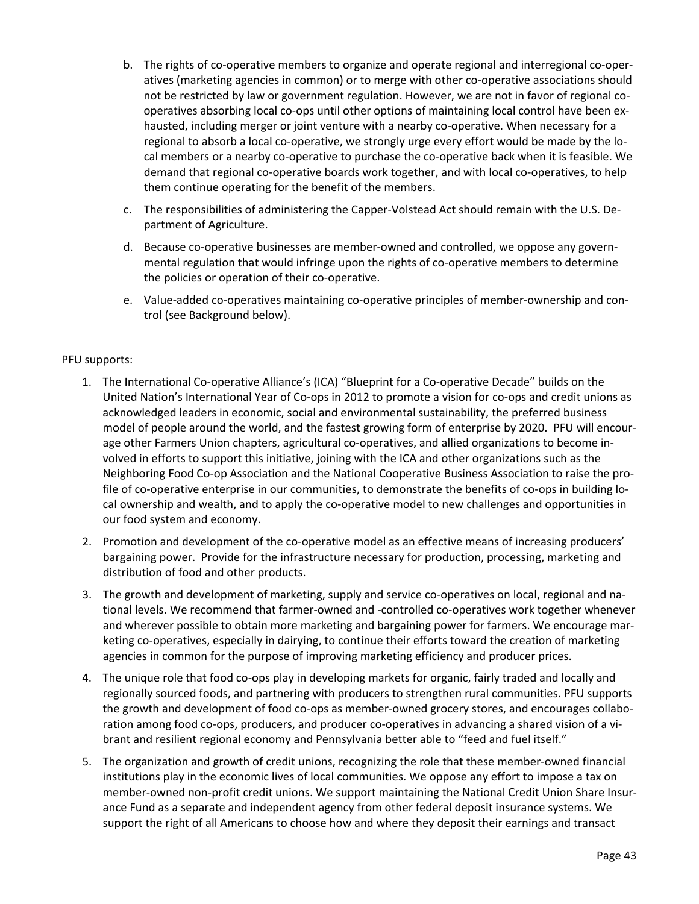b. The rights of co-operative members to organize and operate regional and interregional co-operatives (marketing agencies in common) or to merge with other co-operative associations should not be restricted by law or government regulation. However, we are not in favor of regional co-operatives absorbing local co-ops until other options of maintaining local control have been exhausted, including merger or joint venture with a nearby co-operative. When necessary for a regional to absorb a local co-operative, we strongly urge every effort would be made by the local members or a nearby co-operative to purchase the co-operative back when it is feasible. We demand that regional co-operative boards work together, and with local co-operatives, to help them continue operating for the benefit of the members.

c. The responsibilities of administering the Capper-Volstead Act should remain with the U.S. Department of Agriculture.

d. Because co-operative businesses are member-owned and controlled, we oppose any governmental regulation that would infringe upon the rights of co-operative members to determine the policies or operation of their co-operative.

e. Value-added co-operatives maintaining co-operative principles of member-ownership and control (see Background below).

PFU supports:

1. The International Co-operative Alliance's (ICA) "Blueprint for a Co-operative Decade" builds on the United Nation's International Year of Co-ops in 2012 to promote a vision for co-ops and credit unions as acknowledged leaders in economic, social and environmental sustainability, the preferred business model of people around the world, and the fastest growing form of enterprise by 2020. PFU will encourage other Farmers Union chapters, agricultural co-operatives, and allied organizations to become involved in efforts to support this initiative, joining with the ICA and other organizations such as the Neighboring Food Co-op Association and the National Cooperative Business Association to raise the profile of co-operative enterprise in our communities, to demonstrate the benefits of co-ops in building local ownership and wealth, and to apply the co-operative model to new challenges and opportunities in our food system and economy.

2. Promotion and development of the co-operative model as an effective means of increasing producers' bargaining power. Provide for the infrastructure necessary for production, processing, marketing and distribution of food and other products.

3. The growth and development of marketing, supply and service co-operatives on local, regional and national levels. We recommend that farmer-owned and -controlled co-operatives work together whenever and wherever possible to obtain more marketing and bargaining power for farmers. We encourage marketing co-operatives, especially in dairying, to continue their efforts toward the creation of marketing agencies in common for the purpose of improving marketing efficiency and producer prices.

4. The unique role that food co-ops play in developing markets for organic, fairly traded and locally and regionally sourced foods, and partnering with producers to strengthen rural communities. PFU supports the growth and development of food co-ops as member-owned grocery stores, and encourages collaboration among food co-ops, producers, and producer co-operatives in advancing a shared vision of a vibrant and resilient regional economy and Pennsylvania better able to "feed and fuel itself."

5. The organization and growth of credit unions, recognizing the role that these member-owned financial institutions play in the economic lives of local communities. We oppose any effort to impose a tax on member-owned non-profit credit unions. We support maintaining the National Credit Union Share Insurance Fund as a separate and independent agency from other federal deposit insurance systems. We support the right of all Americans to choose how and where they deposit their earnings and transact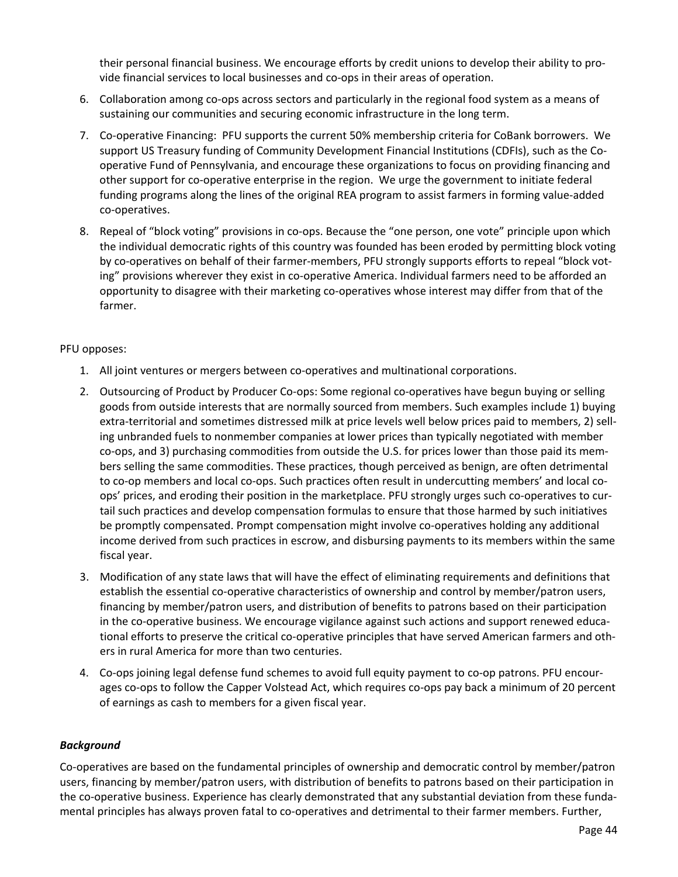their personal financial business. We encourage efforts by credit unions to develop their ability to provide financial services to local businesses and co-ops in their areas of operation.

6. Collaboration among co-ops across sectors and particularly in the regional food system as a means of sustaining our communities and securing economic infrastructure in the long term.
7. Co-operative Financing: PFU supports the current 50% membership criteria for CoBank borrowers. We support US Treasury funding of Community Development Financial Institutions (CDFIs), such as the Co-operative Fund of Pennsylvania, and encourage these organizations to focus on providing financing and other support for co-operative enterprise in the region. We urge the government to initiate federal funding programs along the lines of the original REA program to assist farmers in forming value-added co-operatives.
8. Repeal of "block voting" provisions in co-ops. Because the "one person, one vote" principle upon which the individual democratic rights of this country was founded has been eroded by permitting block voting by co-operatives on behalf of their farmer-members, PFU strongly supports efforts to repeal "block voting" provisions wherever they exist in co-operative America. Individual farmers need to be afforded an opportunity to disagree with their marketing co-operatives whose interest may differ from that of the farmer.

PFU opposes:

1. All joint ventures or mergers between co-operatives and multinational corporations.
2. Outsourcing of Product by Producer Co-ops: Some regional co-operatives have begun buying or selling goods from outside interests that are normally sourced from members. Such examples include 1) buying extra-territorial and sometimes distressed milk at price levels well below prices paid to members, 2) selling unbranded fuels to nonmember companies at lower prices than typically negotiated with member co-ops, and 3) purchasing commodities from outside the U.S. for prices lower than those paid its members selling the same commodities. These practices, though perceived as benign, are often detrimental to co-op members and local co-ops. Such practices often result in undercutting members' and local co-ops' prices, and eroding their position in the marketplace. PFU strongly urges such co-operatives to curtail such practices and develop compensation formulas to ensure that those harmed by such initiatives be promptly compensated. Prompt compensation might involve co-operatives holding any additional income derived from such practices in escrow, and disbursing payments to its members within the same fiscal year.
3. Modification of any state laws that will have the effect of eliminating requirements and definitions that establish the essential co-operative characteristics of ownership and control by member/patron users, financing by member/patron users, and distribution of benefits to patrons based on their participation in the co-operative business. We encourage vigilance against such actions and support renewed educational efforts to preserve the critical co-operative principles that have served American farmers and others in rural America for more than two centuries.
4. Co-ops joining legal defense fund schemes to avoid full equity payment to co-op patrons. PFU encourages co-ops to follow the Capper Volstead Act, which requires co-ops pay back a minimum of 20 percent of earnings as cash to members for a given fiscal year.

***Background***

Co-operatives are based on the fundamental principles of ownership and democratic control by member/patron users, financing by member/patron users, with distribution of benefits to patrons based on their participation in the co-operative business. Experience has clearly demonstrated that any substantial deviation from these fundamental principles has always proven fatal to co-operatives and detrimental to their farmer members. Further,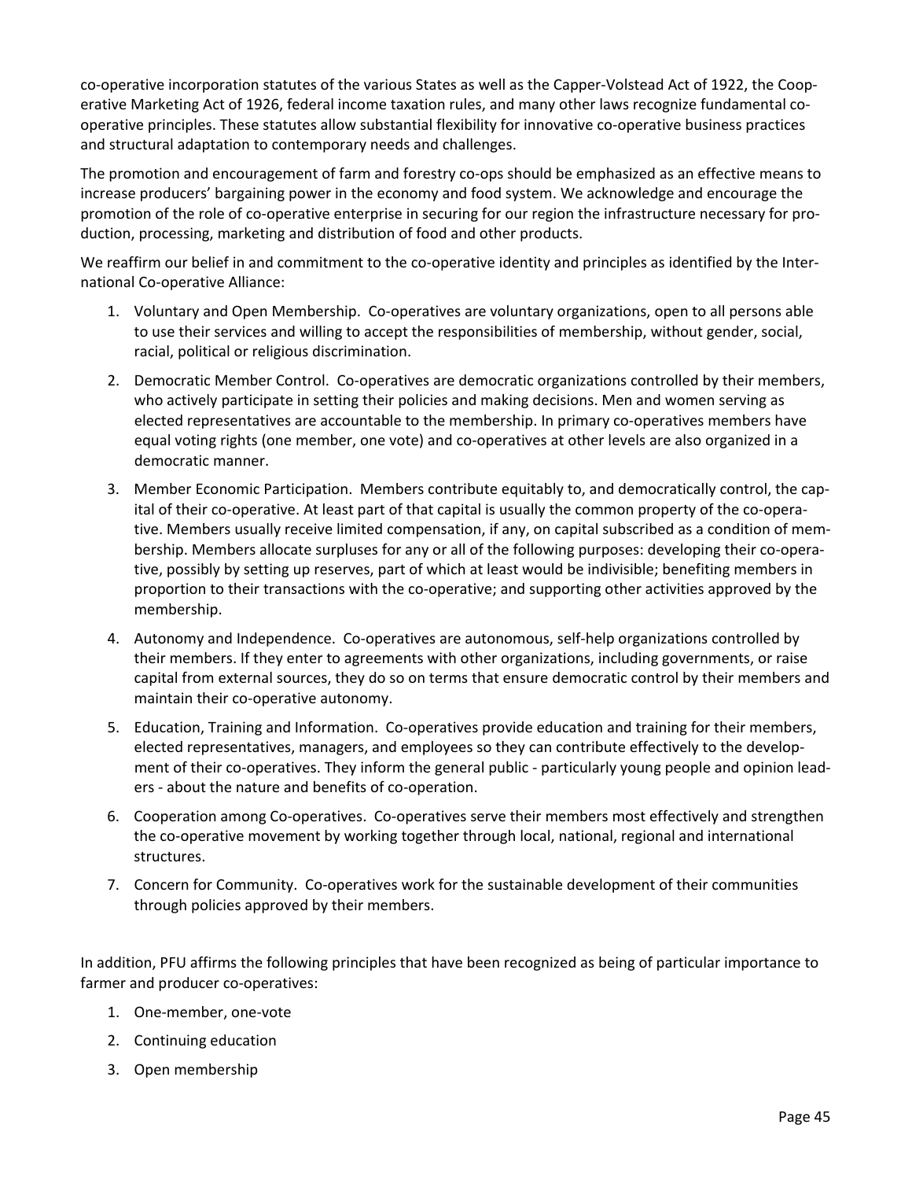co-operative incorporation statutes of the various States as well as the Capper-Volstead Act of 1922, the Cooperative Marketing Act of 1926, federal income taxation rules, and many other laws recognize fundamental co-operative principles. These statutes allow substantial flexibility for innovative co-operative business practices and structural adaptation to contemporary needs and challenges.

The promotion and encouragement of farm and forestry co-ops should be emphasized as an effective means to increase producers' bargaining power in the economy and food system. We acknowledge and encourage the promotion of the role of co-operative enterprise in securing for our region the infrastructure necessary for production, processing, marketing and distribution of food and other products.

We reaffirm our belief in and commitment to the co-operative identity and principles as identified by the International Co-operative Alliance:

1. Voluntary and Open Membership. Co-operatives are voluntary organizations, open to all persons able to use their services and willing to accept the responsibilities of membership, without gender, social, racial, political or religious discrimination.
2. Democratic Member Control. Co-operatives are democratic organizations controlled by their members, who actively participate in setting their policies and making decisions. Men and women serving as elected representatives are accountable to the membership. In primary co-operatives members have equal voting rights (one member, one vote) and co-operatives at other levels are also organized in a democratic manner.
3. Member Economic Participation. Members contribute equitably to, and democratically control, the capital of their co-operative. At least part of that capital is usually the common property of the co-operative. Members usually receive limited compensation, if any, on capital subscribed as a condition of membership. Members allocate surpluses for any or all of the following purposes: developing their co-operative, possibly by setting up reserves, part of which at least would be indivisible; benefiting members in proportion to their transactions with the co-operative; and supporting other activities approved by the membership.
4. Autonomy and Independence. Co-operatives are autonomous, self-help organizations controlled by their members. If they enter to agreements with other organizations, including governments, or raise capital from external sources, they do so on terms that ensure democratic control by their members and maintain their co-operative autonomy.
5. Education, Training and Information. Co-operatives provide education and training for their members, elected representatives, managers, and employees so they can contribute effectively to the development of their co-operatives. They inform the general public - particularly young people and opinion leaders - about the nature and benefits of co-operation.
6. Cooperation among Co-operatives. Co-operatives serve their members most effectively and strengthen the co-operative movement by working together through local, national, regional and international structures.
7. Concern for Community. Co-operatives work for the sustainable development of their communities through policies approved by their members.

In addition, PFU affirms the following principles that have been recognized as being of particular importance to farmer and producer co-operatives:

1. One-member, one-vote
2. Continuing education
3. Open membership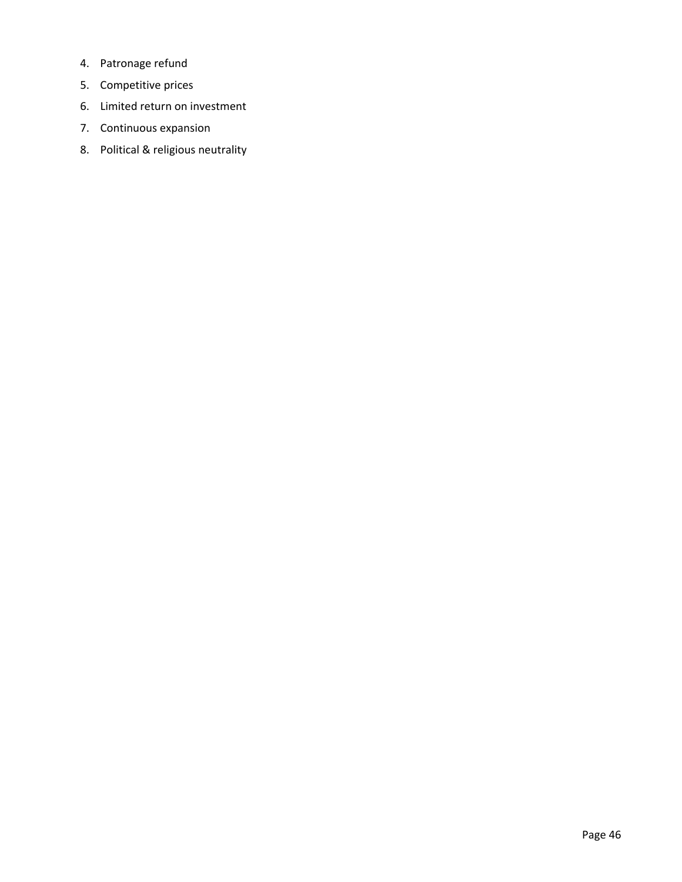4. Patronage refund
5. Competitive prices
6. Limited return on investment
7. Continuous expansion
8. Political & religious neutrality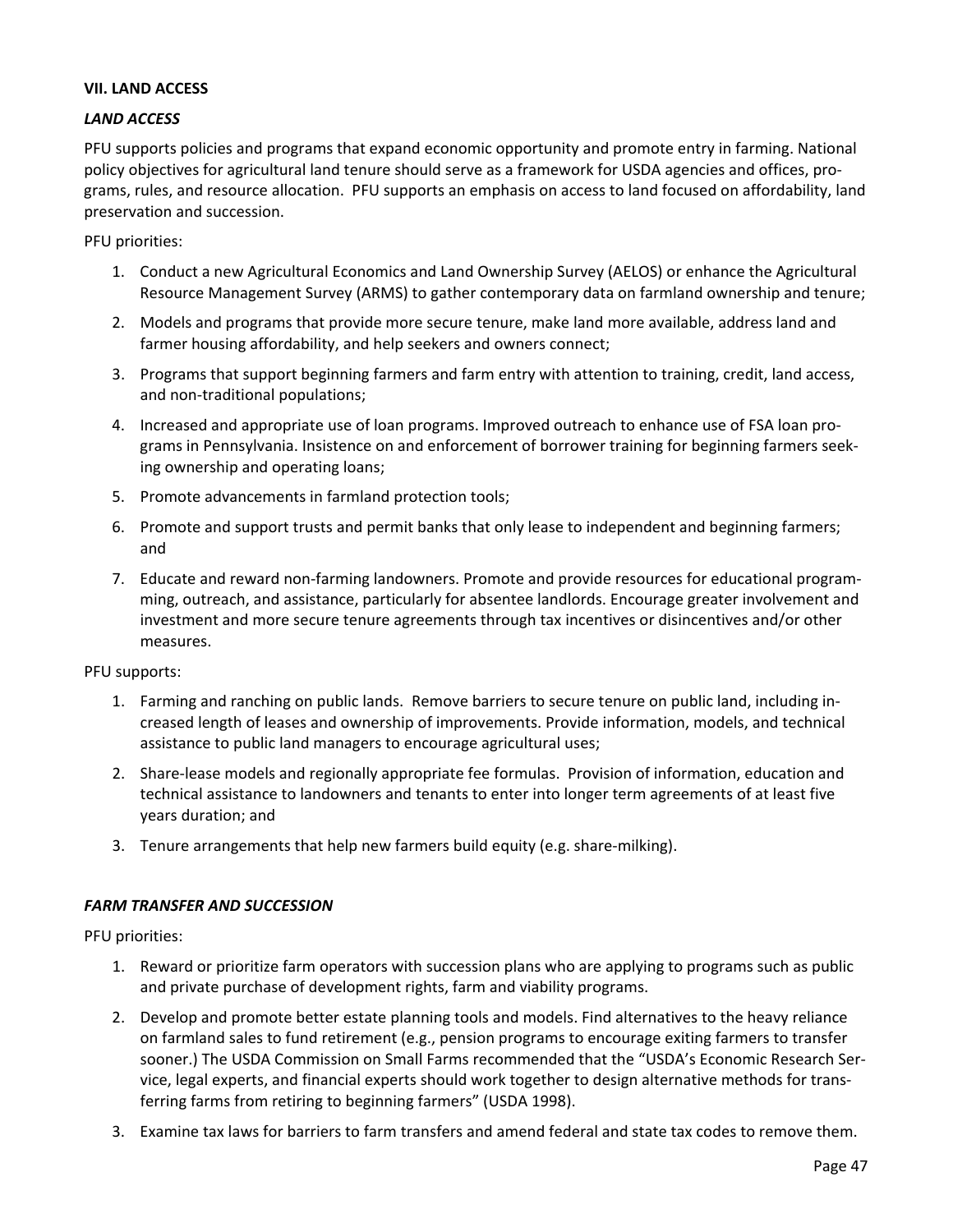### VII. LAND ACCESS

#### *LAND ACCESS*

PFU supports policies and programs that expand economic opportunity and promote entry in farming. National policy objectives for agricultural land tenure should serve as a framework for USDA agencies and offices, programs, rules, and resource allocation. PFU supports an emphasis on access to land focused on affordability, land preservation and succession.

PFU priorities:

1. Conduct a new Agricultural Economics and Land Ownership Survey (AELOS) or enhance the Agricultural Resource Management Survey (ARMS) to gather contemporary data on farmland ownership and tenure;
2. Models and programs that provide more secure tenure, make land more available, address land and farmer housing affordability, and help seekers and owners connect;
3. Programs that support beginning farmers and farm entry with attention to training, credit, land access, and non-traditional populations;
4. Increased and appropriate use of loan programs. Improved outreach to enhance use of FSA loan programs in Pennsylvania. Insistence on and enforcement of borrower training for beginning farmers seeking ownership and operating loans;
5. Promote advancements in farmland protection tools;
6. Promote and support trusts and permit banks that only lease to independent and beginning farmers; and
7. Educate and reward non-farming landowners. Promote and provide resources for educational programming, outreach, and assistance, particularly for absentee landlords. Encourage greater involvement and investment and more secure tenure agreements through tax incentives or disincentives and/or other measures.

PFU supports:

1. Farming and ranching on public lands. Remove barriers to secure tenure on public land, including increased length of leases and ownership of improvements. Provide information, models, and technical assistance to public land managers to encourage agricultural uses;
2. Share-lease models and regionally appropriate fee formulas. Provision of information, education and technical assistance to landowners and tenants to enter into longer term agreements of at least five years duration; and
3. Tenure arrangements that help new farmers build equity (e.g. share-milking).

#### *FARM TRANSFER AND SUCCESSION*

PFU priorities:

1. Reward or prioritize farm operators with succession plans who are applying to programs such as public and private purchase of development rights, farm and viability programs.
2. Develop and promote better estate planning tools and models. Find alternatives to the heavy reliance on farmland sales to fund retirement (e.g., pension programs to encourage exiting farmers to transfer sooner.) The USDA Commission on Small Farms recommended that the "USDA's Economic Research Service, legal experts, and financial experts should work together to design alternative methods for transferring farms from retiring to beginning farmers" (USDA 1998).
3. Examine tax laws for barriers to farm transfers and amend federal and state tax codes to remove them.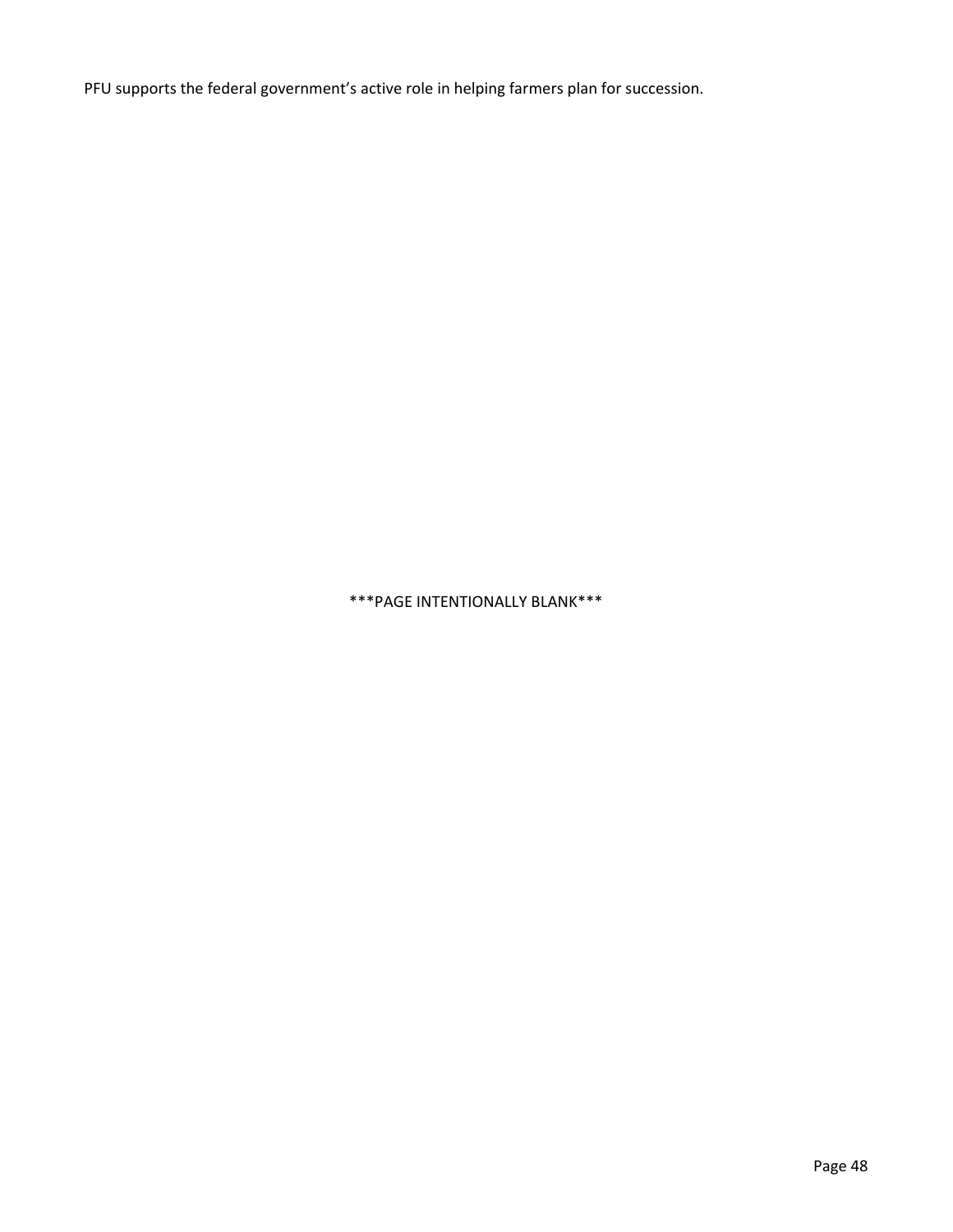PFU supports the federal government's active role in helping farmers plan for succession.

***PAGE INTENTIONALLY BLANK***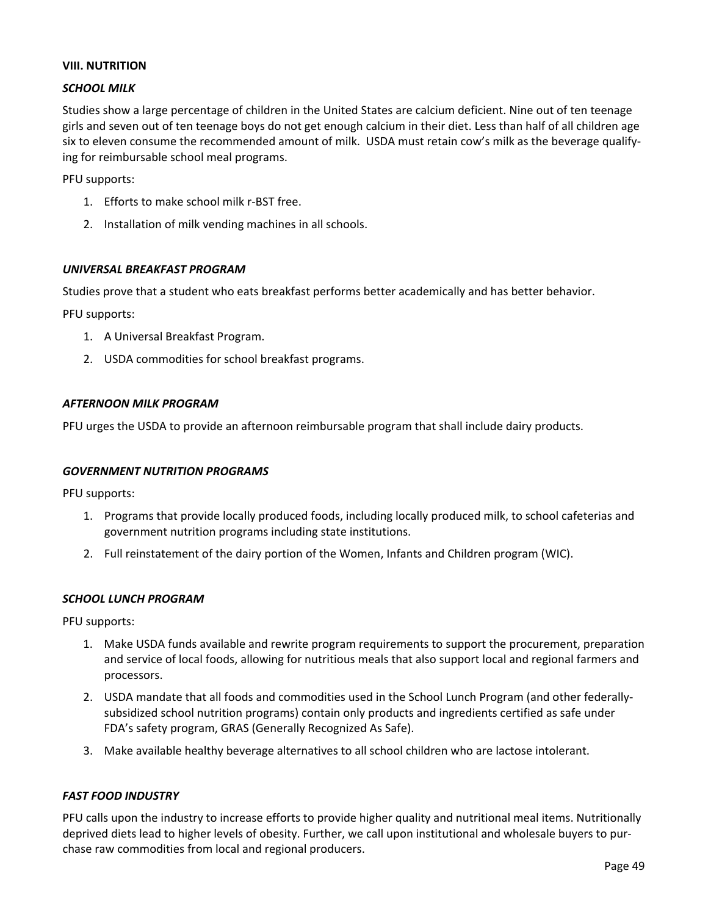## VIII. NUTRITION

### *SCHOOL MILK*

Studies show a large percentage of children in the United States are calcium deficient. Nine out of ten teenage girls and seven out of ten teenage boys do not get enough calcium in their diet. Less than half of all children age six to eleven consume the recommended amount of milk. USDA must retain cow's milk as the beverage qualifying for reimbursable school meal programs.

PFU supports:

1. Efforts to make school milk r-BST free.
2. Installation of milk vending machines in all schools.

### *UNIVERSAL BREAKFAST PROGRAM*

Studies prove that a student who eats breakfast performs better academically and has better behavior.

PFU supports:

1. A Universal Breakfast Program.
2. USDA commodities for school breakfast programs.

### *AFTERNOON MILK PROGRAM*

PFU urges the USDA to provide an afternoon reimbursable program that shall include dairy products.

### *GOVERNMENT NUTRITION PROGRAMS*

PFU supports:

1. Programs that provide locally produced foods, including locally produced milk, to school cafeterias and government nutrition programs including state institutions.
2. Full reinstatement of the dairy portion of the Women, Infants and Children program (WIC).

### *SCHOOL LUNCH PROGRAM*

PFU supports:

1. Make USDA funds available and rewrite program requirements to support the procurement, preparation and service of local foods, allowing for nutritious meals that also support local and regional farmers and processors.
2. USDA mandate that all foods and commodities used in the School Lunch Program (and other federally-subsidized school nutrition programs) contain only products and ingredients certified as safe under FDA's safety program, GRAS (Generally Recognized As Safe).
3. Make available healthy beverage alternatives to all school children who are lactose intolerant.

### *FAST FOOD INDUSTRY*

PFU calls upon the industry to increase efforts to provide higher quality and nutritional meal items. Nutritionally deprived diets lead to higher levels of obesity. Further, we call upon institutional and wholesale buyers to purchase raw commodities from local and regional producers.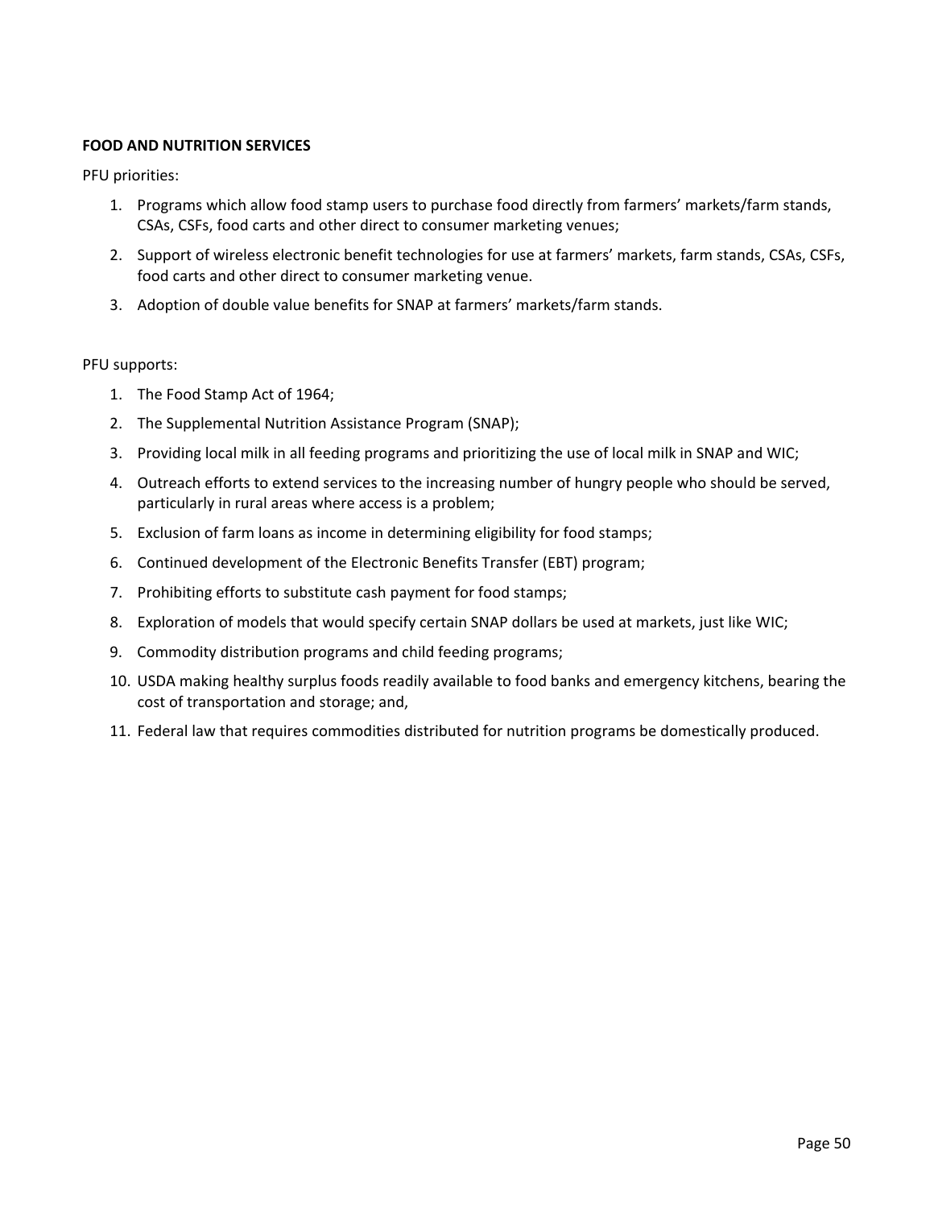**FOOD AND NUTRITION SERVICES**

PFU priorities:

1. Programs which allow food stamp users to purchase food directly from farmers' markets/farm stands, CSAs, CSFs, food carts and other direct to consumer marketing venues;
2. Support of wireless electronic benefit technologies for use at farmers' markets, farm stands, CSAs, CSFs, food carts and other direct to consumer marketing venue.
3. Adoption of double value benefits for SNAP at farmers' markets/farm stands.

PFU supports:

1. The Food Stamp Act of 1964;
2. The Supplemental Nutrition Assistance Program (SNAP);
3. Providing local milk in all feeding programs and prioritizing the use of local milk in SNAP and WIC;
4. Outreach efforts to extend services to the increasing number of hungry people who should be served, particularly in rural areas where access is a problem;
5. Exclusion of farm loans as income in determining eligibility for food stamps;
6. Continued development of the Electronic Benefits Transfer (EBT) program;
7. Prohibiting efforts to substitute cash payment for food stamps;
8. Exploration of models that would specify certain SNAP dollars be used at markets, just like WIC;
9. Commodity distribution programs and child feeding programs;
10. USDA making healthy surplus foods readily available to food banks and emergency kitchens, bearing the cost of transportation and storage; and,
11. Federal law that requires commodities distributed for nutrition programs be domestically produced.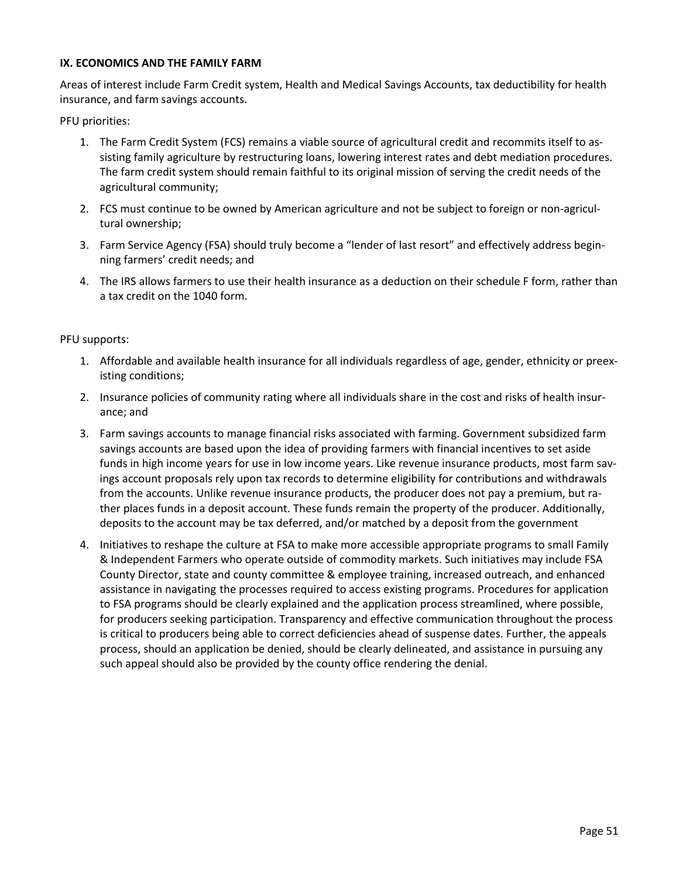**IX. ECONOMICS AND THE FAMILY FARM**

Areas of interest include Farm Credit system, Health and Medical Savings Accounts, tax deductibility for health insurance, and farm savings accounts.

PFU priorities:

1. The Farm Credit System (FCS) remains a viable source of agricultural credit and recommits itself to assisting family agriculture by restructuring loans, lowering interest rates and debt mediation procedures. The farm credit system should remain faithful to its original mission of serving the credit needs of the agricultural community;
2. FCS must continue to be owned by American agriculture and not be subject to foreign or non-agricultural ownership;
3. Farm Service Agency (FSA) should truly become a "lender of last resort" and effectively address beginning farmers' credit needs; and
4. The IRS allows farmers to use their health insurance as a deduction on their schedule F form, rather than a tax credit on the 1040 form.

PFU supports:

1. Affordable and available health insurance for all individuals regardless of age, gender, ethnicity or preexisting conditions;
2. Insurance policies of community rating where all individuals share in the cost and risks of health insurance; and
3. Farm savings accounts to manage financial risks associated with farming. Government subsidized farm savings accounts are based upon the idea of providing farmers with financial incentives to set aside funds in high income years for use in low income years. Like revenue insurance products, most farm savings account proposals rely upon tax records to determine eligibility for contributions and withdrawals from the accounts. Unlike revenue insurance products, the producer does not pay a premium, but rather places funds in a deposit account. These funds remain the property of the producer. Additionally, deposits to the account may be tax deferred, and/or matched by a deposit from the government
4. Initiatives to reshape the culture at FSA to make more accessible appropriate programs to small Family & Independent Farmers who operate outside of commodity markets. Such initiatives may include FSA County Director, state and county committee & employee training, increased outreach, and enhanced assistance in navigating the processes required to access existing programs. Procedures for application to FSA programs should be clearly explained and the application process streamlined, where possible, for producers seeking participation. Transparency and effective communication throughout the process is critical to producers being able to correct deficiencies ahead of suspense dates. Further, the appeals process, should an application be denied, should be clearly delineated, and assistance in pursuing any such appeal should also be provided by the county office rendering the denial.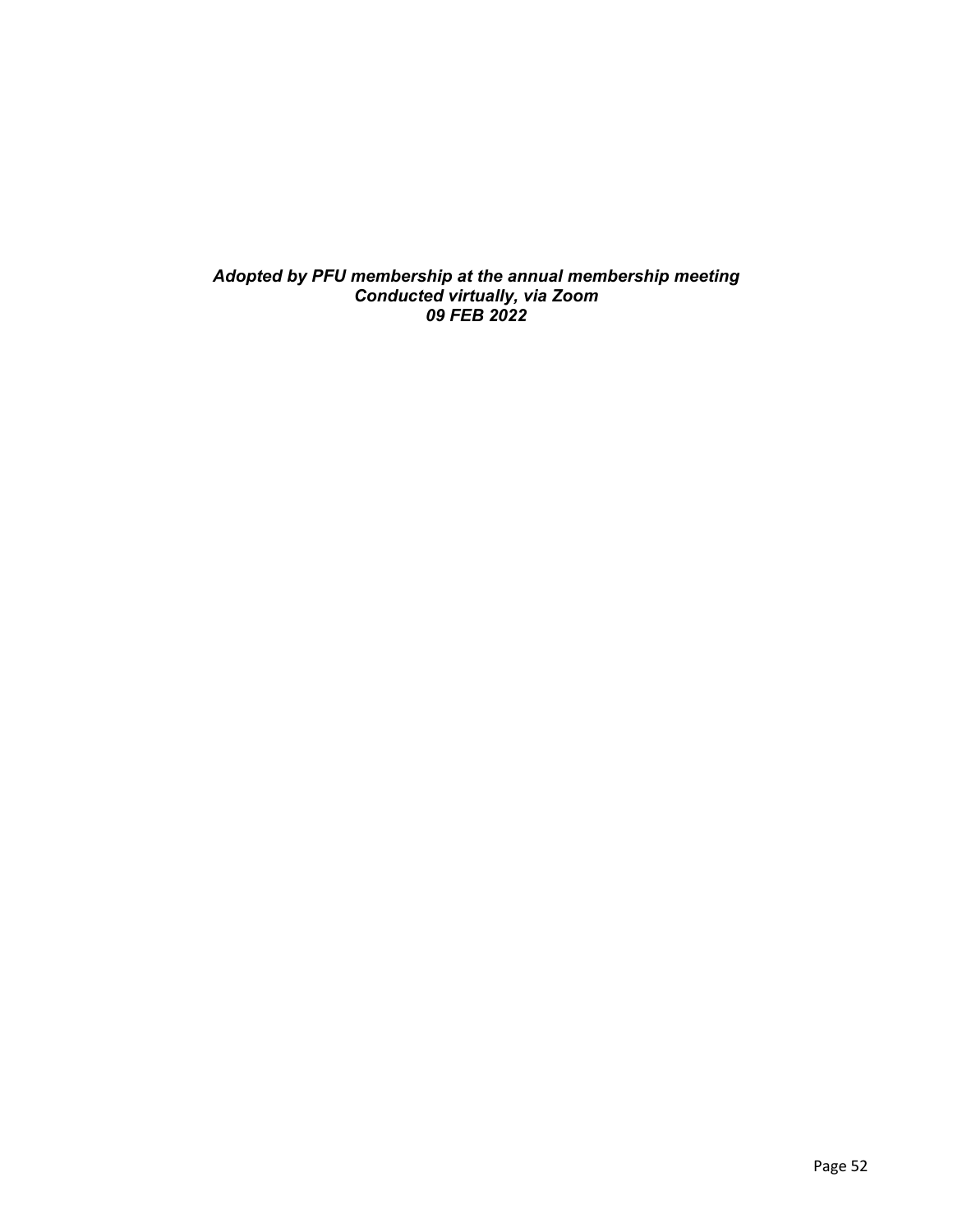***Adopted by PFU membership at the annual membership meeting***
***Conducted virtually, via Zoom***
***09 FEB 2022***